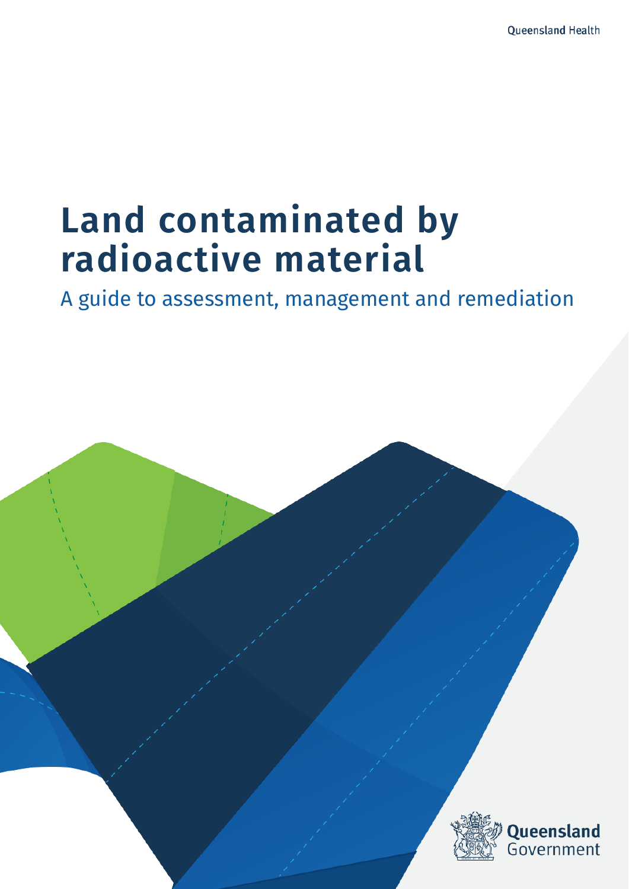Queensland Health

# Land contaminated by radioactive material

## A guide to assessment, management and remediation

Queensland Government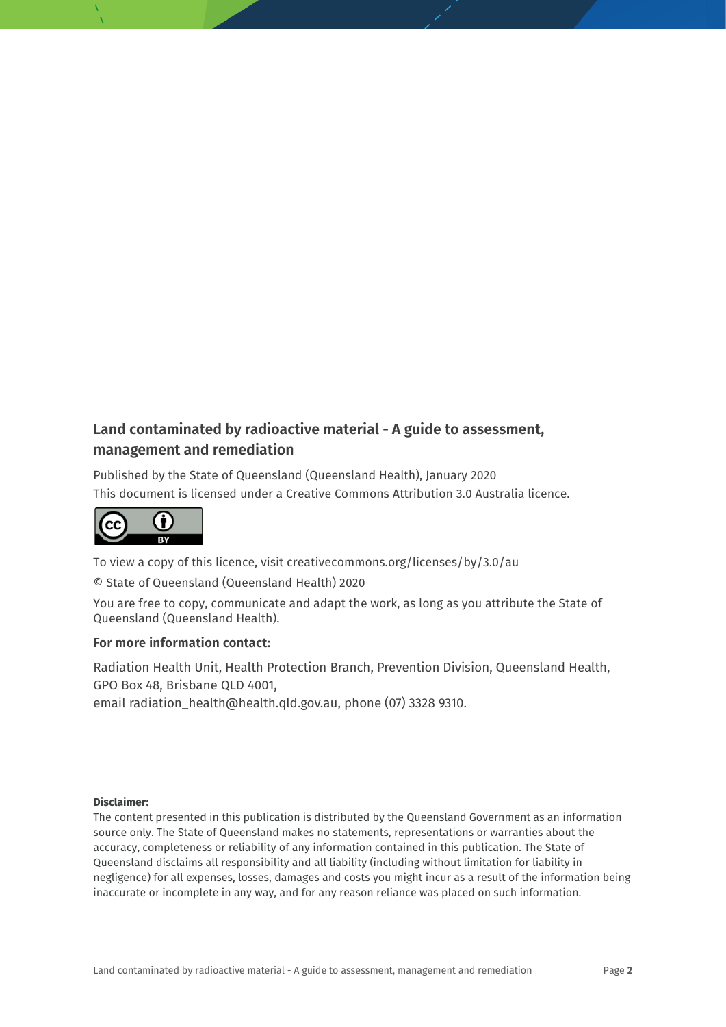**Land contaminated by radioactive material - A guide to assessment, management and remediation**

Published by the State of Queensland (Queensland Health), January 2020

This document is licensed under a Creative Commons Attribution 3.0 Australia licence.

To view a copy of this licence, visit creativecommons.org/licenses/by/3.0/au

© State of Queensland (Queensland Health) 2020

You are free to copy, communicate and adapt the work, as long as you attribute the State of Queensland (Queensland Health).

**For more information contact:**

Radiation Health Unit, Health Protection Branch, Prevention Division, Queensland Health, GPO Box 48, Brisbane QLD 4001,
email radiation_health@health.qld.gov.au, phone (07) 3328 9310.

**Disclaimer:**
The content presented in this publication is distributed by the Queensland Government as an information source only. The State of Queensland makes no statements, representations or warranties about the accuracy, completeness or reliability of any information contained in this publication. The State of Queensland disclaims all responsibility and all liability (including without limitation for liability in negligence) for all expenses, losses, damages and costs you might incur as a result of the information being inaccurate or incomplete in any way, and for any reason reliance was placed on such information.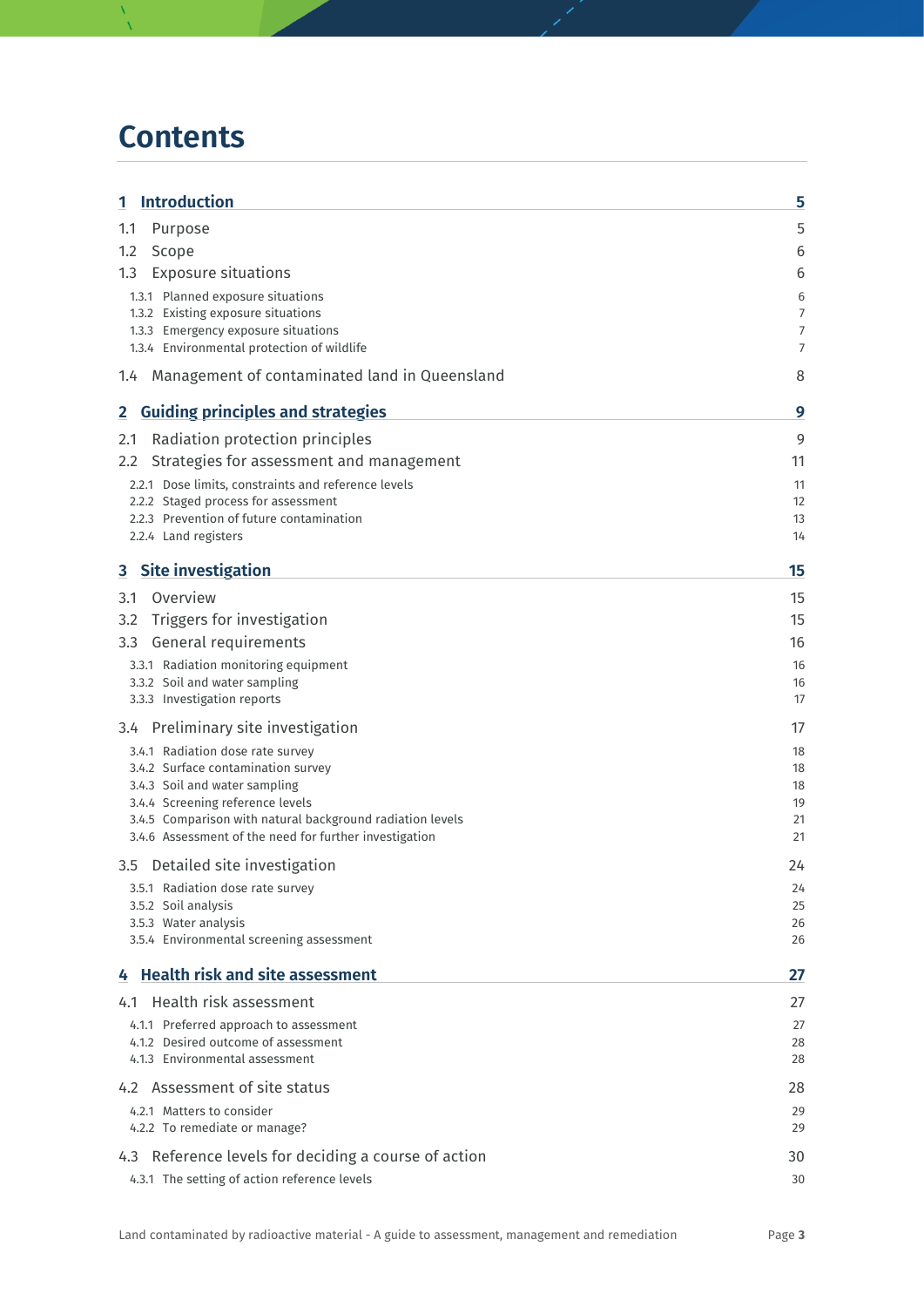# Contents

| | |
|---|---|
| **1 Introduction** | **5** |
| 1.1 Purpose | 5 |
| 1.2 Scope | 6 |
| 1.3 Exposure situations | 6 |
| 1.3.1 Planned exposure situations | 6 |
| 1.3.2 Existing exposure situations | 7 |
| 1.3.3 Emergency exposure situations | 7 |
| 1.3.4 Environmental protection of wildlife | 7 |
| 1.4 Management of contaminated land in Queensland | 8 |
| **2 Guiding principles and strategies** | **9** |
| 2.1 Radiation protection principles | 9 |
| 2.2 Strategies for assessment and management | 11 |
| 2.2.1 Dose limits, constraints and reference levels | 11 |
| 2.2.2 Staged process for assessment | 12 |
| 2.2.3 Prevention of future contamination | 13 |
| 2.2.4 Land registers | 14 |
| **3 Site investigation** | **15** |
| 3.1 Overview | 15 |
| 3.2 Triggers for investigation | 15 |
| 3.3 General requirements | 16 |
| 3.3.1 Radiation monitoring equipment | 16 |
| 3.3.2 Soil and water sampling | 16 |
| 3.3.3 Investigation reports | 17 |
| 3.4 Preliminary site investigation | 17 |
| 3.4.1 Radiation dose rate survey | 18 |
| 3.4.2 Surface contamination survey | 18 |
| 3.4.3 Soil and water sampling | 18 |
| 3.4.4 Screening reference levels | 19 |
| 3.4.5 Comparison with natural background radiation levels | 21 |
| 3.4.6 Assessment of the need for further investigation | 21 |
| 3.5 Detailed site investigation | 24 |
| 3.5.1 Radiation dose rate survey | 24 |
| 3.5.2 Soil analysis | 25 |
| 3.5.3 Water analysis | 26 |
| 3.5.4 Environmental screening assessment | 26 |
| **4 Health risk and site assessment** | **27** |
| 4.1 Health risk assessment | 27 |
| 4.1.1 Preferred approach to assessment | 27 |
| 4.1.2 Desired outcome of assessment | 28 |
| 4.1.3 Environmental assessment | 28 |
| 4.2 Assessment of site status | 28 |
| 4.2.1 Matters to consider | 29 |
| 4.2.2 To remediate or manage? | 29 |
| 4.3 Reference levels for deciding a course of action | 30 |
| 4.3.1 The setting of action reference levels | 30 |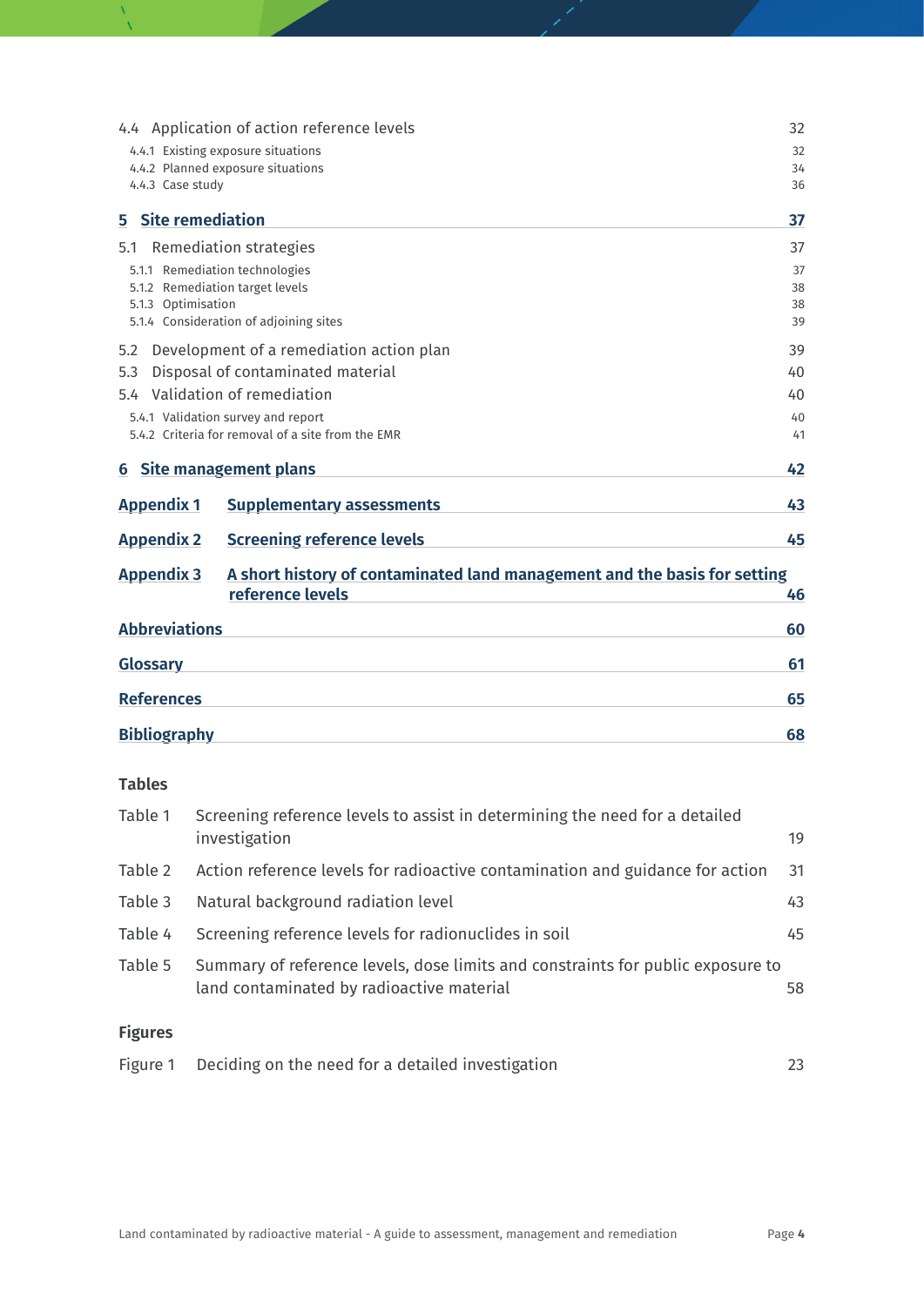4.4 Application of action reference levels 32

- 4.4.1 Existing exposure situations 32
- 4.4.2 Planned exposure situations 34
- 4.4.3 Case study 36

**5 Site remediation 37**

5.1 Remediation strategies 37

- 5.1.1 Remediation technologies 37
- 5.1.2 Remediation target levels 38
- 5.1.3 Optimisation 38
- 5.1.4 Consideration of adjoining sites 39

5.2 Development of a remediation action plan 39

5.3 Disposal of contaminated material 40

5.4 Validation of remediation 40

- 5.4.1 Validation survey and report 40
- 5.4.2 Criteria for removal of a site from the EMR 41

**6 Site management plans 42**

**Appendix 1 Supplementary assessments 43**

**Appendix 2 Screening reference levels 45**

**Appendix 3 A short history of contaminated land management and the basis for setting reference levels 46**

**Abbreviations 60**

**Glossary 61**

**References 65**

**Bibliography 68**

**Tables**

| | | |
|---|---|---|
| Table 1 | Screening reference levels to assist in determining the need for a detailed investigation | 19 |
| Table 2 | Action reference levels for radioactive contamination and guidance for action | 31 |
| Table 3 | Natural background radiation level | 43 |
| Table 4 | Screening reference levels for radionuclides in soil | 45 |
| Table 5 | Summary of reference levels, dose limits and constraints for public exposure to land contaminated by radioactive material | 58 |

**Figures**

| | | |
|---|---|---|
| Figure 1 | Deciding on the need for a detailed investigation | 23 |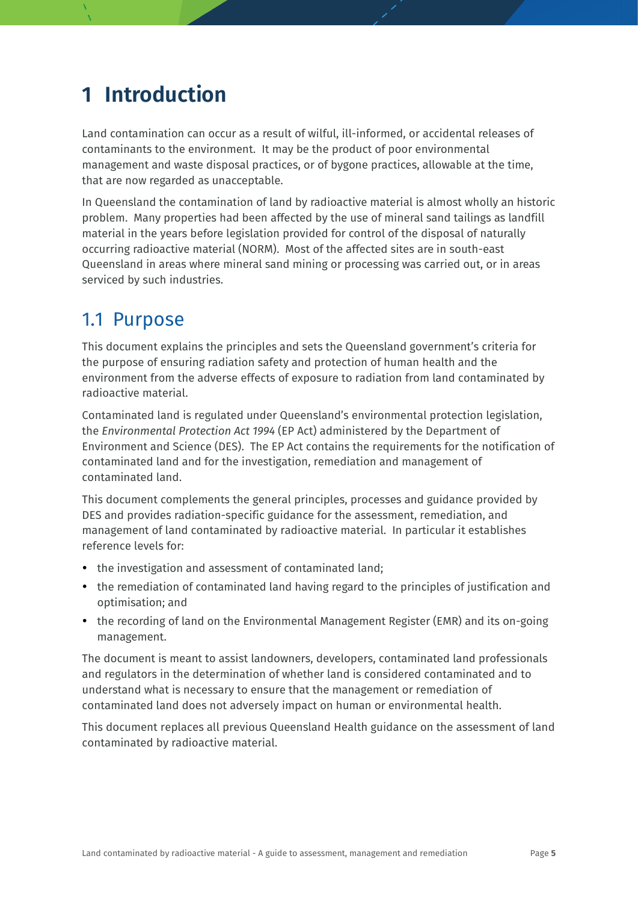# 1 Introduction

Land contamination can occur as a result of wilful, ill-informed, or accidental releases of contaminants to the environment. It may be the product of poor environmental management and waste disposal practices, or of bygone practices, allowable at the time, that are now regarded as unacceptable.

In Queensland the contamination of land by radioactive material is almost wholly an historic problem. Many properties had been affected by the use of mineral sand tailings as landfill material in the years before legislation provided for control of the disposal of naturally occurring radioactive material (NORM). Most of the affected sites are in south-east Queensland in areas where mineral sand mining or processing was carried out, or in areas serviced by such industries.

## 1.1 Purpose

This document explains the principles and sets the Queensland government's criteria for the purpose of ensuring radiation safety and protection of human health and the environment from the adverse effects of exposure to radiation from land contaminated by radioactive material.

Contaminated land is regulated under Queensland's environmental protection legislation, the *Environmental Protection Act 1994* (EP Act) administered by the Department of Environment and Science (DES). The EP Act contains the requirements for the notification of contaminated land and for the investigation, remediation and management of contaminated land.

This document complements the general principles, processes and guidance provided by DES and provides radiation-specific guidance for the assessment, remediation, and management of land contaminated by radioactive material. In particular it establishes reference levels for:

- the investigation and assessment of contaminated land;
- the remediation of contaminated land having regard to the principles of justification and optimisation; and
- the recording of land on the Environmental Management Register (EMR) and its on-going management.

The document is meant to assist landowners, developers, contaminated land professionals and regulators in the determination of whether land is considered contaminated and to understand what is necessary to ensure that the management or remediation of contaminated land does not adversely impact on human or environmental health.

This document replaces all previous Queensland Health guidance on the assessment of land contaminated by radioactive material.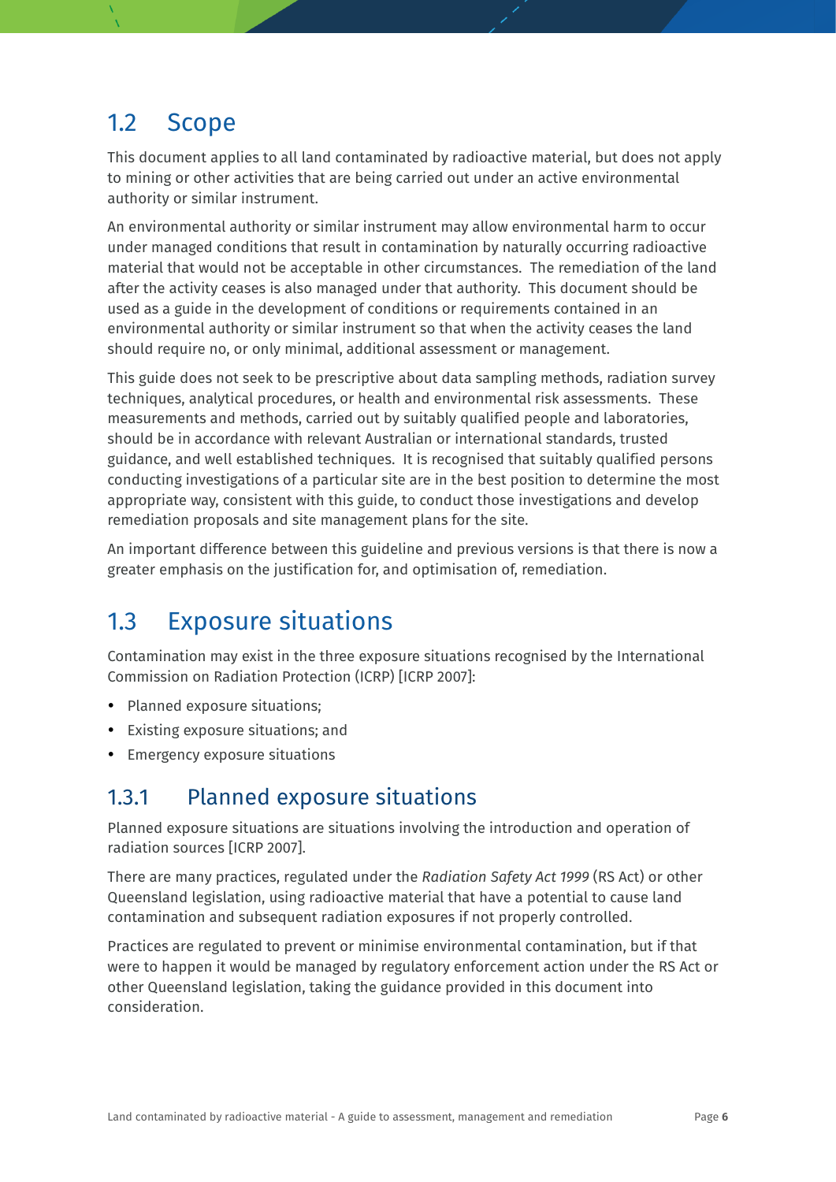## 1.2 Scope

This document applies to all land contaminated by radioactive material, but does not apply to mining or other activities that are being carried out under an active environmental authority or similar instrument.

An environmental authority or similar instrument may allow environmental harm to occur under managed conditions that result in contamination by naturally occurring radioactive material that would not be acceptable in other circumstances. The remediation of the land after the activity ceases is also managed under that authority. This document should be used as a guide in the development of conditions or requirements contained in an environmental authority or similar instrument so that when the activity ceases the land should require no, or only minimal, additional assessment or management.

This guide does not seek to be prescriptive about data sampling methods, radiation survey techniques, analytical procedures, or health and environmental risk assessments. These measurements and methods, carried out by suitably qualified people and laboratories, should be in accordance with relevant Australian or international standards, trusted guidance, and well established techniques. It is recognised that suitably qualified persons conducting investigations of a particular site are in the best position to determine the most appropriate way, consistent with this guide, to conduct those investigations and develop remediation proposals and site management plans for the site.

An important difference between this guideline and previous versions is that there is now a greater emphasis on the justification for, and optimisation of, remediation.

## 1.3 Exposure situations

Contamination may exist in the three exposure situations recognised by the International Commission on Radiation Protection (ICRP) [ICRP 2007]:

- Planned exposure situations;
- Existing exposure situations; and
- Emergency exposure situations

### 1.3.1 Planned exposure situations

Planned exposure situations are situations involving the introduction and operation of radiation sources [ICRP 2007].

There are many practices, regulated under the *Radiation Safety Act 1999* (RS Act) or other Queensland legislation, using radioactive material that have a potential to cause land contamination and subsequent radiation exposures if not properly controlled.

Practices are regulated to prevent or minimise environmental contamination, but if that were to happen it would be managed by regulatory enforcement action under the RS Act or other Queensland legislation, taking the guidance provided in this document into consideration.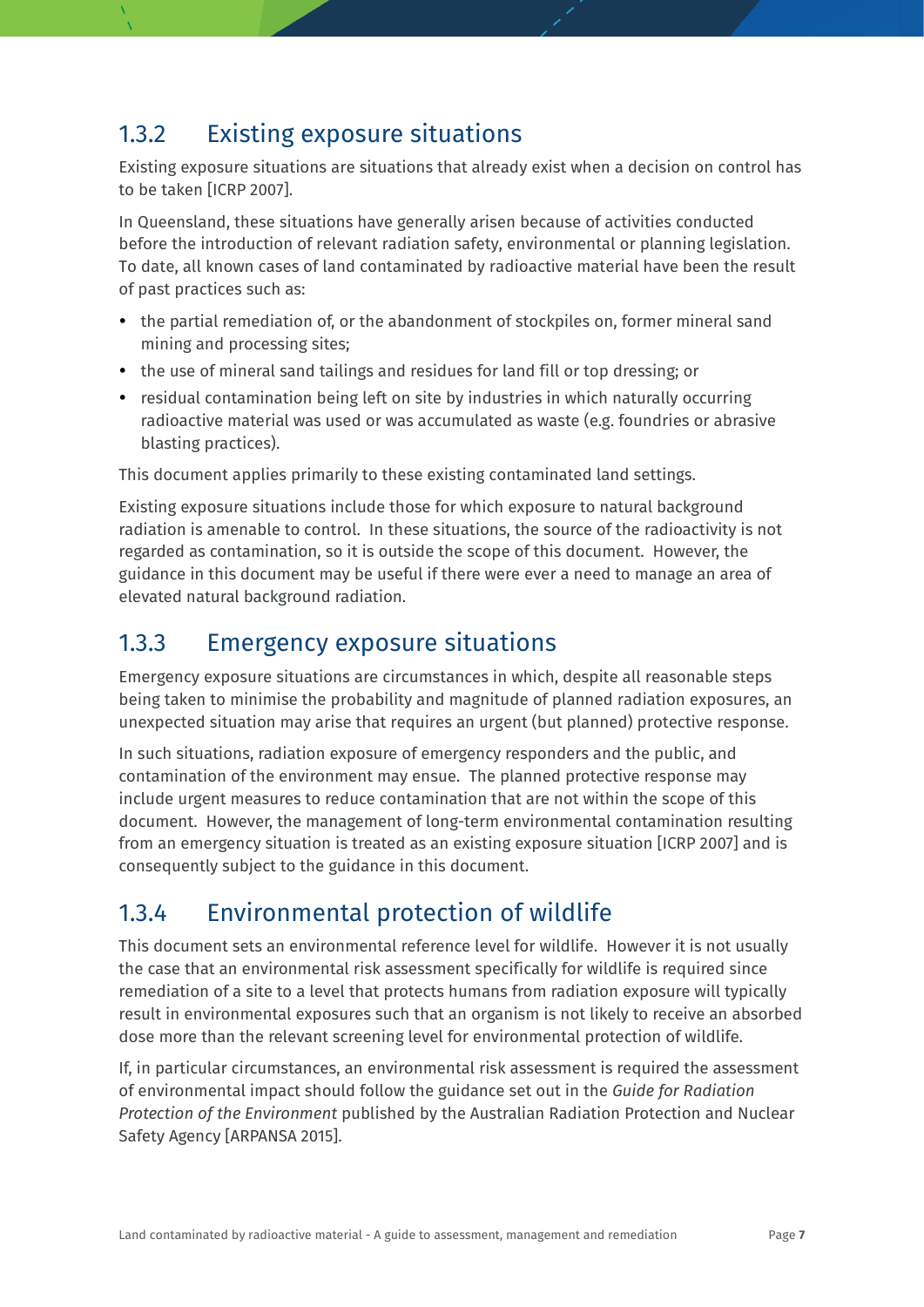### 1.3.2 Existing exposure situations

Existing exposure situations are situations that already exist when a decision on control has to be taken [ICRP 2007].

In Queensland, these situations have generally arisen because of activities conducted before the introduction of relevant radiation safety, environmental or planning legislation. To date, all known cases of land contaminated by radioactive material have been the result of past practices such as:

- the partial remediation of, or the abandonment of stockpiles on, former mineral sand mining and processing sites;
- the use of mineral sand tailings and residues for land fill or top dressing; or
- residual contamination being left on site by industries in which naturally occurring radioactive material was used or was accumulated as waste (e.g. foundries or abrasive blasting practices).

This document applies primarily to these existing contaminated land settings.

Existing exposure situations include those for which exposure to natural background radiation is amenable to control. In these situations, the source of the radioactivity is not regarded as contamination, so it is outside the scope of this document. However, the guidance in this document may be useful if there were ever a need to manage an area of elevated natural background radiation.

### 1.3.3 Emergency exposure situations

Emergency exposure situations are circumstances in which, despite all reasonable steps being taken to minimise the probability and magnitude of planned radiation exposures, an unexpected situation may arise that requires an urgent (but planned) protective response.

In such situations, radiation exposure of emergency responders and the public, and contamination of the environment may ensue. The planned protective response may include urgent measures to reduce contamination that are not within the scope of this document. However, the management of long-term environmental contamination resulting from an emergency situation is treated as an existing exposure situation [ICRP 2007] and is consequently subject to the guidance in this document.

### 1.3.4 Environmental protection of wildlife

This document sets an environmental reference level for wildlife. However it is not usually the case that an environmental risk assessment specifically for wildlife is required since remediation of a site to a level that protects humans from radiation exposure will typically result in environmental exposures such that an organism is not likely to receive an absorbed dose more than the relevant screening level for environmental protection of wildlife.

If, in particular circumstances, an environmental risk assessment is required the assessment of environmental impact should follow the guidance set out in the *Guide for Radiation Protection of the Environment* published by the Australian Radiation Protection and Nuclear Safety Agency [ARPANSA 2015].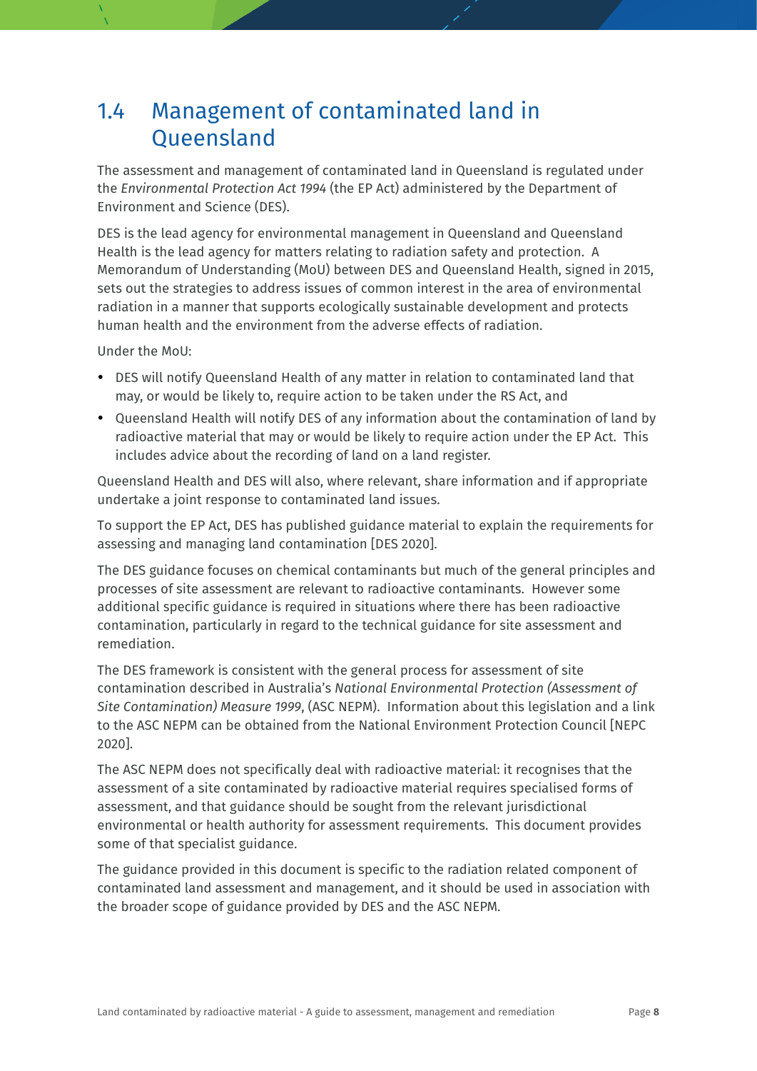## 1.4 Management of contaminated land in Queensland

The assessment and management of contaminated land in Queensland is regulated under the *Environmental Protection Act 1994* (the EP Act) administered by the Department of Environment and Science (DES).

DES is the lead agency for environmental management in Queensland and Queensland Health is the lead agency for matters relating to radiation safety and protection. A Memorandum of Understanding (MoU) between DES and Queensland Health, signed in 2015, sets out the strategies to address issues of common interest in the area of environmental radiation in a manner that supports ecologically sustainable development and protects human health and the environment from the adverse effects of radiation.

Under the MoU:

- DES will notify Queensland Health of any matter in relation to contaminated land that may, or would be likely to, require action to be taken under the RS Act, and
- Queensland Health will notify DES of any information about the contamination of land by radioactive material that may or would be likely to require action under the EP Act. This includes advice about the recording of land on a land register.

Queensland Health and DES will also, where relevant, share information and if appropriate undertake a joint response to contaminated land issues.

To support the EP Act, DES has published guidance material to explain the requirements for assessing and managing land contamination [DES 2020].

The DES guidance focuses on chemical contaminants but much of the general principles and processes of site assessment are relevant to radioactive contaminants. However some additional specific guidance is required in situations where there has been radioactive contamination, particularly in regard to the technical guidance for site assessment and remediation.

The DES framework is consistent with the general process for assessment of site contamination described in Australia's *National Environmental Protection (Assessment of Site Contamination) Measure 1999*, (ASC NEPM). Information about this legislation and a link to the ASC NEPM can be obtained from the National Environment Protection Council [NEPC 2020].

The ASC NEPM does not specifically deal with radioactive material: it recognises that the assessment of a site contaminated by radioactive material requires specialised forms of assessment, and that guidance should be sought from the relevant jurisdictional environmental or health authority for assessment requirements. This document provides some of that specialist guidance.

The guidance provided in this document is specific to the radiation related component of contaminated land assessment and management, and it should be used in association with the broader scope of guidance provided by DES and the ASC NEPM.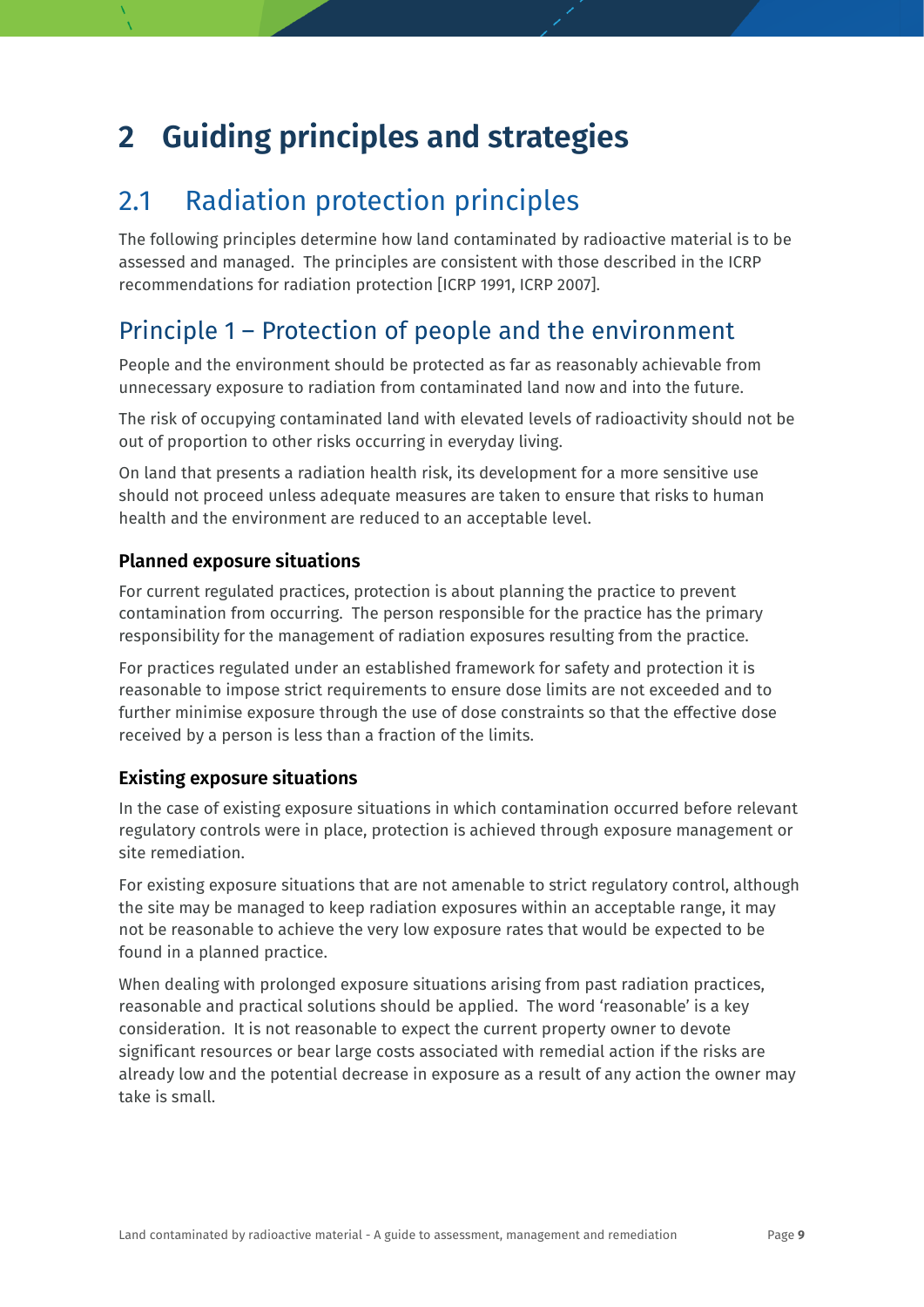# 2 Guiding principles and strategies

## 2.1 Radiation protection principles

The following principles determine how land contaminated by radioactive material is to be assessed and managed. The principles are consistent with those described in the ICRP recommendations for radiation protection [ICRP 1991, ICRP 2007].

## Principle 1 – Protection of people and the environment

People and the environment should be protected as far as reasonably achievable from unnecessary exposure to radiation from contaminated land now and into the future.

The risk of occupying contaminated land with elevated levels of radioactivity should not be out of proportion to other risks occurring in everyday living.

On land that presents a radiation health risk, its development for a more sensitive use should not proceed unless adequate measures are taken to ensure that risks to human health and the environment are reduced to an acceptable level.

### Planned exposure situations

For current regulated practices, protection is about planning the practice to prevent contamination from occurring. The person responsible for the practice has the primary responsibility for the management of radiation exposures resulting from the practice.

For practices regulated under an established framework for safety and protection it is reasonable to impose strict requirements to ensure dose limits are not exceeded and to further minimise exposure through the use of dose constraints so that the effective dose received by a person is less than a fraction of the limits.

### Existing exposure situations

In the case of existing exposure situations in which contamination occurred before relevant regulatory controls were in place, protection is achieved through exposure management or site remediation.

For existing exposure situations that are not amenable to strict regulatory control, although the site may be managed to keep radiation exposures within an acceptable range, it may not be reasonable to achieve the very low exposure rates that would be expected to be found in a planned practice.

When dealing with prolonged exposure situations arising from past radiation practices, reasonable and practical solutions should be applied. The word 'reasonable' is a key consideration. It is not reasonable to expect the current property owner to devote significant resources or bear large costs associated with remedial action if the risks are already low and the potential decrease in exposure as a result of any action the owner may take is small.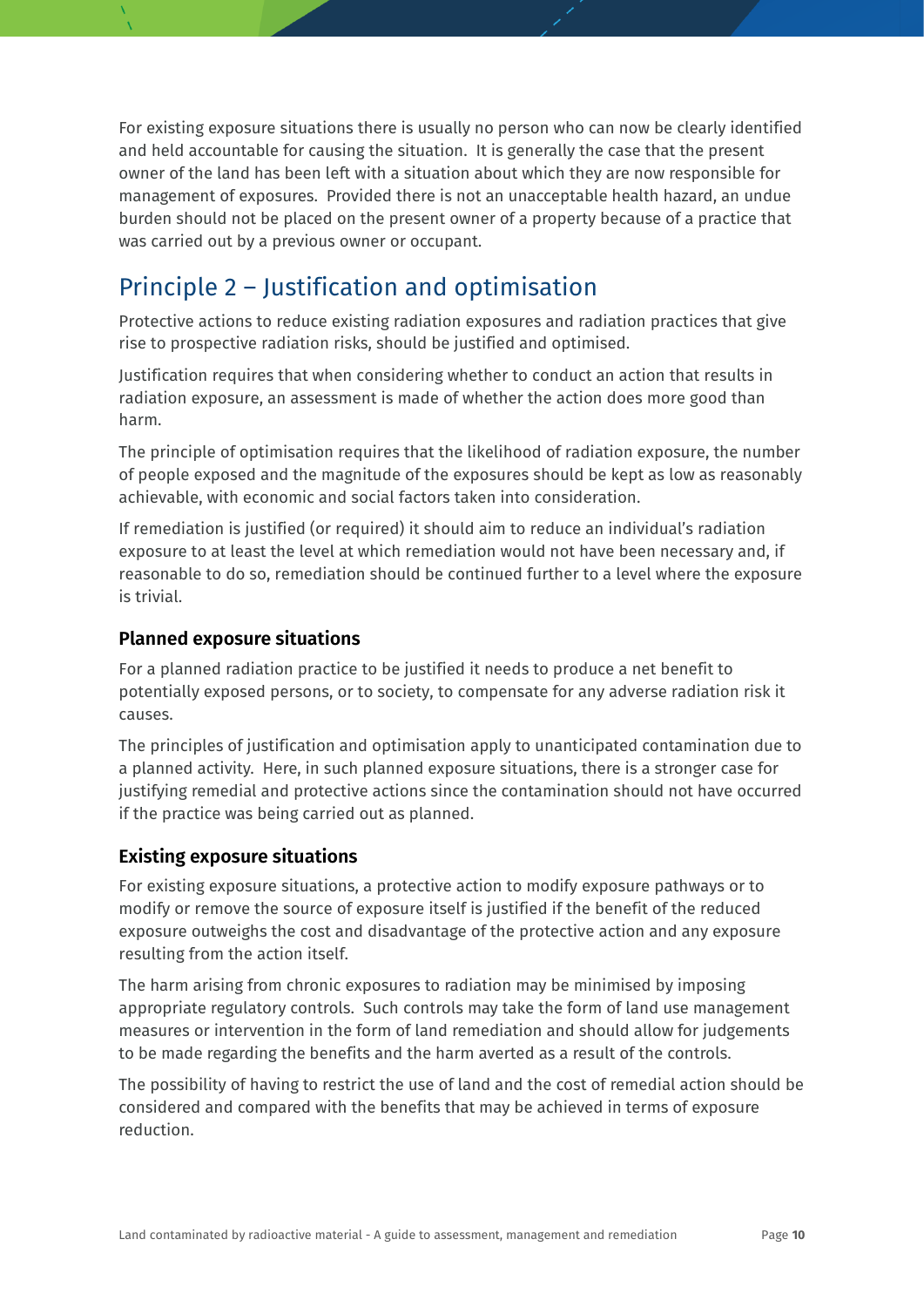For existing exposure situations there is usually no person who can now be clearly identified and held accountable for causing the situation. It is generally the case that the present owner of the land has been left with a situation about which they are now responsible for management of exposures. Provided there is not an unacceptable health hazard, an undue burden should not be placed on the present owner of a property because of a practice that was carried out by a previous owner or occupant.

## Principle 2 – Justification and optimisation

Protective actions to reduce existing radiation exposures and radiation practices that give rise to prospective radiation risks, should be justified and optimised.

Justification requires that when considering whether to conduct an action that results in radiation exposure, an assessment is made of whether the action does more good than harm.

The principle of optimisation requires that the likelihood of radiation exposure, the number of people exposed and the magnitude of the exposures should be kept as low as reasonably achievable, with economic and social factors taken into consideration.

If remediation is justified (or required) it should aim to reduce an individual's radiation exposure to at least the level at which remediation would not have been necessary and, if reasonable to do so, remediation should be continued further to a level where the exposure is trivial.

### Planned exposure situations

For a planned radiation practice to be justified it needs to produce a net benefit to potentially exposed persons, or to society, to compensate for any adverse radiation risk it causes.

The principles of justification and optimisation apply to unanticipated contamination due to a planned activity. Here, in such planned exposure situations, there is a stronger case for justifying remedial and protective actions since the contamination should not have occurred if the practice was being carried out as planned.

### Existing exposure situations

For existing exposure situations, a protective action to modify exposure pathways or to modify or remove the source of exposure itself is justified if the benefit of the reduced exposure outweighs the cost and disadvantage of the protective action and any exposure resulting from the action itself.

The harm arising from chronic exposures to radiation may be minimised by imposing appropriate regulatory controls. Such controls may take the form of land use management measures or intervention in the form of land remediation and should allow for judgements to be made regarding the benefits and the harm averted as a result of the controls.

The possibility of having to restrict the use of land and the cost of remedial action should be considered and compared with the benefits that may be achieved in terms of exposure reduction.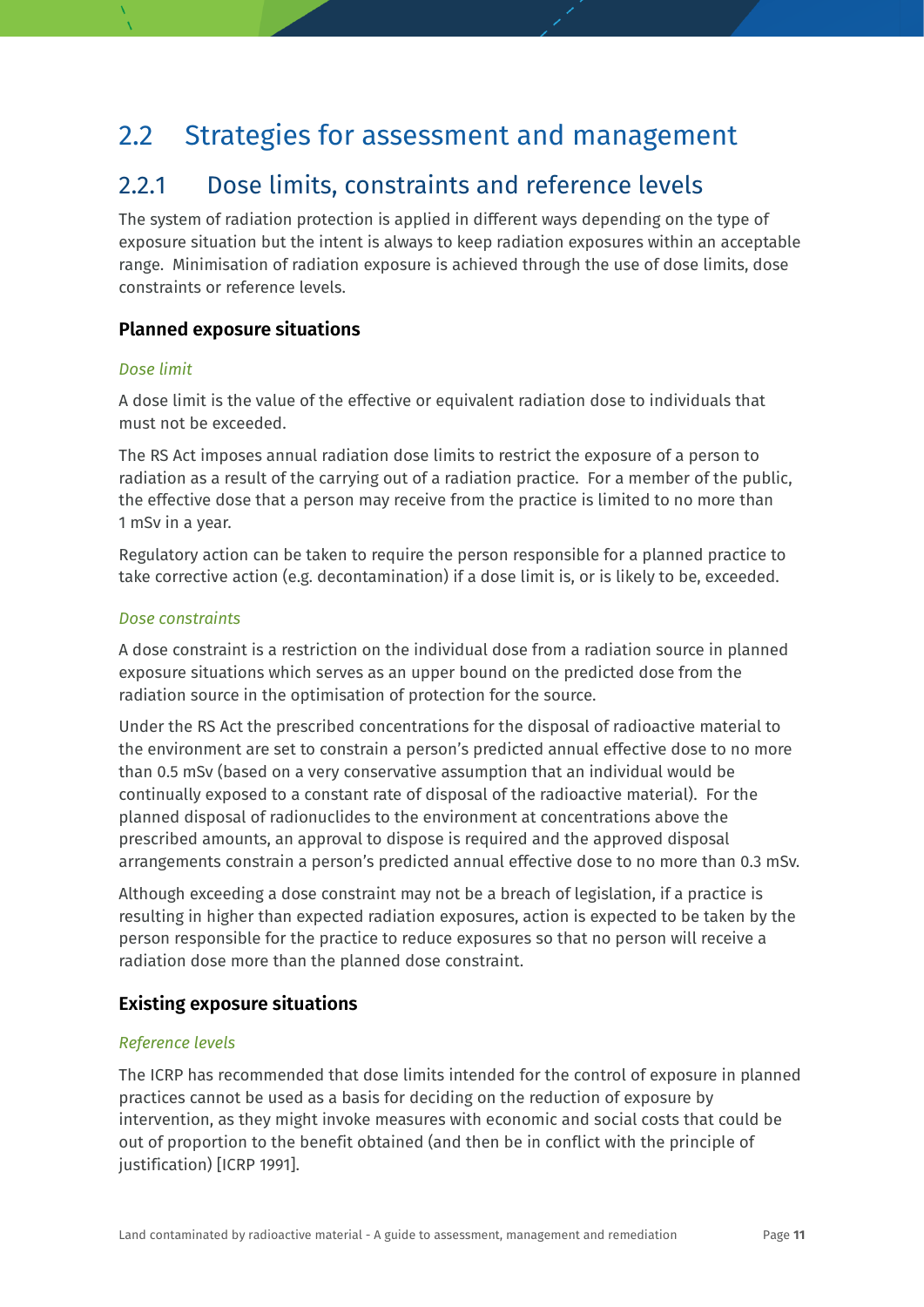## 2.2 Strategies for assessment and management

### 2.2.1 Dose limits, constraints and reference levels

The system of radiation protection is applied in different ways depending on the type of exposure situation but the intent is always to keep radiation exposures within an acceptable range. Minimisation of radiation exposure is achieved through the use of dose limits, dose constraints or reference levels.

#### Planned exposure situations

*Dose limit*

A dose limit is the value of the effective or equivalent radiation dose to individuals that must not be exceeded.

The RS Act imposes annual radiation dose limits to restrict the exposure of a person to radiation as a result of the carrying out of a radiation practice. For a member of the public, the effective dose that a person may receive from the practice is limited to no more than 1 mSv in a year.

Regulatory action can be taken to require the person responsible for a planned practice to take corrective action (e.g. decontamination) if a dose limit is, or is likely to be, exceeded.

*Dose constraints*

A dose constraint is a restriction on the individual dose from a radiation source in planned exposure situations which serves as an upper bound on the predicted dose from the radiation source in the optimisation of protection for the source.

Under the RS Act the prescribed concentrations for the disposal of radioactive material to the environment are set to constrain a person's predicted annual effective dose to no more than 0.5 mSv (based on a very conservative assumption that an individual would be continually exposed to a constant rate of disposal of the radioactive material). For the planned disposal of radionuclides to the environment at concentrations above the prescribed amounts, an approval to dispose is required and the approved disposal arrangements constrain a person's predicted annual effective dose to no more than 0.3 mSv.

Although exceeding a dose constraint may not be a breach of legislation, if a practice is resulting in higher than expected radiation exposures, action is expected to be taken by the person responsible for the practice to reduce exposures so that no person will receive a radiation dose more than the planned dose constraint.

#### Existing exposure situations

*Reference levels*

The ICRP has recommended that dose limits intended for the control of exposure in planned practices cannot be used as a basis for deciding on the reduction of exposure by intervention, as they might invoke measures with economic and social costs that could be out of proportion to the benefit obtained (and then be in conflict with the principle of justification) [ICRP 1991].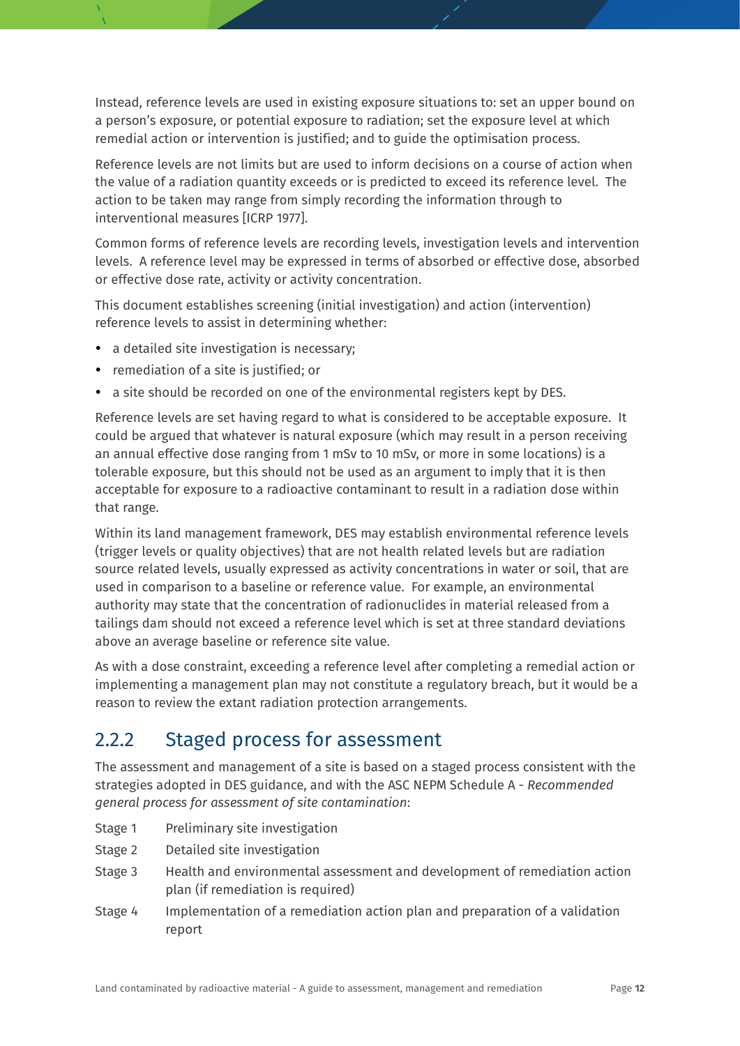Instead, reference levels are used in existing exposure situations to: set an upper bound on a person's exposure, or potential exposure to radiation; set the exposure level at which remedial action or intervention is justified; and to guide the optimisation process.

Reference levels are not limits but are used to inform decisions on a course of action when the value of a radiation quantity exceeds or is predicted to exceed its reference level. The action to be taken may range from simply recording the information through to interventional measures [ICRP 1977].

Common forms of reference levels are recording levels, investigation levels and intervention levels. A reference level may be expressed in terms of absorbed or effective dose, absorbed or effective dose rate, activity or activity concentration.

This document establishes screening (initial investigation) and action (intervention) reference levels to assist in determining whether:

- a detailed site investigation is necessary;
- remediation of a site is justified; or
- a site should be recorded on one of the environmental registers kept by DES.

Reference levels are set having regard to what is considered to be acceptable exposure. It could be argued that whatever is natural exposure (which may result in a person receiving an annual effective dose ranging from 1 mSv to 10 mSv, or more in some locations) is a tolerable exposure, but this should not be used as an argument to imply that it is then acceptable for exposure to a radioactive contaminant to result in a radiation dose within that range.

Within its land management framework, DES may establish environmental reference levels (trigger levels or quality objectives) that are not health related levels but are radiation source related levels, usually expressed as activity concentrations in water or soil, that are used in comparison to a baseline or reference value. For example, an environmental authority may state that the concentration of radionuclides in material released from a tailings dam should not exceed a reference level which is set at three standard deviations above an average baseline or reference site value.

As with a dose constraint, exceeding a reference level after completing a remedial action or implementing a management plan may not constitute a regulatory breach, but it would be a reason to review the extant radiation protection arrangements.

## 2.2.2 Staged process for assessment

The assessment and management of a site is based on a staged process consistent with the strategies adopted in DES guidance, and with the ASC NEPM Schedule A - *Recommended general process for assessment of site contamination*:

Stage 1 Preliminary site investigation

Stage 2 Detailed site investigation

Stage 3 Health and environmental assessment and development of remediation action plan (if remediation is required)

Stage 4 Implementation of a remediation action plan and preparation of a validation report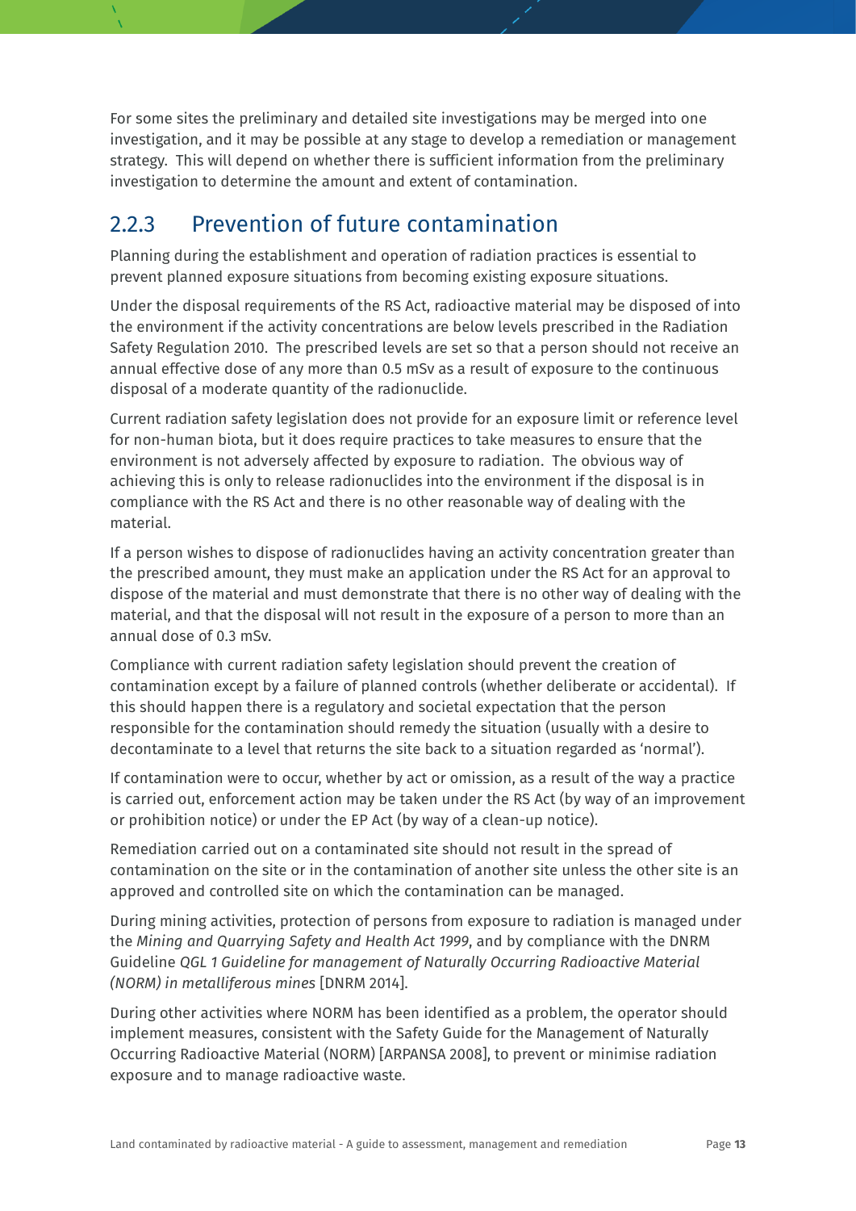For some sites the preliminary and detailed site investigations may be merged into one investigation, and it may be possible at any stage to develop a remediation or management strategy. This will depend on whether there is sufficient information from the preliminary investigation to determine the amount and extent of contamination.

### 2.2.3 Prevention of future contamination

Planning during the establishment and operation of radiation practices is essential to prevent planned exposure situations from becoming existing exposure situations.

Under the disposal requirements of the RS Act, radioactive material may be disposed of into the environment if the activity concentrations are below levels prescribed in the Radiation Safety Regulation 2010. The prescribed levels are set so that a person should not receive an annual effective dose of any more than 0.5 mSv as a result of exposure to the continuous disposal of a moderate quantity of the radionuclide.

Current radiation safety legislation does not provide for an exposure limit or reference level for non-human biota, but it does require practices to take measures to ensure that the environment is not adversely affected by exposure to radiation. The obvious way of achieving this is only to release radionuclides into the environment if the disposal is in compliance with the RS Act and there is no other reasonable way of dealing with the material.

If a person wishes to dispose of radionuclides having an activity concentration greater than the prescribed amount, they must make an application under the RS Act for an approval to dispose of the material and must demonstrate that there is no other way of dealing with the material, and that the disposal will not result in the exposure of a person to more than an annual dose of 0.3 mSv.

Compliance with current radiation safety legislation should prevent the creation of contamination except by a failure of planned controls (whether deliberate or accidental). If this should happen there is a regulatory and societal expectation that the person responsible for the contamination should remedy the situation (usually with a desire to decontaminate to a level that returns the site back to a situation regarded as 'normal').

If contamination were to occur, whether by act or omission, as a result of the way a practice is carried out, enforcement action may be taken under the RS Act (by way of an improvement or prohibition notice) or under the EP Act (by way of a clean-up notice).

Remediation carried out on a contaminated site should not result in the spread of contamination on the site or in the contamination of another site unless the other site is an approved and controlled site on which the contamination can be managed.

During mining activities, protection of persons from exposure to radiation is managed under the *Mining and Quarrying Safety and Health Act 1999*, and by compliance with the DNRM Guideline *QGL 1 Guideline for management of Naturally Occurring Radioactive Material (NORM) in metalliferous mines* [DNRM 2014].

During other activities where NORM has been identified as a problem, the operator should implement measures, consistent with the Safety Guide for the Management of Naturally Occurring Radioactive Material (NORM) [ARPANSA 2008], to prevent or minimise radiation exposure and to manage radioactive waste.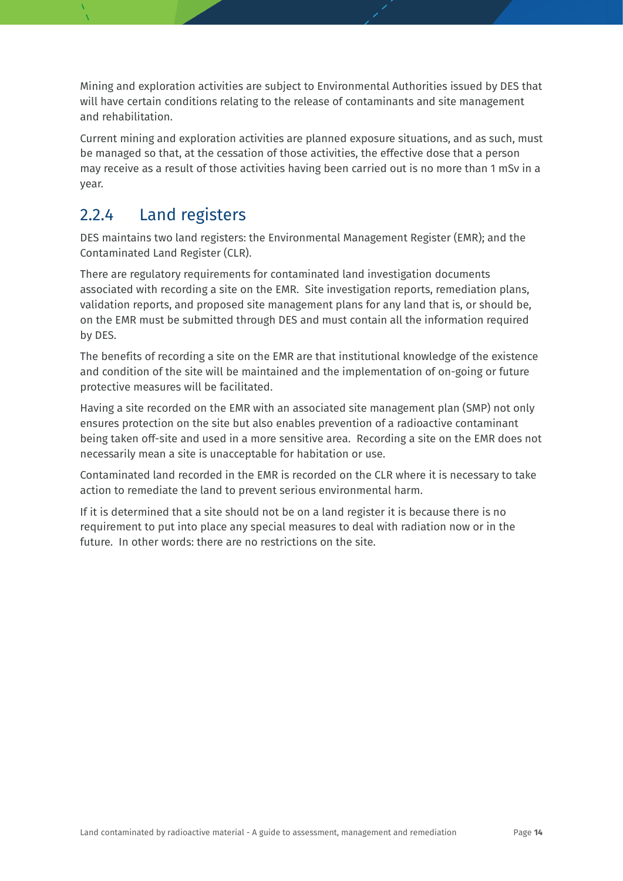Mining and exploration activities are subject to Environmental Authorities issued by DES that will have certain conditions relating to the release of contaminants and site management and rehabilitation.

Current mining and exploration activities are planned exposure situations, and as such, must be managed so that, at the cessation of those activities, the effective dose that a person may receive as a result of those activities having been carried out is no more than 1 mSv in a year.

### 2.2.4 Land registers

DES maintains two land registers: the Environmental Management Register (EMR); and the Contaminated Land Register (CLR).

There are regulatory requirements for contaminated land investigation documents associated with recording a site on the EMR. Site investigation reports, remediation plans, validation reports, and proposed site management plans for any land that is, or should be, on the EMR must be submitted through DES and must contain all the information required by DES.

The benefits of recording a site on the EMR are that institutional knowledge of the existence and condition of the site will be maintained and the implementation of on-going or future protective measures will be facilitated.

Having a site recorded on the EMR with an associated site management plan (SMP) not only ensures protection on the site but also enables prevention of a radioactive contaminant being taken off-site and used in a more sensitive area. Recording a site on the EMR does not necessarily mean a site is unacceptable for habitation or use.

Contaminated land recorded in the EMR is recorded on the CLR where it is necessary to take action to remediate the land to prevent serious environmental harm.

If it is determined that a site should not be on a land register it is because there is no requirement to put into place any special measures to deal with radiation now or in the future. In other words: there are no restrictions on the site.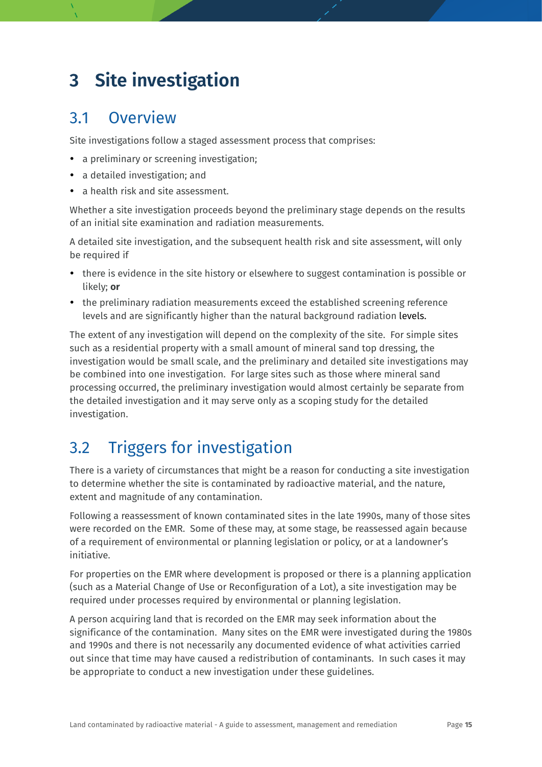# 3 Site investigation

## 3.1 Overview

Site investigations follow a staged assessment process that comprises:

- a preliminary or screening investigation;
- a detailed investigation; and
- a health risk and site assessment.

Whether a site investigation proceeds beyond the preliminary stage depends on the results of an initial site examination and radiation measurements.

A detailed site investigation, and the subsequent health risk and site assessment, will only be required if

- there is evidence in the site history or elsewhere to suggest contamination is possible or likely; **or**
- the preliminary radiation measurements exceed the established screening reference levels and are significantly higher than the natural background radiation levels.

The extent of any investigation will depend on the complexity of the site. For simple sites such as a residential property with a small amount of mineral sand top dressing, the investigation would be small scale, and the preliminary and detailed site investigations may be combined into one investigation. For large sites such as those where mineral sand processing occurred, the preliminary investigation would almost certainly be separate from the detailed investigation and it may serve only as a scoping study for the detailed investigation.

## 3.2 Triggers for investigation

There is a variety of circumstances that might be a reason for conducting a site investigation to determine whether the site is contaminated by radioactive material, and the nature, extent and magnitude of any contamination.

Following a reassessment of known contaminated sites in the late 1990s, many of those sites were recorded on the EMR. Some of these may, at some stage, be reassessed again because of a requirement of environmental or planning legislation or policy, or at a landowner's initiative.

For properties on the EMR where development is proposed or there is a planning application (such as a Material Change of Use or Reconfiguration of a Lot), a site investigation may be required under processes required by environmental or planning legislation.

A person acquiring land that is recorded on the EMR may seek information about the significance of the contamination. Many sites on the EMR were investigated during the 1980s and 1990s and there is not necessarily any documented evidence of what activities carried out since that time may have caused a redistribution of contaminants. In such cases it may be appropriate to conduct a new investigation under these guidelines.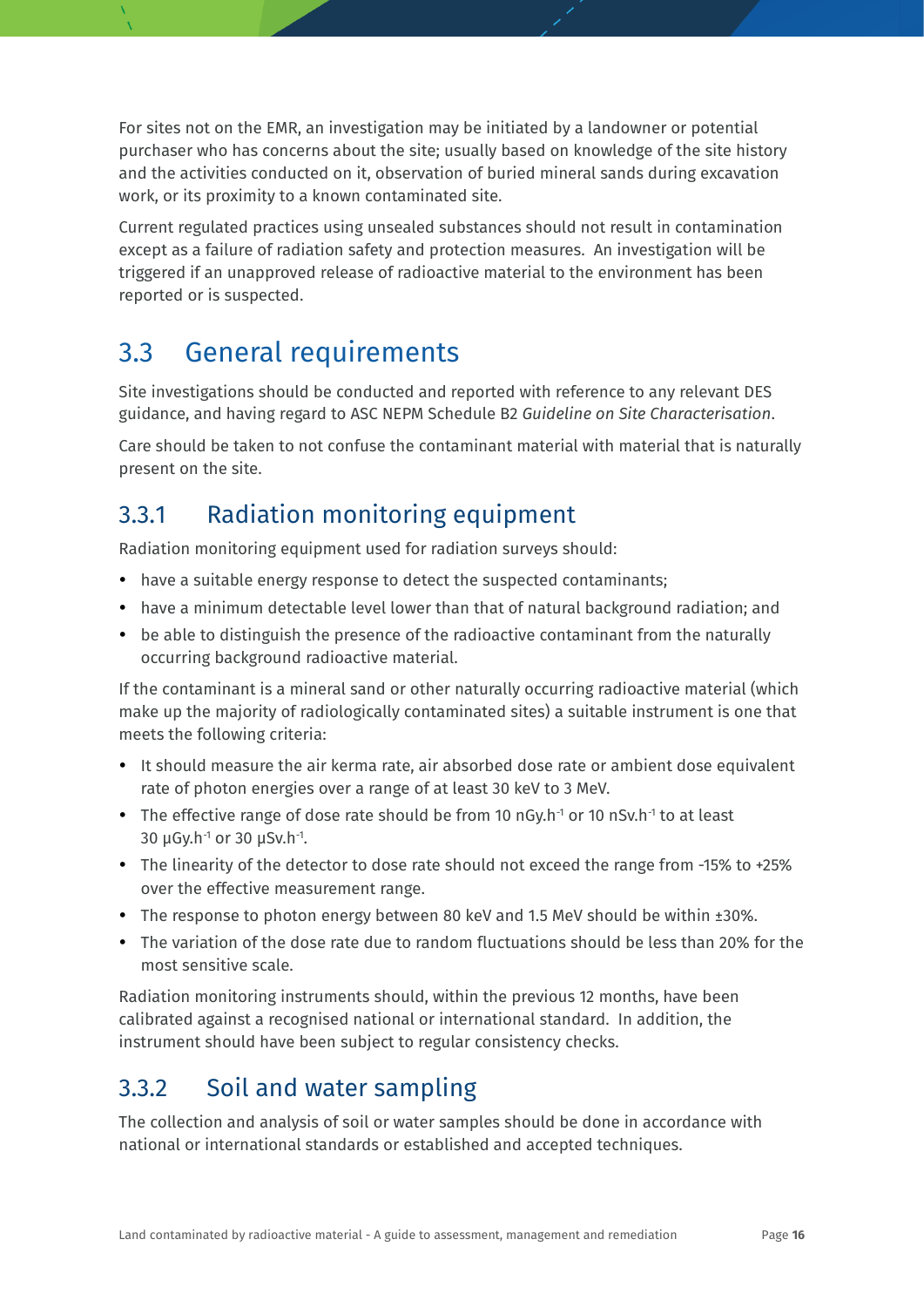For sites not on the EMR, an investigation may be initiated by a landowner or potential purchaser who has concerns about the site; usually based on knowledge of the site history and the activities conducted on it, observation of buried mineral sands during excavation work, or its proximity to a known contaminated site.

Current regulated practices using unsealed substances should not result in contamination except as a failure of radiation safety and protection measures. An investigation will be triggered if an unapproved release of radioactive material to the environment has been reported or is suspected.

## 3.3 General requirements

Site investigations should be conducted and reported with reference to any relevant DES guidance, and having regard to ASC NEPM Schedule B2 *Guideline on Site Characterisation*.

Care should be taken to not confuse the contaminant material with material that is naturally present on the site.

### 3.3.1 Radiation monitoring equipment

Radiation monitoring equipment used for radiation surveys should:

- have a suitable energy response to detect the suspected contaminants;
- have a minimum detectable level lower than that of natural background radiation; and
- be able to distinguish the presence of the radioactive contaminant from the naturally occurring background radioactive material.

If the contaminant is a mineral sand or other naturally occurring radioactive material (which make up the majority of radiologically contaminated sites) a suitable instrument is one that meets the following criteria:

- It should measure the air kerma rate, air absorbed dose rate or ambient dose equivalent rate of photon energies over a range of at least 30 keV to 3 MeV.
- The effective range of dose rate should be from 10 nGy.h$^{-1}$ or 10 nSv.h$^{-1}$ to at least 30 µGy.h$^{-1}$ or 30 µSv.h$^{-1}$.
- The linearity of the detector to dose rate should not exceed the range from -15% to +25% over the effective measurement range.
- The response to photon energy between 80 keV and 1.5 MeV should be within ±30%.
- The variation of the dose rate due to random fluctuations should be less than 20% for the most sensitive scale.

Radiation monitoring instruments should, within the previous 12 months, have been calibrated against a recognised national or international standard. In addition, the instrument should have been subject to regular consistency checks.

### 3.3.2 Soil and water sampling

The collection and analysis of soil or water samples should be done in accordance with national or international standards or established and accepted techniques.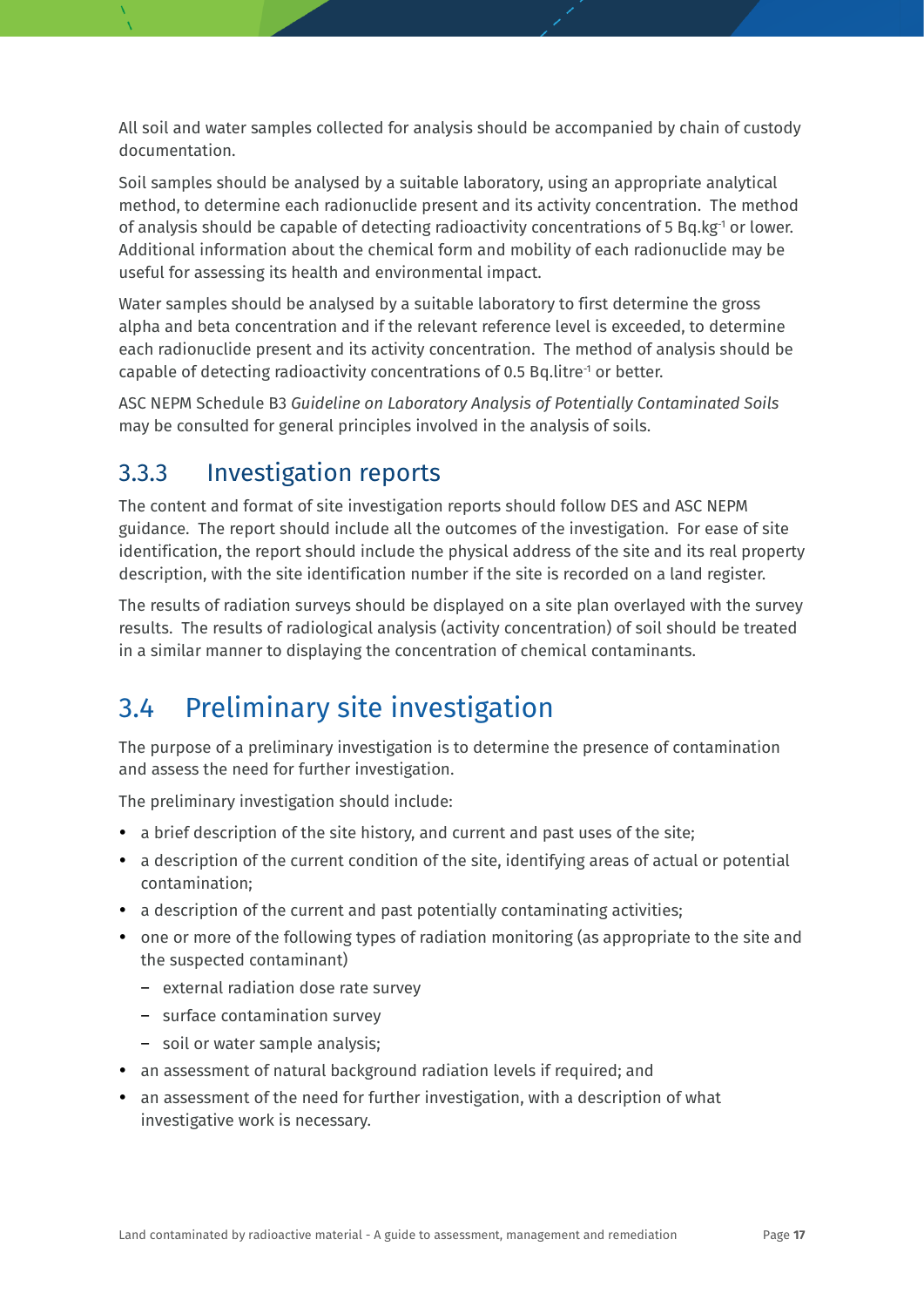All soil and water samples collected for analysis should be accompanied by chain of custody documentation.

Soil samples should be analysed by a suitable laboratory, using an appropriate analytical method, to determine each radionuclide present and its activity concentration. The method of analysis should be capable of detecting radioactivity concentrations of 5 $Bq.kg^{-1}$ or lower. Additional information about the chemical form and mobility of each radionuclide may be useful for assessing its health and environmental impact.

Water samples should be analysed by a suitable laboratory to first determine the gross alpha and beta concentration and if the relevant reference level is exceeded, to determine each radionuclide present and its activity concentration. The method of analysis should be capable of detecting radioactivity concentrations of 0.5 $Bq.litre^{-1}$ or better.

ASC NEPM Schedule B3 *Guideline on Laboratory Analysis of Potentially Contaminated Soils* may be consulted for general principles involved in the analysis of soils.

### 3.3.3 Investigation reports

The content and format of site investigation reports should follow DES and ASC NEPM guidance. The report should include all the outcomes of the investigation. For ease of site identification, the report should include the physical address of the site and its real property description, with the site identification number if the site is recorded on a land register.

The results of radiation surveys should be displayed on a site plan overlayed with the survey results. The results of radiological analysis (activity concentration) of soil should be treated in a similar manner to displaying the concentration of chemical contaminants.

## 3.4 Preliminary site investigation

The purpose of a preliminary investigation is to determine the presence of contamination and assess the need for further investigation.

The preliminary investigation should include:

- a brief description of the site history, and current and past uses of the site;
- a description of the current condition of the site, identifying areas of actual or potential contamination;
- a description of the current and past potentially contaminating activities;
- one or more of the following types of radiation monitoring (as appropriate to the site and the suspected contaminant)
  - external radiation dose rate survey
  - surface contamination survey
  - soil or water sample analysis;
- an assessment of natural background radiation levels if required; and
- an assessment of the need for further investigation, with a description of what investigative work is necessary.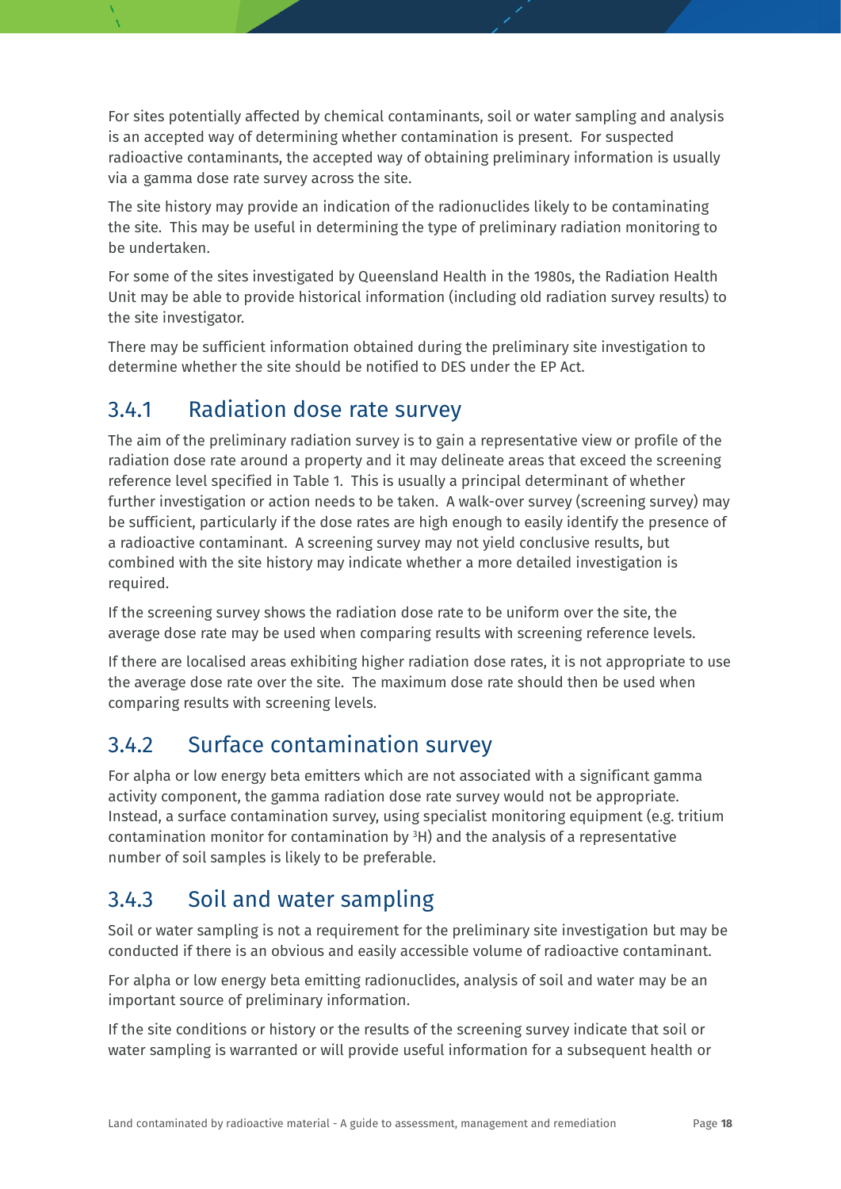For sites potentially affected by chemical contaminants, soil or water sampling and analysis is an accepted way of determining whether contamination is present. For suspected radioactive contaminants, the accepted way of obtaining preliminary information is usually via a gamma dose rate survey across the site.

The site history may provide an indication of the radionuclides likely to be contaminating the site. This may be useful in determining the type of preliminary radiation monitoring to be undertaken.

For some of the sites investigated by Queensland Health in the 1980s, the Radiation Health Unit may be able to provide historical information (including old radiation survey results) to the site investigator.

There may be sufficient information obtained during the preliminary site investigation to determine whether the site should be notified to DES under the EP Act.

### 3.4.1 Radiation dose rate survey

The aim of the preliminary radiation survey is to gain a representative view or profile of the radiation dose rate around a property and it may delineate areas that exceed the screening reference level specified in Table 1. This is usually a principal determinant of whether further investigation or action needs to be taken. A walk-over survey (screening survey) may be sufficient, particularly if the dose rates are high enough to easily identify the presence of a radioactive contaminant. A screening survey may not yield conclusive results, but combined with the site history may indicate whether a more detailed investigation is required.

If the screening survey shows the radiation dose rate to be uniform over the site, the average dose rate may be used when comparing results with screening reference levels.

If there are localised areas exhibiting higher radiation dose rates, it is not appropriate to use the average dose rate over the site. The maximum dose rate should then be used when comparing results with screening levels.

### 3.4.2 Surface contamination survey

For alpha or low energy beta emitters which are not associated with a significant gamma activity component, the gamma radiation dose rate survey would not be appropriate. Instead, a surface contamination survey, using specialist monitoring equipment (e.g. tritium contamination monitor for contamination by $^{3}H$) and the analysis of a representative number of soil samples is likely to be preferable.

### 3.4.3 Soil and water sampling

Soil or water sampling is not a requirement for the preliminary site investigation but may be conducted if there is an obvious and easily accessible volume of radioactive contaminant.

For alpha or low energy beta emitting radionuclides, analysis of soil and water may be an important source of preliminary information.

If the site conditions or history or the results of the screening survey indicate that soil or water sampling is warranted or will provide useful information for a subsequent health or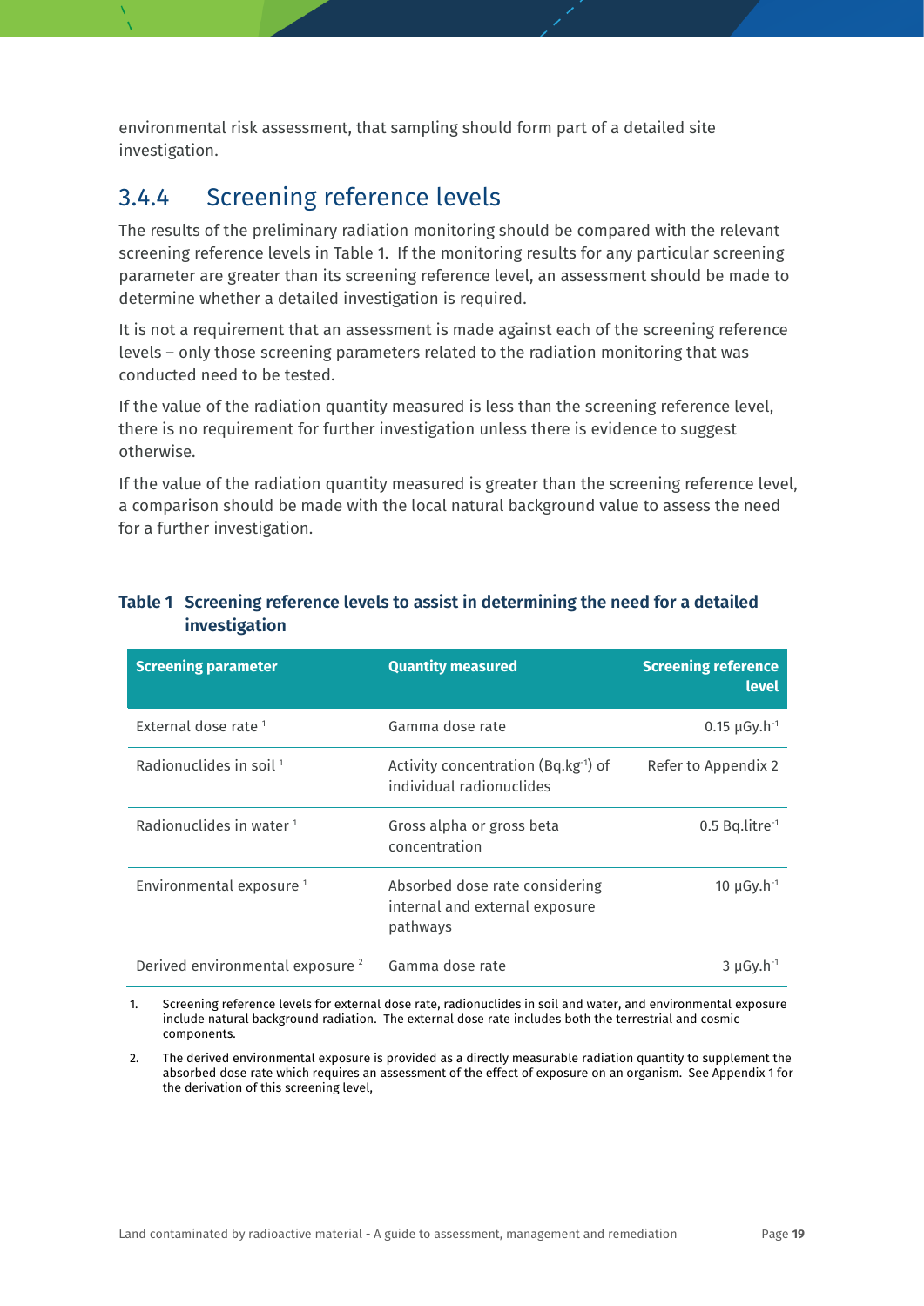environmental risk assessment, that sampling should form part of a detailed site investigation.

### 3.4.4 Screening reference levels

The results of the preliminary radiation monitoring should be compared with the relevant screening reference levels in Table 1. If the monitoring results for any particular screening parameter are greater than its screening reference level, an assessment should be made to determine whether a detailed investigation is required.

It is not a requirement that an assessment is made against each of the screening reference levels – only those screening parameters related to the radiation monitoring that was conducted need to be tested.

If the value of the radiation quantity measured is less than the screening reference level, there is no requirement for further investigation unless there is evidence to suggest otherwise.

If the value of the radiation quantity measured is greater than the screening reference level, a comparison should be made with the local natural background value to assess the need for a further investigation.

**Table 1 Screening reference levels to assist in determining the need for a detailed investigation**

| Screening parameter | Quantity measured | Screening reference level |
|---|---|---|
| External dose rate [1] | Gamma dose rate | 0.15 $\mu Gy.h^{-1}$ |
| Radionuclides in soil [1] | Activity concentration ($Bq.kg^{-1}$) of individual radionuclides | Refer to Appendix 2 |
| Radionuclides in water [1] | Gross alpha or gross beta concentration | 0.5 $Bq.litre^{-1}$ |
| Environmental exposure [1] | Absorbed dose rate considering internal and external exposure pathways | 10 $\mu Gy.h^{-1}$ |
| Derived environmental exposure [2] | Gamma dose rate | 3 $\mu Gy.h^{-1}$ |

1. Screening reference levels for external dose rate, radionuclides in soil and water, and environmental exposure include natural background radiation. The external dose rate includes both the terrestrial and cosmic components.
2. The derived environmental exposure is provided as a directly measurable radiation quantity to supplement the absorbed dose rate which requires an assessment of the effect of exposure on an organism. See Appendix 1 for the derivation of this screening level,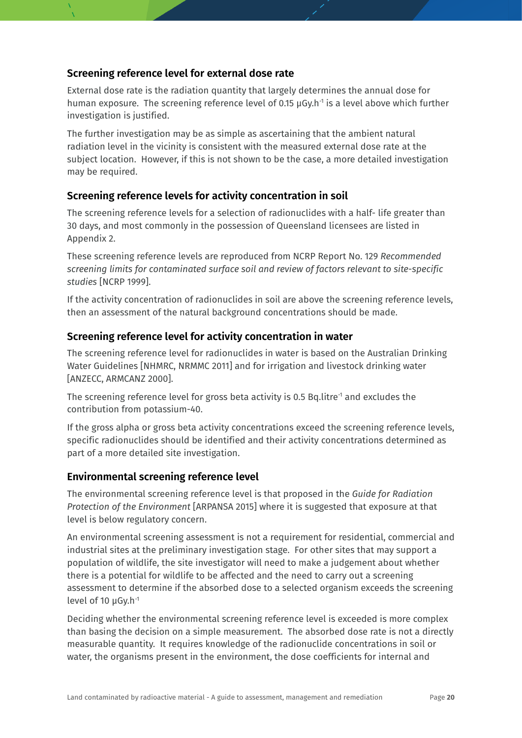### Screening reference level for external dose rate

External dose rate is the radiation quantity that largely determines the annual dose for human exposure. The screening reference level of 0.15 μGy.h$^{-1}$ is a level above which further investigation is justified.

The further investigation may be as simple as ascertaining that the ambient natural radiation level in the vicinity is consistent with the measured external dose rate at the subject location. However, if this is not shown to be the case, a more detailed investigation may be required.

### Screening reference levels for activity concentration in soil

The screening reference levels for a selection of radionuclides with a half- life greater than 30 days, and most commonly in the possession of Queensland licensees are listed in Appendix 2.

These screening reference levels are reproduced from NCRP Report No. 129 *Recommended screening limits for contaminated surface soil and review of factors relevant to site-specific studies* [NCRP 1999].

If the activity concentration of radionuclides in soil are above the screening reference levels, then an assessment of the natural background concentrations should be made.

### Screening reference level for activity concentration in water

The screening reference level for radionuclides in water is based on the Australian Drinking Water Guidelines [NHMRC, NRMMC 2011] and for irrigation and livestock drinking water [ANZECC, ARMCANZ 2000].

The screening reference level for gross beta activity is 0.5 Bq.litre$^{-1}$ and excludes the contribution from potassium-40.

If the gross alpha or gross beta activity concentrations exceed the screening reference levels, specific radionuclides should be identified and their activity concentrations determined as part of a more detailed site investigation.

### Environmental screening reference level

The environmental screening reference level is that proposed in the *Guide for Radiation Protection of the Environment* [ARPANSA 2015] where it is suggested that exposure at that level is below regulatory concern.

An environmental screening assessment is not a requirement for residential, commercial and industrial sites at the preliminary investigation stage. For other sites that may support a population of wildlife, the site investigator will need to make a judgement about whether there is a potential for wildlife to be affected and the need to carry out a screening assessment to determine if the absorbed dose to a selected organism exceeds the screening level of 10 μGy.h$^{-1}$

Deciding whether the environmental screening reference level is exceeded is more complex than basing the decision on a simple measurement. The absorbed dose rate is not a directly measurable quantity. It requires knowledge of the radionuclide concentrations in soil or water, the organisms present in the environment, the dose coefficients for internal and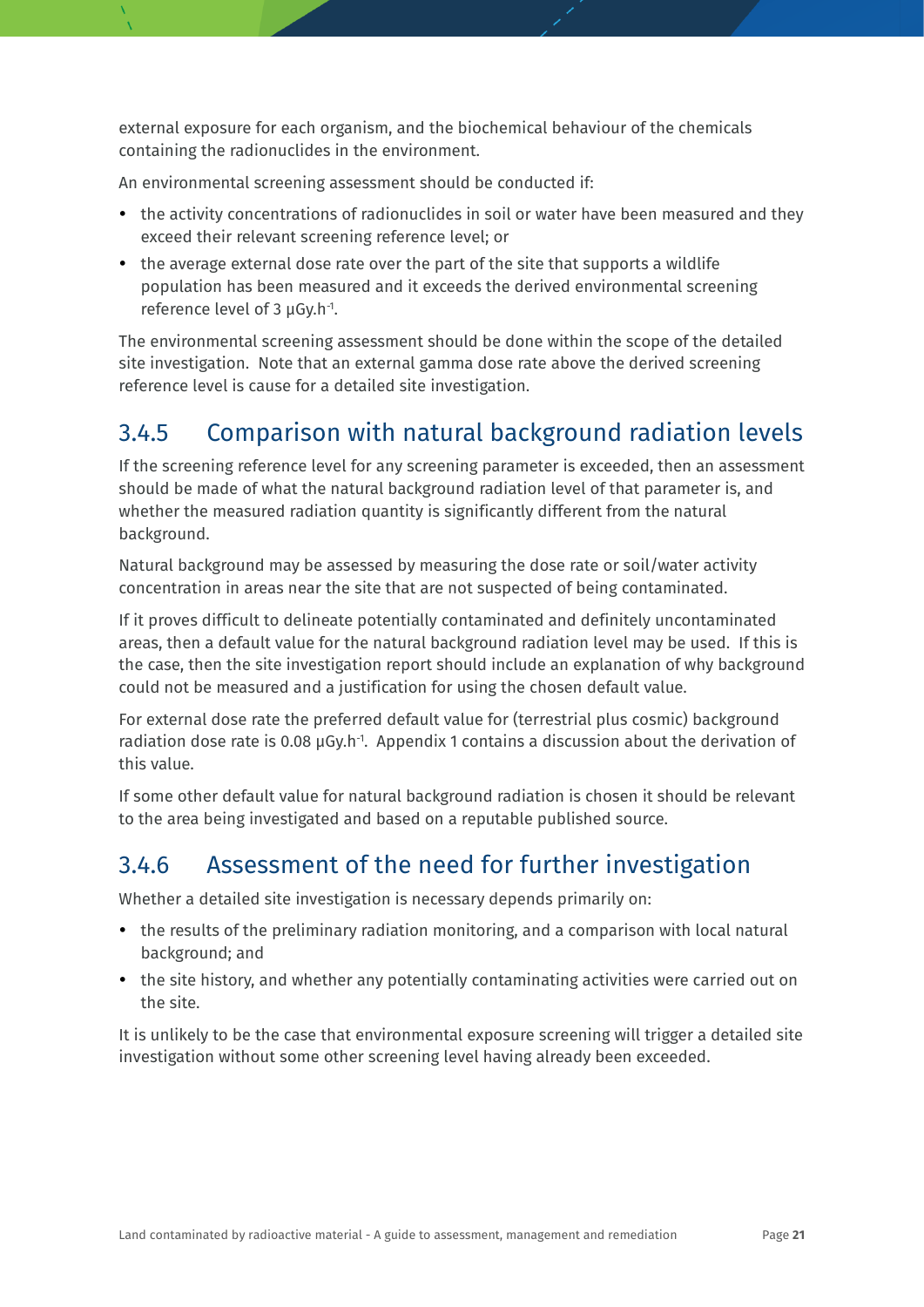external exposure for each organism, and the biochemical behaviour of the chemicals containing the radionuclides in the environment.

An environmental screening assessment should be conducted if:

- the activity concentrations of radionuclides in soil or water have been measured and they exceed their relevant screening reference level; or
- the average external dose rate over the part of the site that supports a wildlife population has been measured and it exceeds the derived environmental screening reference level of 3 $\mu Gy.h^{-1}$.

The environmental screening assessment should be done within the scope of the detailed site investigation. Note that an external gamma dose rate above the derived screening reference level is cause for a detailed site investigation.

### 3.4.5 Comparison with natural background radiation levels

If the screening reference level for any screening parameter is exceeded, then an assessment should be made of what the natural background radiation level of that parameter is, and whether the measured radiation quantity is significantly different from the natural background.

Natural background may be assessed by measuring the dose rate or soil/water activity concentration in areas near the site that are not suspected of being contaminated.

If it proves difficult to delineate potentially contaminated and definitely uncontaminated areas, then a default value for the natural background radiation level may be used. If this is the case, then the site investigation report should include an explanation of why background could not be measured and a justification for using the chosen default value.

For external dose rate the preferred default value for (terrestrial plus cosmic) background radiation dose rate is 0.08 $\mu Gy.h^{-1}$. Appendix 1 contains a discussion about the derivation of this value.

If some other default value for natural background radiation is chosen it should be relevant to the area being investigated and based on a reputable published source.

### 3.4.6 Assessment of the need for further investigation

Whether a detailed site investigation is necessary depends primarily on:

- the results of the preliminary radiation monitoring, and a comparison with local natural background; and
- the site history, and whether any potentially contaminating activities were carried out on the site.

It is unlikely to be the case that environmental exposure screening will trigger a detailed site investigation without some other screening level having already been exceeded.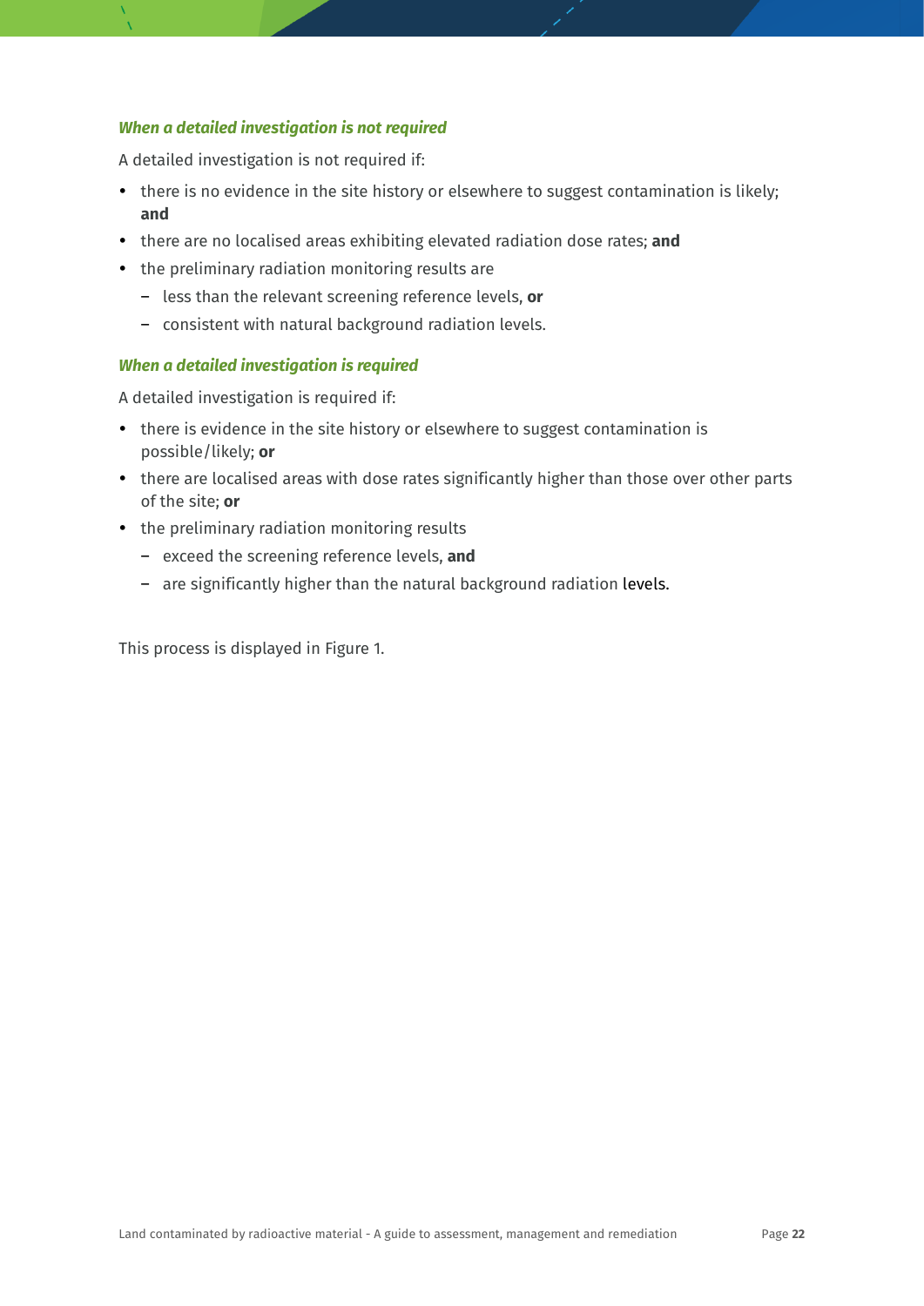#### *When a detailed investigation is not required*

A detailed investigation is not required if:

- there is no evidence in the site history or elsewhere to suggest contamination is likely; **and**
- there are no localised areas exhibiting elevated radiation dose rates; **and**
- the preliminary radiation monitoring results are
  - less than the relevant screening reference levels, **or**
  - consistent with natural background radiation levels.

#### *When a detailed investigation is required*

A detailed investigation is required if:

- there is evidence in the site history or elsewhere to suggest contamination is possible/likely; **or**
- there are localised areas with dose rates significantly higher than those over other parts of the site; **or**
- the preliminary radiation monitoring results
  - exceed the screening reference levels, **and**
  - are significantly higher than the natural background radiation levels.

This process is displayed in Figure 1.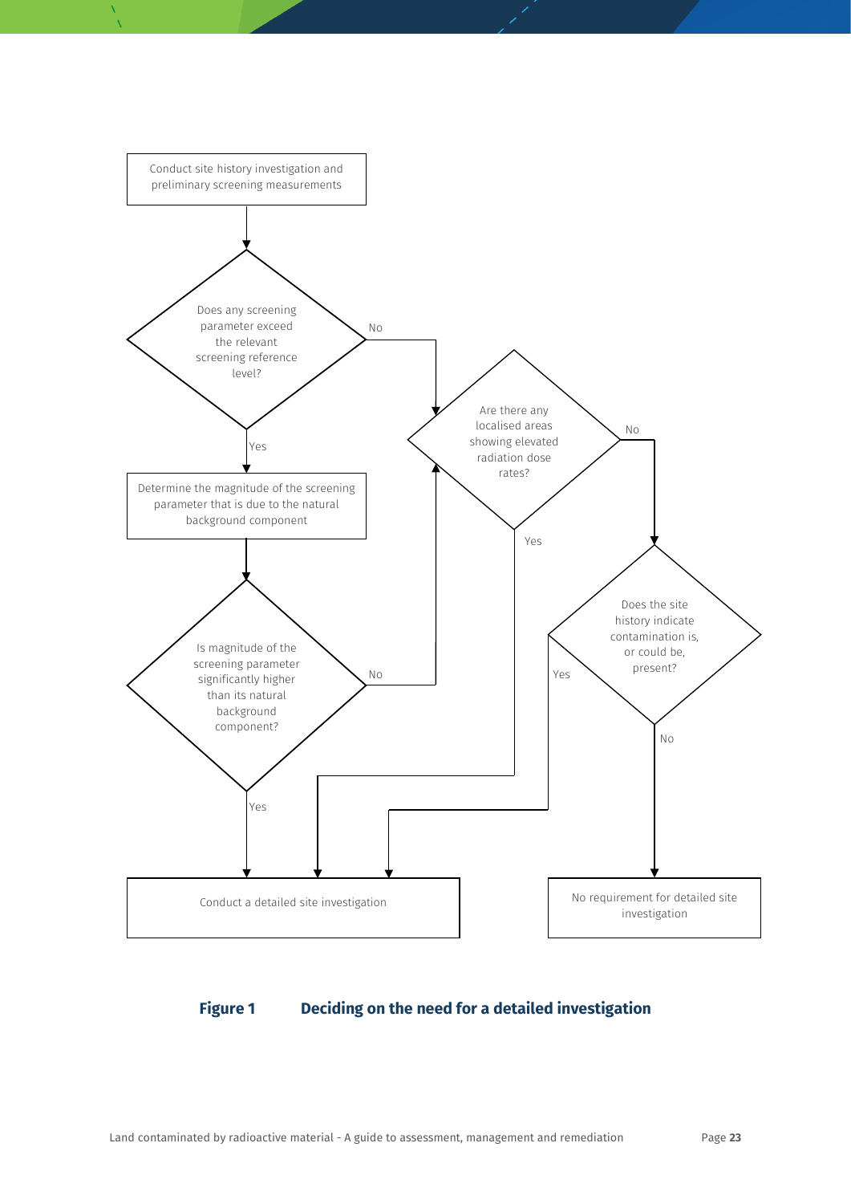Conduct site history investigation and preliminary screening measurements

Does any screening parameter exceed the relevant screening reference level?

No

Yes

Determine the magnitude of the screening parameter that is due to the natural background component

Is magnitude of the screening parameter significantly higher than its natural background component?

No

Yes

Are there any localised areas showing elevated radiation dose rates?

No

Yes

Does the site history indicate contamination is, or could be, present?

Yes

No

Conduct a detailed site investigation

No requirement for detailed site investigation

**Figure 1 Deciding on the need for a detailed investigation**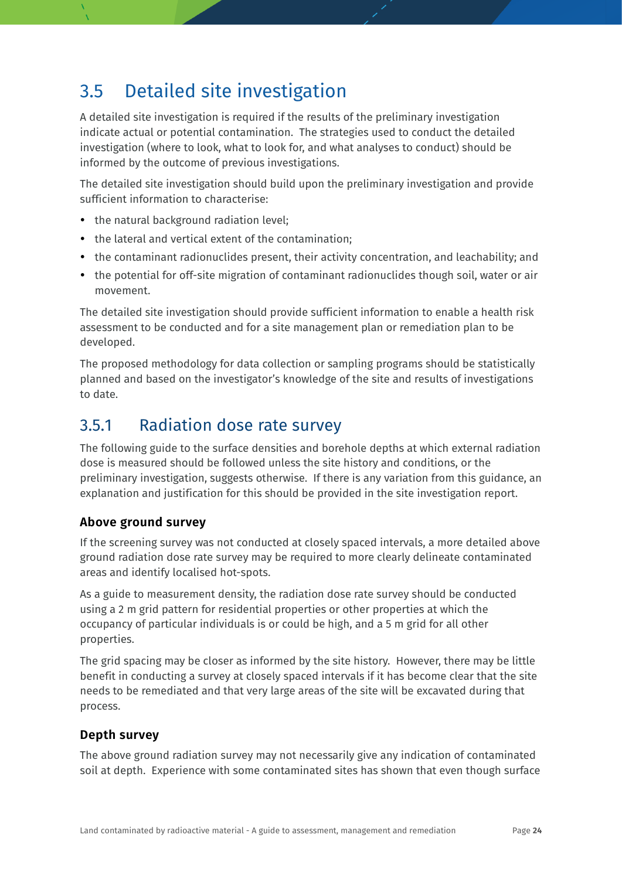## 3.5 Detailed site investigation

A detailed site investigation is required if the results of the preliminary investigation indicate actual or potential contamination. The strategies used to conduct the detailed investigation (where to look, what to look for, and what analyses to conduct) should be informed by the outcome of previous investigations.

The detailed site investigation should build upon the preliminary investigation and provide sufficient information to characterise:

- the natural background radiation level;
- the lateral and vertical extent of the contamination;
- the contaminant radionuclides present, their activity concentration, and leachability; and
- the potential for off-site migration of contaminant radionuclides though soil, water or air movement.

The detailed site investigation should provide sufficient information to enable a health risk assessment to be conducted and for a site management plan or remediation plan to be developed.

The proposed methodology for data collection or sampling programs should be statistically planned and based on the investigator's knowledge of the site and results of investigations to date.

### 3.5.1 Radiation dose rate survey

The following guide to the surface densities and borehole depths at which external radiation dose is measured should be followed unless the site history and conditions, or the preliminary investigation, suggests otherwise. If there is any variation from this guidance, an explanation and justification for this should be provided in the site investigation report.

#### Above ground survey

If the screening survey was not conducted at closely spaced intervals, a more detailed above ground radiation dose rate survey may be required to more clearly delineate contaminated areas and identify localised hot-spots.

As a guide to measurement density, the radiation dose rate survey should be conducted using a 2 m grid pattern for residential properties or other properties at which the occupancy of particular individuals is or could be high, and a 5 m grid for all other properties.

The grid spacing may be closer as informed by the site history. However, there may be little benefit in conducting a survey at closely spaced intervals if it has become clear that the site needs to be remediated and that very large areas of the site will be excavated during that process.

#### Depth survey

The above ground radiation survey may not necessarily give any indication of contaminated soil at depth. Experience with some contaminated sites has shown that even though surface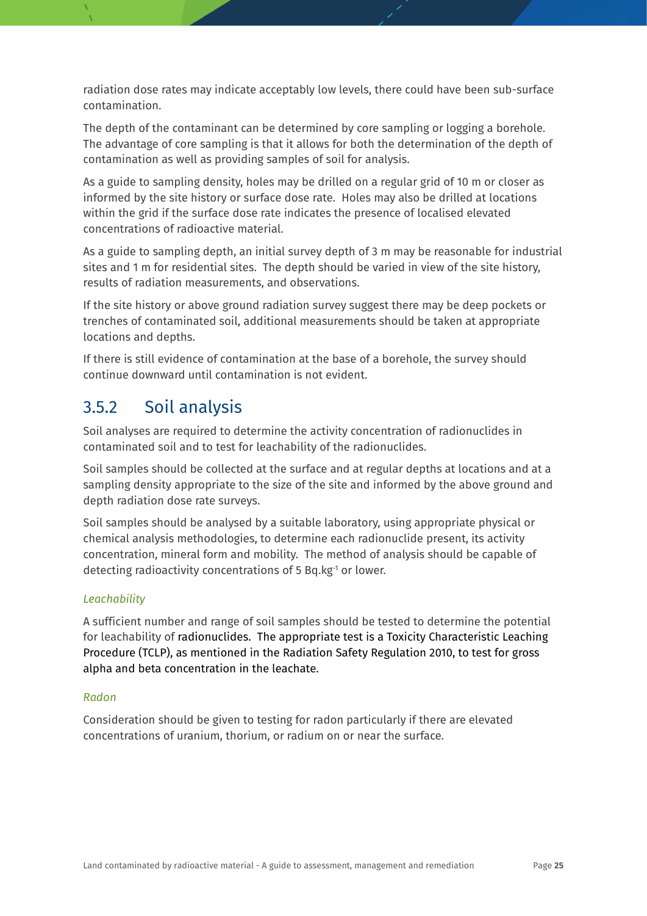radiation dose rates may indicate acceptably low levels, there could have been sub-surface contamination.

The depth of the contaminant can be determined by core sampling or logging a borehole. The advantage of core sampling is that it allows for both the determination of the depth of contamination as well as providing samples of soil for analysis.

As a guide to sampling density, holes may be drilled on a regular grid of 10 m or closer as informed by the site history or surface dose rate. Holes may also be drilled at locations within the grid if the surface dose rate indicates the presence of localised elevated concentrations of radioactive material.

As a guide to sampling depth, an initial survey depth of 3 m may be reasonable for industrial sites and 1 m for residential sites. The depth should be varied in view of the site history, results of radiation measurements, and observations.

If the site history or above ground radiation survey suggest there may be deep pockets or trenches of contaminated soil, additional measurements should be taken at appropriate locations and depths.

If there is still evidence of contamination at the base of a borehole, the survey should continue downward until contamination is not evident.

### 3.5.2 Soil analysis

Soil analyses are required to determine the activity concentration of radionuclides in contaminated soil and to test for leachability of the radionuclides.

Soil samples should be collected at the surface and at regular depths at locations and at a sampling density appropriate to the size of the site and informed by the above ground and depth radiation dose rate surveys.

Soil samples should be analysed by a suitable laboratory, using appropriate physical or chemical analysis methodologies, to determine each radionuclide present, its activity concentration, mineral form and mobility. The method of analysis should be capable of detecting radioactivity concentrations of 5 $Bq.kg^{-1}$ or lower.

*Leachability*

A sufficient number and range of soil samples should be tested to determine the potential for leachability of radionuclides. The appropriate test is a Toxicity Characteristic Leaching Procedure (TCLP), as mentioned in the Radiation Safety Regulation 2010, to test for gross alpha and beta concentration in the leachate.

*Radon*

Consideration should be given to testing for radon particularly if there are elevated concentrations of uranium, thorium, or radium on or near the surface.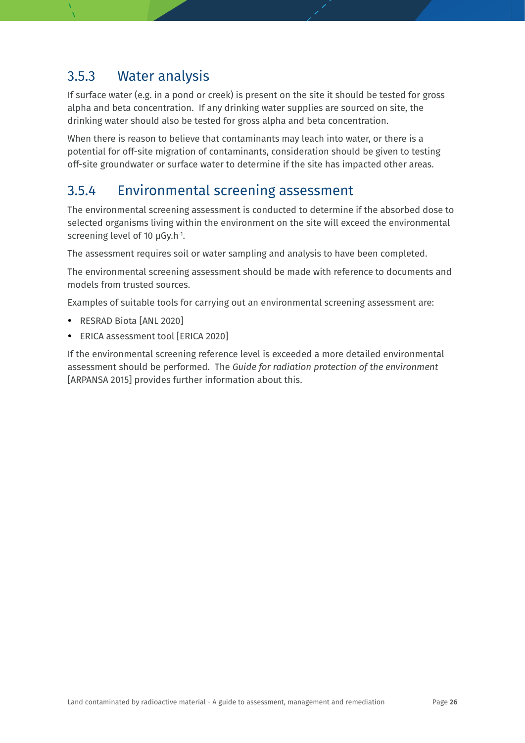### 3.5.3 Water analysis

If surface water (e.g. in a pond or creek) is present on the site it should be tested for gross alpha and beta concentration. If any drinking water supplies are sourced on site, the drinking water should also be tested for gross alpha and beta concentration.

When there is reason to believe that contaminants may leach into water, or there is a potential for off-site migration of contaminants, consideration should be given to testing off-site groundwater or surface water to determine if the site has impacted other areas.

### 3.5.4 Environmental screening assessment

The environmental screening assessment is conducted to determine if the absorbed dose to selected organisms living within the environment on the site will exceed the environmental screening level of 10 $\mu Gy.h^{-1}$.

The assessment requires soil or water sampling and analysis to have been completed.

The environmental screening assessment should be made with reference to documents and models from trusted sources.

Examples of suitable tools for carrying out an environmental screening assessment are:

- RESRAD Biota [ANL 2020]
- ERICA assessment tool [ERICA 2020]

If the environmental screening reference level is exceeded a more detailed environmental assessment should be performed. The *Guide for radiation protection of the environment* [ARPANSA 2015] provides further information about this.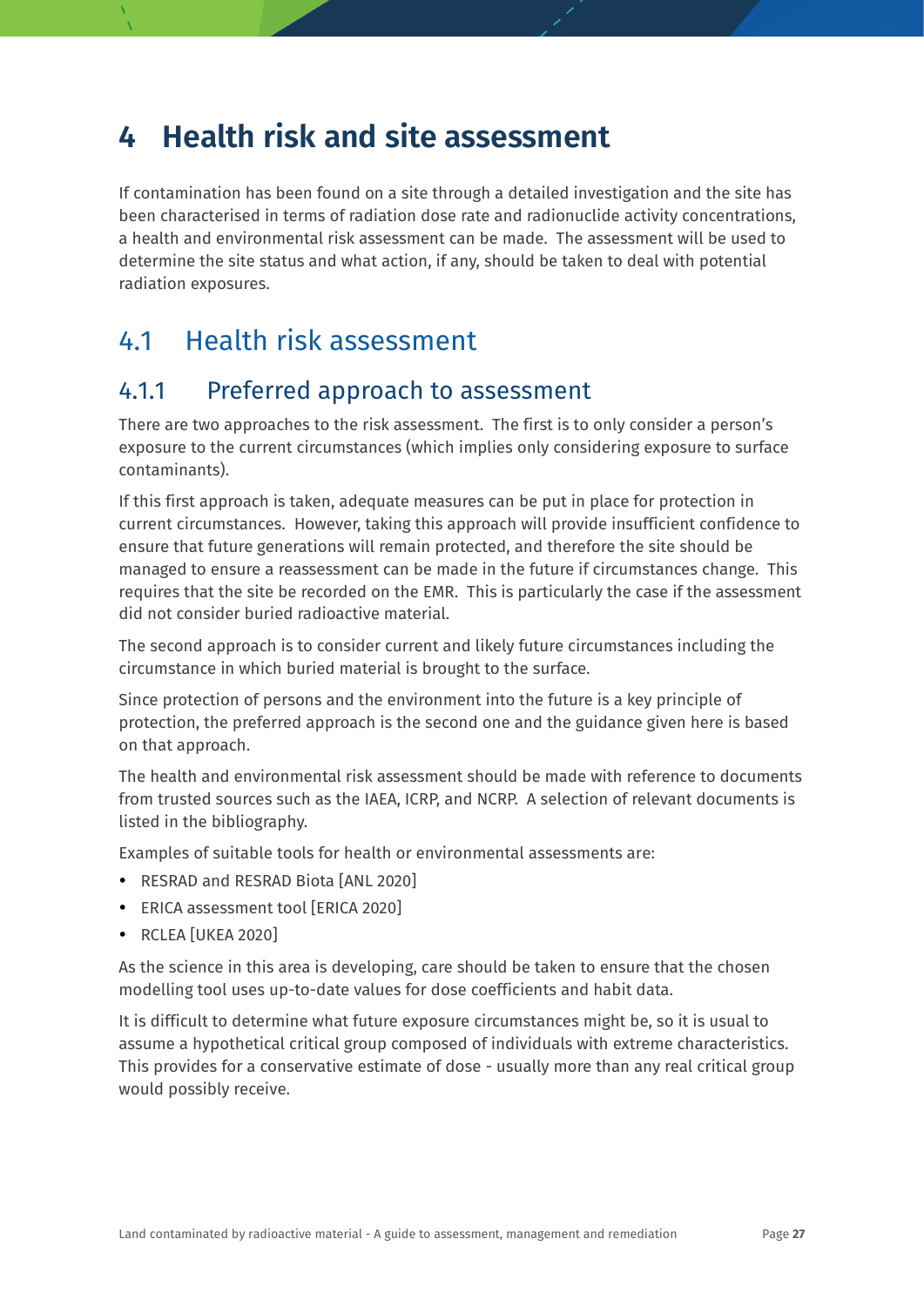# 4 Health risk and site assessment

If contamination has been found on a site through a detailed investigation and the site has been characterised in terms of radiation dose rate and radionuclide activity concentrations, a health and environmental risk assessment can be made. The assessment will be used to determine the site status and what action, if any, should be taken to deal with potential radiation exposures.

## 4.1 Health risk assessment

### 4.1.1 Preferred approach to assessment

There are two approaches to the risk assessment. The first is to only consider a person's exposure to the current circumstances (which implies only considering exposure to surface contaminants).

If this first approach is taken, adequate measures can be put in place for protection in current circumstances. However, taking this approach will provide insufficient confidence to ensure that future generations will remain protected, and therefore the site should be managed to ensure a reassessment can be made in the future if circumstances change. This requires that the site be recorded on the EMR. This is particularly the case if the assessment did not consider buried radioactive material.

The second approach is to consider current and likely future circumstances including the circumstance in which buried material is brought to the surface.

Since protection of persons and the environment into the future is a key principle of protection, the preferred approach is the second one and the guidance given here is based on that approach.

The health and environmental risk assessment should be made with reference to documents from trusted sources such as the IAEA, ICRP, and NCRP. A selection of relevant documents is listed in the bibliography.

Examples of suitable tools for health or environmental assessments are:

- RESRAD and RESRAD Biota [ANL 2020]
- ERICA assessment tool [ERICA 2020]
- RCLEA [UKEA 2020]

As the science in this area is developing, care should be taken to ensure that the chosen modelling tool uses up-to-date values for dose coefficients and habit data.

It is difficult to determine what future exposure circumstances might be, so it is usual to assume a hypothetical critical group composed of individuals with extreme characteristics. This provides for a conservative estimate of dose - usually more than any real critical group would possibly receive.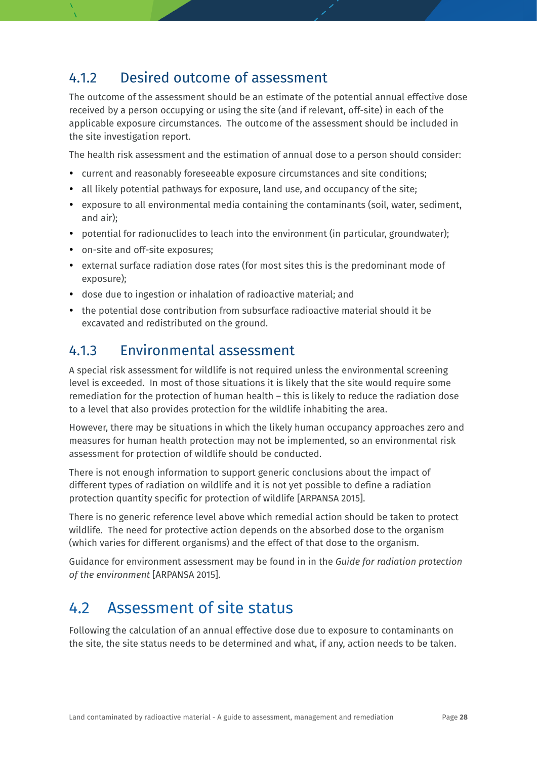### 4.1.2 Desired outcome of assessment

The outcome of the assessment should be an estimate of the potential annual effective dose received by a person occupying or using the site (and if relevant, off-site) in each of the applicable exposure circumstances. The outcome of the assessment should be included in the site investigation report.

The health risk assessment and the estimation of annual dose to a person should consider:

- current and reasonably foreseeable exposure circumstances and site conditions;
- all likely potential pathways for exposure, land use, and occupancy of the site;
- exposure to all environmental media containing the contaminants (soil, water, sediment, and air);
- potential for radionuclides to leach into the environment (in particular, groundwater);
- on-site and off-site exposures;
- external surface radiation dose rates (for most sites this is the predominant mode of exposure);
- dose due to ingestion or inhalation of radioactive material; and
- the potential dose contribution from subsurface radioactive material should it be excavated and redistributed on the ground.

### 4.1.3 Environmental assessment

A special risk assessment for wildlife is not required unless the environmental screening level is exceeded. In most of those situations it is likely that the site would require some remediation for the protection of human health – this is likely to reduce the radiation dose to a level that also provides protection for the wildlife inhabiting the area.

However, there may be situations in which the likely human occupancy approaches zero and measures for human health protection may not be implemented, so an environmental risk assessment for protection of wildlife should be conducted.

There is not enough information to support generic conclusions about the impact of different types of radiation on wildlife and it is not yet possible to define a radiation protection quantity specific for protection of wildlife [ARPANSA 2015].

There is no generic reference level above which remedial action should be taken to protect wildlife. The need for protective action depends on the absorbed dose to the organism (which varies for different organisms) and the effect of that dose to the organism.

Guidance for environment assessment may be found in in the *Guide for radiation protection of the environment* [ARPANSA 2015].

## 4.2 Assessment of site status

Following the calculation of an annual effective dose due to exposure to contaminants on the site, the site status needs to be determined and what, if any, action needs to be taken.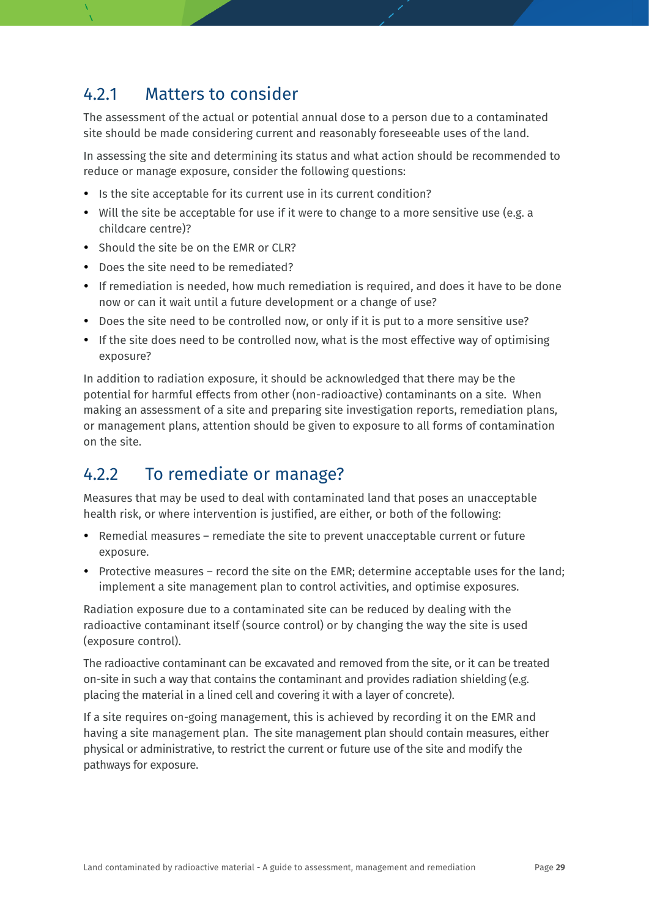### 4.2.1 Matters to consider

The assessment of the actual or potential annual dose to a person due to a contaminated site should be made considering current and reasonably foreseeable uses of the land.

In assessing the site and determining its status and what action should be recommended to reduce or manage exposure, consider the following questions:

- Is the site acceptable for its current use in its current condition?
- Will the site be acceptable for use if it were to change to a more sensitive use (e.g. a childcare centre)?
- Should the site be on the EMR or CLR?
- Does the site need to be remediated?
- If remediation is needed, how much remediation is required, and does it have to be done now or can it wait until a future development or a change of use?
- Does the site need to be controlled now, or only if it is put to a more sensitive use?
- If the site does need to be controlled now, what is the most effective way of optimising exposure?

In addition to radiation exposure, it should be acknowledged that there may be the potential for harmful effects from other (non-radioactive) contaminants on a site. When making an assessment of a site and preparing site investigation reports, remediation plans, or management plans, attention should be given to exposure to all forms of contamination on the site.

### 4.2.2 To remediate or manage?

Measures that may be used to deal with contaminated land that poses an unacceptable health risk, or where intervention is justified, are either, or both of the following:

- Remedial measures – remediate the site to prevent unacceptable current or future exposure.
- Protective measures – record the site on the EMR; determine acceptable uses for the land; implement a site management plan to control activities, and optimise exposures.

Radiation exposure due to a contaminated site can be reduced by dealing with the radioactive contaminant itself (source control) or by changing the way the site is used (exposure control).

The radioactive contaminant can be excavated and removed from the site, or it can be treated on-site in such a way that contains the contaminant and provides radiation shielding (e.g. placing the material in a lined cell and covering it with a layer of concrete).

If a site requires on-going management, this is achieved by recording it on the EMR and having a site management plan. The site management plan should contain measures, either physical or administrative, to restrict the current or future use of the site and modify the pathways for exposure.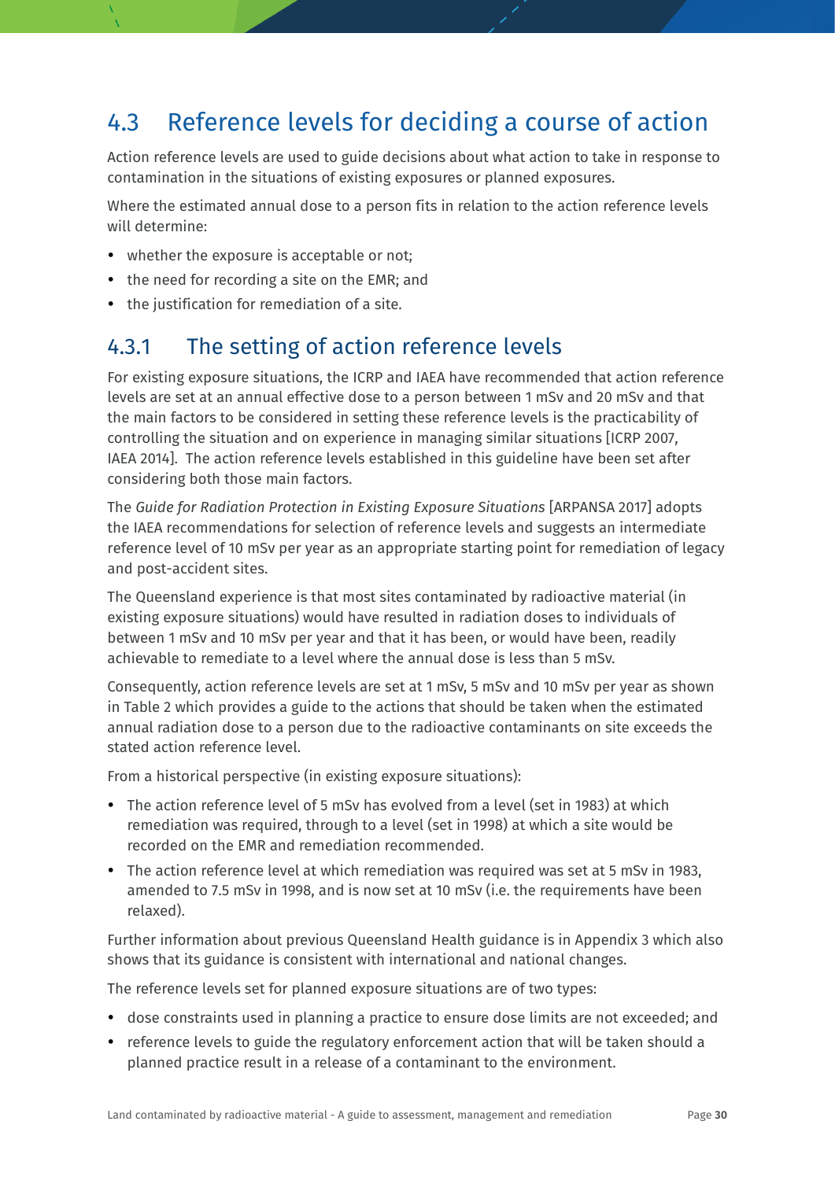## 4.3 Reference levels for deciding a course of action

Action reference levels are used to guide decisions about what action to take in response to contamination in the situations of existing exposures or planned exposures.

Where the estimated annual dose to a person fits in relation to the action reference levels will determine:

- whether the exposure is acceptable or not;
- the need for recording a site on the EMR; and
- the justification for remediation of a site.

### 4.3.1 The setting of action reference levels

For existing exposure situations, the ICRP and IAEA have recommended that action reference levels are set at an annual effective dose to a person between 1 mSv and 20 mSv and that the main factors to be considered in setting these reference levels is the practicability of controlling the situation and on experience in managing similar situations [ICRP 2007, IAEA 2014]. The action reference levels established in this guideline have been set after considering both those main factors.

The *Guide for Radiation Protection in Existing Exposure Situations* [ARPANSA 2017] adopts the IAEA recommendations for selection of reference levels and suggests an intermediate reference level of 10 mSv per year as an appropriate starting point for remediation of legacy and post-accident sites.

The Queensland experience is that most sites contaminated by radioactive material (in existing exposure situations) would have resulted in radiation doses to individuals of between 1 mSv and 10 mSv per year and that it has been, or would have been, readily achievable to remediate to a level where the annual dose is less than 5 mSv.

Consequently, action reference levels are set at 1 mSv, 5 mSv and 10 mSv per year as shown in Table 2 which provides a guide to the actions that should be taken when the estimated annual radiation dose to a person due to the radioactive contaminants on site exceeds the stated action reference level.

From a historical perspective (in existing exposure situations):

- The action reference level of 5 mSv has evolved from a level (set in 1983) at which remediation was required, through to a level (set in 1998) at which a site would be recorded on the EMR and remediation recommended.
- The action reference level at which remediation was required was set at 5 mSv in 1983, amended to 7.5 mSv in 1998, and is now set at 10 mSv (i.e. the requirements have been relaxed).

Further information about previous Queensland Health guidance is in Appendix 3 which also shows that its guidance is consistent with international and national changes.

The reference levels set for planned exposure situations are of two types:

- dose constraints used in planning a practice to ensure dose limits are not exceeded; and
- reference levels to guide the regulatory enforcement action that will be taken should a planned practice result in a release of a contaminant to the environment.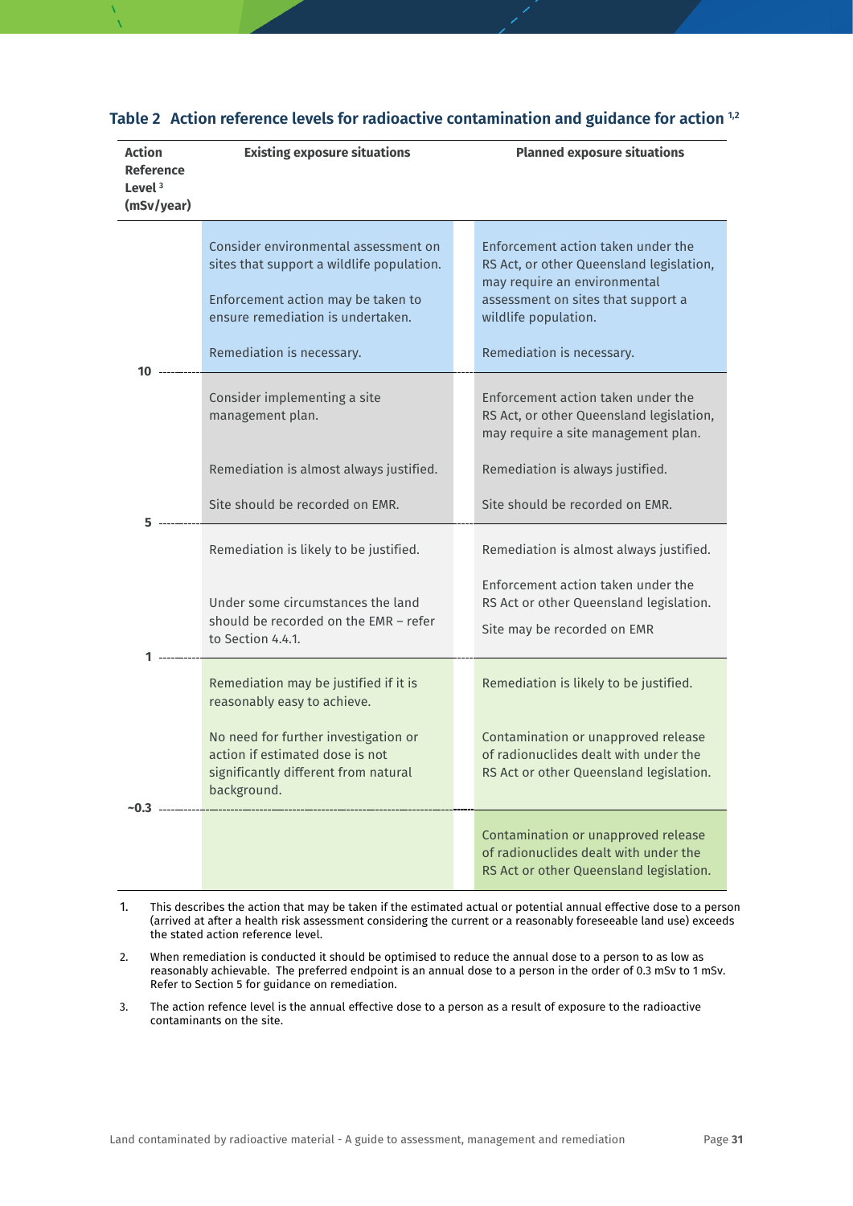## Table 2 Action reference levels for radioactive contamination and guidance for action [1,2]

| Action Reference Level [3] (mSv/year) | Existing exposure situations | Planned exposure situations |
|---|---|---|
| Above 10 | Consider environmental assessment on sites that support a wildlife population.<br><br>Enforcement action may be taken to ensure remediation is undertaken.<br><br>Remediation is necessary. | Enforcement action taken under the RS Act, or other Queensland legislation, may require an environmental assessment on sites that support a wildlife population.<br><br>Remediation is necessary. |
| 10 | | |
| 5 to 10 | Consider implementing a site management plan.<br><br>Remediation is almost always justified.<br><br>Site should be recorded on EMR. | Enforcement action taken under the RS Act, or other Queensland legislation, may require a site management plan.<br><br>Remediation is always justified.<br><br>Site should be recorded on EMR. |
| 5 | | |
| 1 to 5 | Remediation is likely to be justified.<br><br>Under some circumstances the land should be recorded on the EMR – refer to Section 4.4.1. | Remediation is almost always justified.<br><br>Enforcement action taken under the RS Act or other Queensland legislation.<br><br>Site may be recorded on EMR |
| 1 | | |
| ~0.3 to 1 | Remediation may be justified if it is reasonably easy to achieve.<br><br>No need for further investigation or action if estimated dose is not significantly different from natural background. | Remediation is likely to be justified.<br><br>Contamination or unapproved release of radionuclides dealt with under the RS Act or other Queensland legislation. |
| ~0.3 | | |
| Below ~0.3 | | Contamination or unapproved release of radionuclides dealt with under the RS Act or other Queensland legislation. |

1. This describes the action that may be taken if the estimated actual or potential annual effective dose to a person (arrived at after a health risk assessment considering the current or a reasonably foreseeable land use) exceeds the stated action reference level.

2. When remediation is conducted it should be optimised to reduce the annual dose to a person to as low as reasonably achievable. The preferred endpoint is an annual dose to a person in the order of 0.3 mSv to 1 mSv. Refer to Section 5 for guidance on remediation.

3. The action refence level is the annual effective dose to a person as a result of exposure to the radioactive contaminants on the site.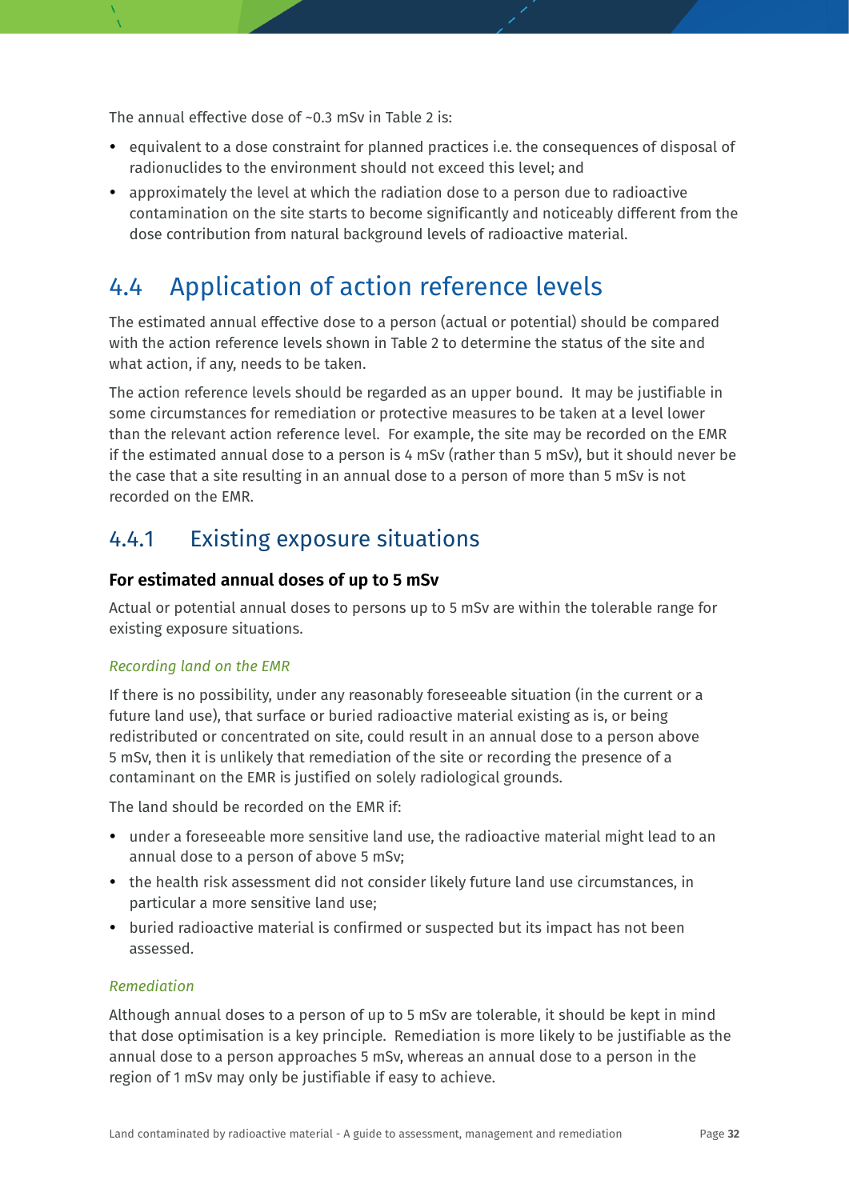The annual effective dose of ~0.3 mSv in Table 2 is:

- equivalent to a dose constraint for planned practices i.e. the consequences of disposal of radionuclides to the environment should not exceed this level; and
- approximately the level at which the radiation dose to a person due to radioactive contamination on the site starts to become significantly and noticeably different from the dose contribution from natural background levels of radioactive material.

## 4.4 Application of action reference levels

The estimated annual effective dose to a person (actual or potential) should be compared with the action reference levels shown in Table 2 to determine the status of the site and what action, if any, needs to be taken.

The action reference levels should be regarded as an upper bound. It may be justifiable in some circumstances for remediation or protective measures to be taken at a level lower than the relevant action reference level. For example, the site may be recorded on the EMR if the estimated annual dose to a person is 4 mSv (rather than 5 mSv), but it should never be the case that a site resulting in an annual dose to a person of more than 5 mSv is not recorded on the EMR.

### 4.4.1 Existing exposure situations

**For estimated annual doses of up to 5 mSv**

Actual or potential annual doses to persons up to 5 mSv are within the tolerable range for existing exposure situations.

*Recording land on the EMR*

If there is no possibility, under any reasonably foreseeable situation (in the current or a future land use), that surface or buried radioactive material existing as is, or being redistributed or concentrated on site, could result in an annual dose to a person above 5 mSv, then it is unlikely that remediation of the site or recording the presence of a contaminant on the EMR is justified on solely radiological grounds.

The land should be recorded on the EMR if:

- under a foreseeable more sensitive land use, the radioactive material might lead to an annual dose to a person of above 5 mSv;
- the health risk assessment did not consider likely future land use circumstances, in particular a more sensitive land use;
- buried radioactive material is confirmed or suspected but its impact has not been assessed.

*Remediation*

Although annual doses to a person of up to 5 mSv are tolerable, it should be kept in mind that dose optimisation is a key principle. Remediation is more likely to be justifiable as the annual dose to a person approaches 5 mSv, whereas an annual dose to a person in the region of 1 mSv may only be justifiable if easy to achieve.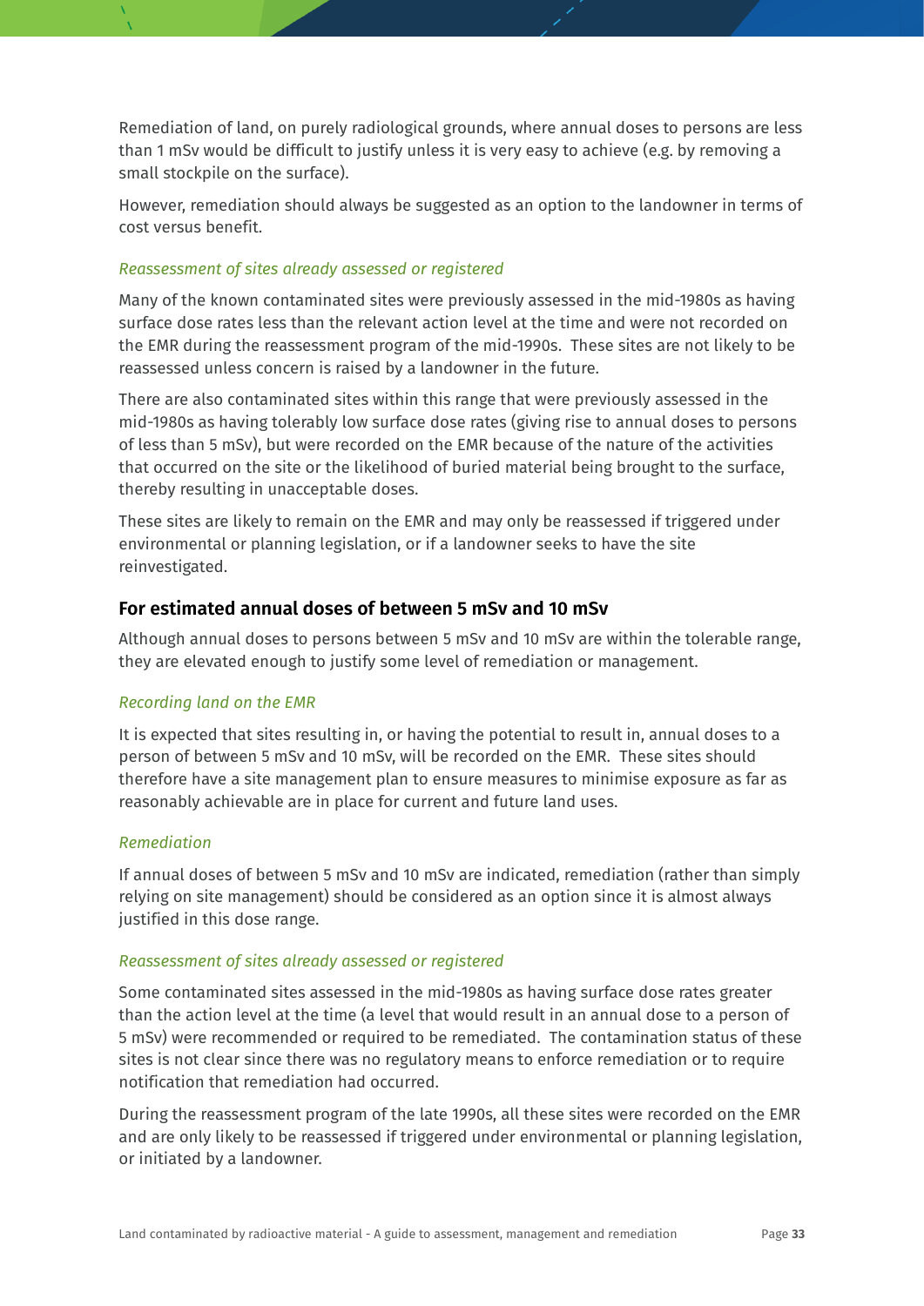Remediation of land, on purely radiological grounds, where annual doses to persons are less than 1 mSv would be difficult to justify unless it is very easy to achieve (e.g. by removing a small stockpile on the surface).

However, remediation should always be suggested as an option to the landowner in terms of cost versus benefit.

*Reassessment of sites already assessed or registered*

Many of the known contaminated sites were previously assessed in the mid-1980s as having surface dose rates less than the relevant action level at the time and were not recorded on the EMR during the reassessment program of the mid-1990s. These sites are not likely to be reassessed unless concern is raised by a landowner in the future.

There are also contaminated sites within this range that were previously assessed in the mid-1980s as having tolerably low surface dose rates (giving rise to annual doses to persons of less than 5 mSv), but were recorded on the EMR because of the nature of the activities that occurred on the site or the likelihood of buried material being brought to the surface, thereby resulting in unacceptable doses.

These sites are likely to remain on the EMR and may only be reassessed if triggered under environmental or planning legislation, or if a landowner seeks to have the site reinvestigated.

### For estimated annual doses of between 5 mSv and 10 mSv

Although annual doses to persons between 5 mSv and 10 mSv are within the tolerable range, they are elevated enough to justify some level of remediation or management.

*Recording land on the EMR*

It is expected that sites resulting in, or having the potential to result in, annual doses to a person of between 5 mSv and 10 mSv, will be recorded on the EMR. These sites should therefore have a site management plan to ensure measures to minimise exposure as far as reasonably achievable are in place for current and future land uses.

*Remediation*

If annual doses of between 5 mSv and 10 mSv are indicated, remediation (rather than simply relying on site management) should be considered as an option since it is almost always justified in this dose range.

*Reassessment of sites already assessed or registered*

Some contaminated sites assessed in the mid-1980s as having surface dose rates greater than the action level at the time (a level that would result in an annual dose to a person of 5 mSv) were recommended or required to be remediated. The contamination status of these sites is not clear since there was no regulatory means to enforce remediation or to require notification that remediation had occurred.

During the reassessment program of the late 1990s, all these sites were recorded on the EMR and are only likely to be reassessed if triggered under environmental or planning legislation, or initiated by a landowner.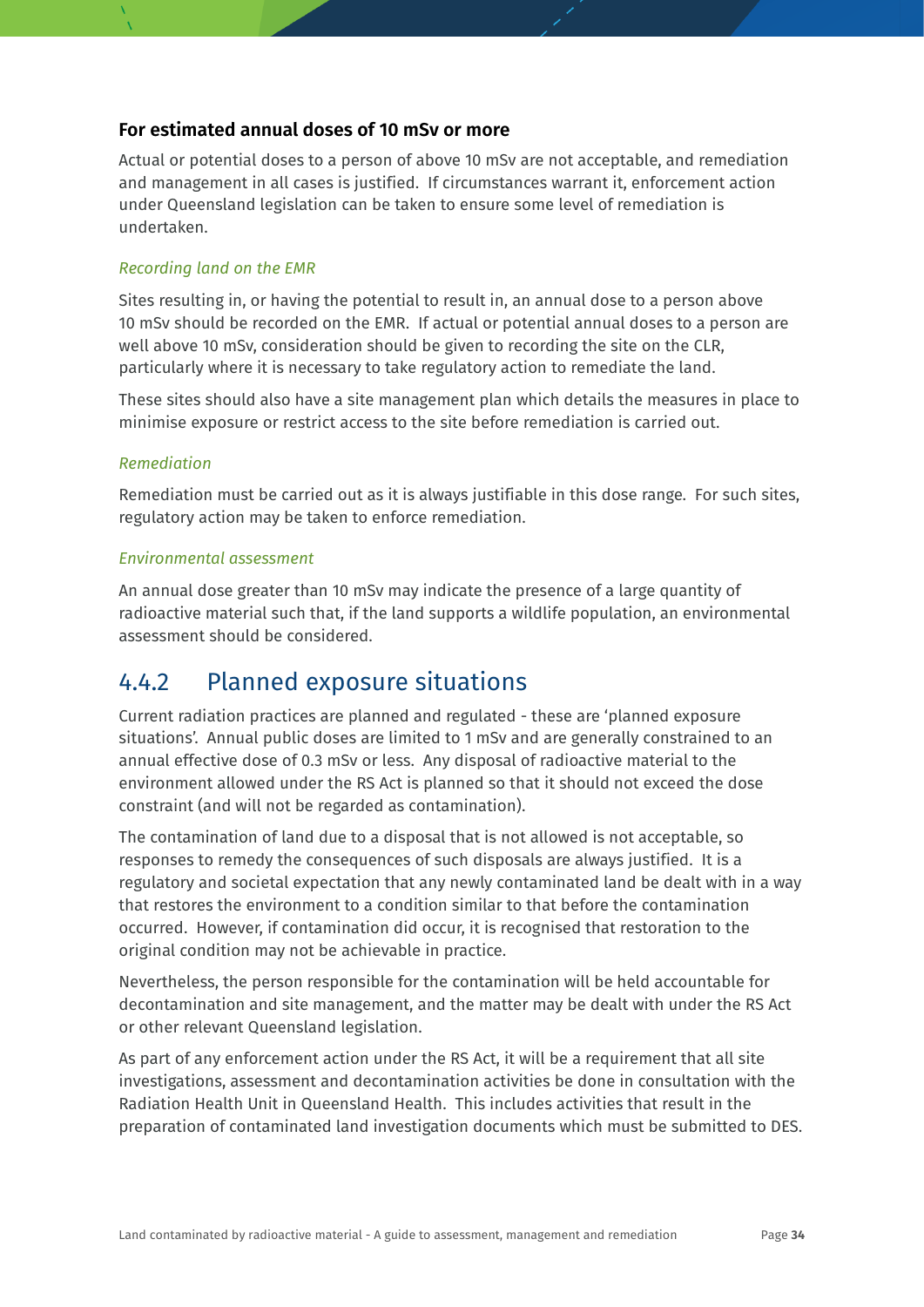#### For estimated annual doses of 10 mSv or more

Actual or potential doses to a person of above 10 mSv are not acceptable, and remediation and management in all cases is justified. If circumstances warrant it, enforcement action under Queensland legislation can be taken to ensure some level of remediation is undertaken.

*Recording land on the EMR*

Sites resulting in, or having the potential to result in, an annual dose to a person above 10 mSv should be recorded on the EMR. If actual or potential annual doses to a person are well above 10 mSv, consideration should be given to recording the site on the CLR, particularly where it is necessary to take regulatory action to remediate the land.

These sites should also have a site management plan which details the measures in place to minimise exposure or restrict access to the site before remediation is carried out.

*Remediation*

Remediation must be carried out as it is always justifiable in this dose range. For such sites, regulatory action may be taken to enforce remediation.

*Environmental assessment*

An annual dose greater than 10 mSv may indicate the presence of a large quantity of radioactive material such that, if the land supports a wildlife population, an environmental assessment should be considered.

### 4.4.2 Planned exposure situations

Current radiation practices are planned and regulated - these are 'planned exposure situations'. Annual public doses are limited to 1 mSv and are generally constrained to an annual effective dose of 0.3 mSv or less. Any disposal of radioactive material to the environment allowed under the RS Act is planned so that it should not exceed the dose constraint (and will not be regarded as contamination).

The contamination of land due to a disposal that is not allowed is not acceptable, so responses to remedy the consequences of such disposals are always justified. It is a regulatory and societal expectation that any newly contaminated land be dealt with in a way that restores the environment to a condition similar to that before the contamination occurred. However, if contamination did occur, it is recognised that restoration to the original condition may not be achievable in practice.

Nevertheless, the person responsible for the contamination will be held accountable for decontamination and site management, and the matter may be dealt with under the RS Act or other relevant Queensland legislation.

As part of any enforcement action under the RS Act, it will be a requirement that all site investigations, assessment and decontamination activities be done in consultation with the Radiation Health Unit in Queensland Health. This includes activities that result in the preparation of contaminated land investigation documents which must be submitted to DES.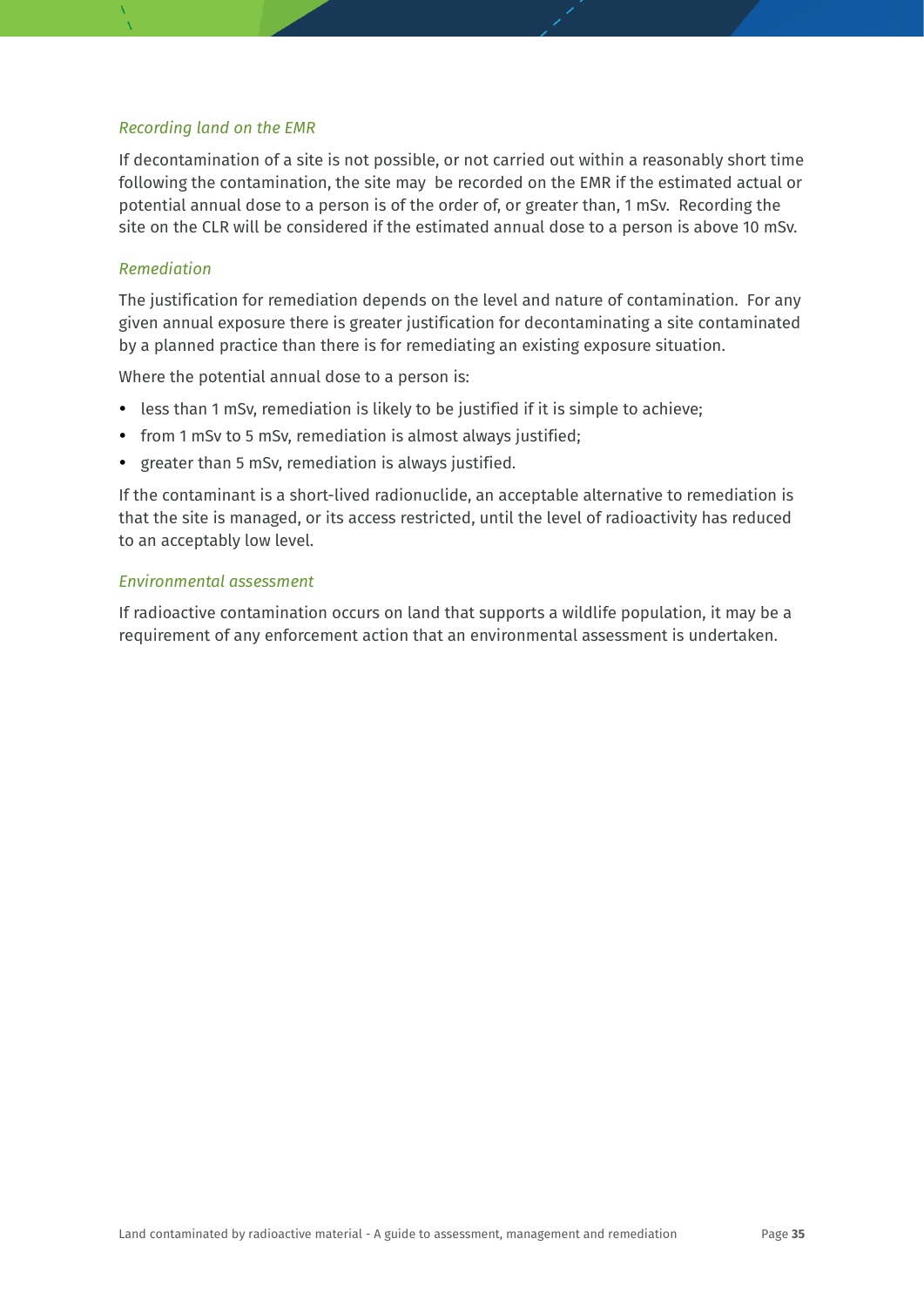*Recording land on the EMR*

If decontamination of a site is not possible, or not carried out within a reasonably short time following the contamination, the site may be recorded on the EMR if the estimated actual or potential annual dose to a person is of the order of, or greater than, 1 mSv. Recording the site on the CLR will be considered if the estimated annual dose to a person is above 10 mSv.

*Remediation*

The justification for remediation depends on the level and nature of contamination. For any given annual exposure there is greater justification for decontaminating a site contaminated by a planned practice than there is for remediating an existing exposure situation.

Where the potential annual dose to a person is:

- less than 1 mSv, remediation is likely to be justified if it is simple to achieve;
- from 1 mSv to 5 mSv, remediation is almost always justified;
- greater than 5 mSv, remediation is always justified.

If the contaminant is a short-lived radionuclide, an acceptable alternative to remediation is that the site is managed, or its access restricted, until the level of radioactivity has reduced to an acceptably low level.

*Environmental assessment*

If radioactive contamination occurs on land that supports a wildlife population, it may be a requirement of any enforcement action that an environmental assessment is undertaken.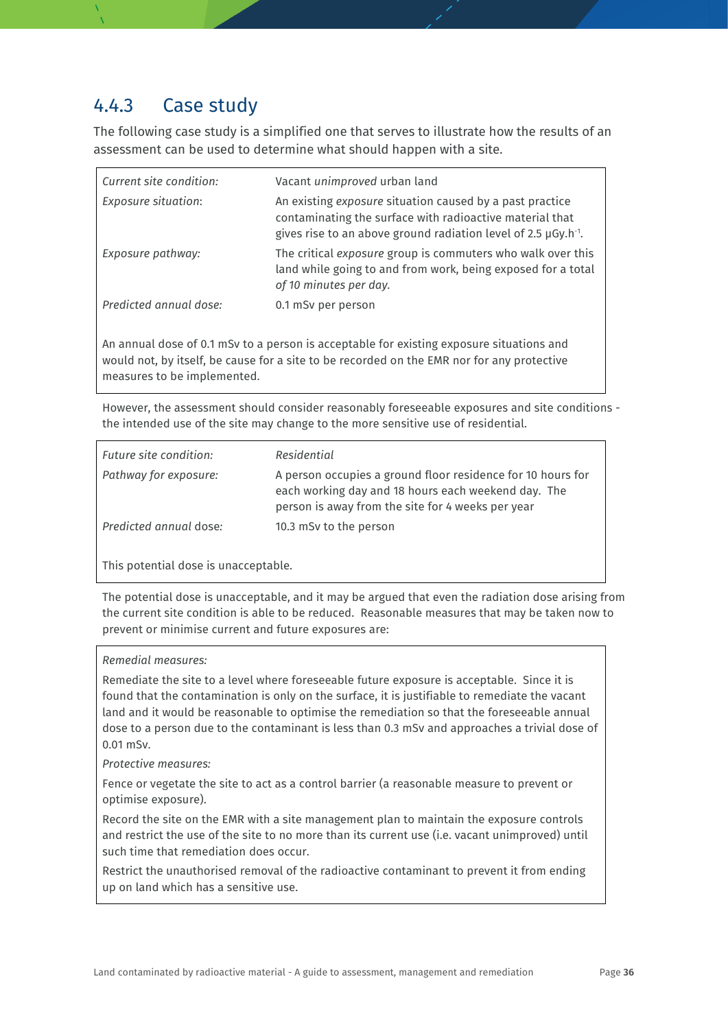### 4.4.3 Case study

The following case study is a simplified one that serves to illustrate how the results of an assessment can be used to determine what should happen with a site.

| | |
|---|---|
| *Current site condition:* | Vacant *unimproved* urban land |
| *Exposure situation*: | An existing *exposure* situation caused by a past practice contaminating the surface with radioactive material that gives rise to an above ground radiation level of 2.5 $\mu Gy.h^{-1}$. |
| *Exposure pathway:* | The critical *exposure* group is commuters who walk over this land while going to and from work, being exposed for a total *of 10 minutes per day.* |
| *Predicted annual dose:* | 0.1 mSv per person |

An annual dose of 0.1 mSv to a person is acceptable for existing exposure situations and would not, by itself, be cause for a site to be recorded on the EMR nor for any protective measures to be implemented.

However, the assessment should consider reasonably foreseeable exposures and site conditions - the intended use of the site may change to the more sensitive use of residential.

| | |
|---|---|
| *Future site condition:* | *Residential* |
| *Pathway for exposure:* | A person occupies a ground floor residence for 10 hours for each working day and 18 hours each weekend day. The person is away from the site for 4 weeks per year |
| *Predicted annual* dose: | 10.3 mSv to the person |

This potential dose is unacceptable.

The potential dose is unacceptable, and it may be argued that even the radiation dose arising from the current site condition is able to be reduced. Reasonable measures that may be taken now to prevent or minimise current and future exposures are:

*Remedial measures:*

Remediate the site to a level where foreseeable future exposure is acceptable. Since it is found that the contamination is only on the surface, it is justifiable to remediate the vacant land and it would be reasonable to optimise the remediation so that the foreseeable annual dose to a person due to the contaminant is less than 0.3 mSv and approaches a trivial dose of 0.01 mSv.

*Protective measures:*

Fence or vegetate the site to act as a control barrier (a reasonable measure to prevent or optimise exposure).

Record the site on the EMR with a site management plan to maintain the exposure controls and restrict the use of the site to no more than its current use (i.e. vacant unimproved) until such time that remediation does occur.

Restrict the unauthorised removal of the radioactive contaminant to prevent it from ending up on land which has a sensitive use.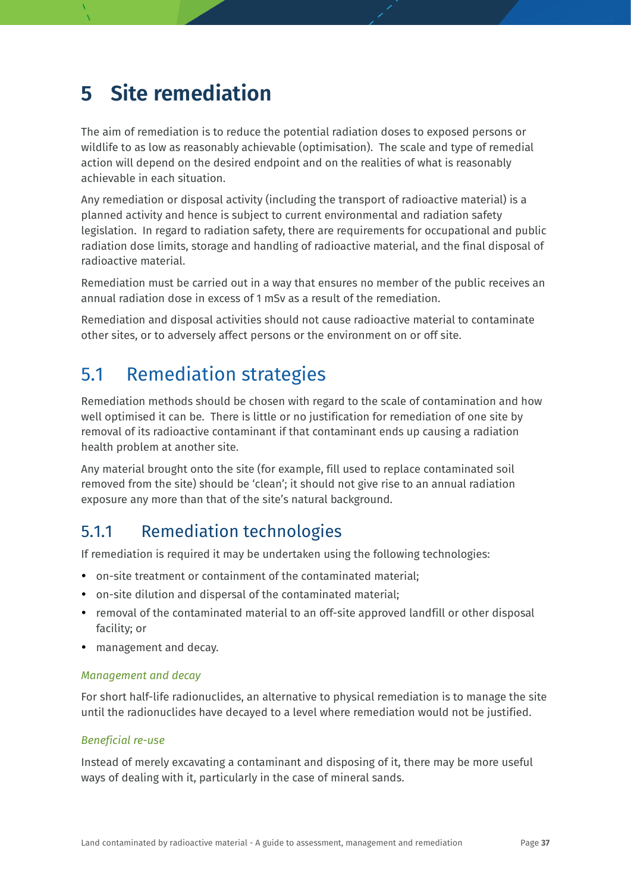# 5 Site remediation

The aim of remediation is to reduce the potential radiation doses to exposed persons or wildlife to as low as reasonably achievable (optimisation). The scale and type of remedial action will depend on the desired endpoint and on the realities of what is reasonably achievable in each situation.

Any remediation or disposal activity (including the transport of radioactive material) is a planned activity and hence is subject to current environmental and radiation safety legislation. In regard to radiation safety, there are requirements for occupational and public radiation dose limits, storage and handling of radioactive material, and the final disposal of radioactive material.

Remediation must be carried out in a way that ensures no member of the public receives an annual radiation dose in excess of 1 mSv as a result of the remediation.

Remediation and disposal activities should not cause radioactive material to contaminate other sites, or to adversely affect persons or the environment on or off site.

## 5.1 Remediation strategies

Remediation methods should be chosen with regard to the scale of contamination and how well optimised it can be. There is little or no justification for remediation of one site by removal of its radioactive contaminant if that contaminant ends up causing a radiation health problem at another site.

Any material brought onto the site (for example, fill used to replace contaminated soil removed from the site) should be 'clean'; it should not give rise to an annual radiation exposure any more than that of the site's natural background.

### 5.1.1 Remediation technologies

If remediation is required it may be undertaken using the following technologies:

- on-site treatment or containment of the contaminated material;
- on-site dilution and dispersal of the contaminated material;
- removal of the contaminated material to an off-site approved landfill or other disposal facility; or
- management and decay.

*Management and decay*

For short half-life radionuclides, an alternative to physical remediation is to manage the site until the radionuclides have decayed to a level where remediation would not be justified.

*Beneficial re-use*

Instead of merely excavating a contaminant and disposing of it, there may be more useful ways of dealing with it, particularly in the case of mineral sands.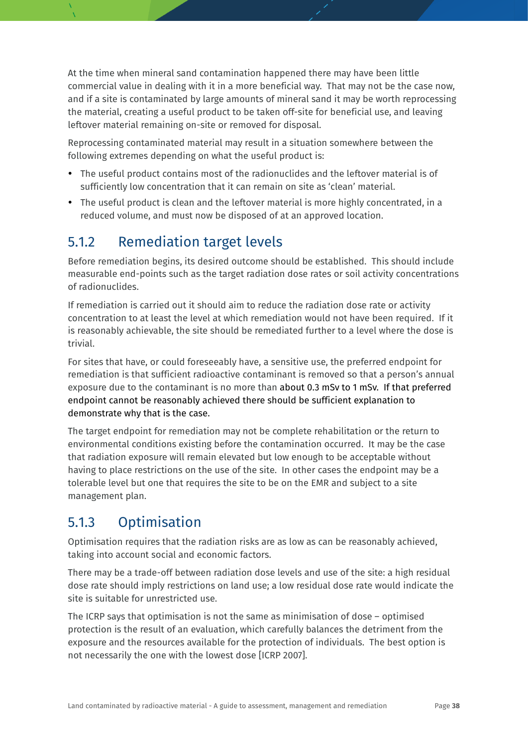At the time when mineral sand contamination happened there may have been little commercial value in dealing with it in a more beneficial way. That may not be the case now, and if a site is contaminated by large amounts of mineral sand it may be worth reprocessing the material, creating a useful product to be taken off-site for beneficial use, and leaving leftover material remaining on-site or removed for disposal.

Reprocessing contaminated material may result in a situation somewhere between the following extremes depending on what the useful product is:

- The useful product contains most of the radionuclides and the leftover material is of sufficiently low concentration that it can remain on site as 'clean' material.
- The useful product is clean and the leftover material is more highly concentrated, in a reduced volume, and must now be disposed of at an approved location.

### 5.1.2 Remediation target levels

Before remediation begins, its desired outcome should be established. This should include measurable end-points such as the target radiation dose rates or soil activity concentrations of radionuclides.

If remediation is carried out it should aim to reduce the radiation dose rate or activity concentration to at least the level at which remediation would not have been required. If it is reasonably achievable, the site should be remediated further to a level where the dose is trivial.

For sites that have, or could foreseeably have, a sensitive use, the preferred endpoint for remediation is that sufficient radioactive contaminant is removed so that a person's annual exposure due to the contaminant is no more than about 0.3 mSv to 1 mSv. If that preferred endpoint cannot be reasonably achieved there should be sufficient explanation to demonstrate why that is the case.

The target endpoint for remediation may not be complete rehabilitation or the return to environmental conditions existing before the contamination occurred. It may be the case that radiation exposure will remain elevated but low enough to be acceptable without having to place restrictions on the use of the site. In other cases the endpoint may be a tolerable level but one that requires the site to be on the EMR and subject to a site management plan.

### 5.1.3 Optimisation

Optimisation requires that the radiation risks are as low as can be reasonably achieved, taking into account social and economic factors.

There may be a trade-off between radiation dose levels and use of the site: a high residual dose rate should imply restrictions on land use; a low residual dose rate would indicate the site is suitable for unrestricted use.

The ICRP says that optimisation is not the same as minimisation of dose – optimised protection is the result of an evaluation, which carefully balances the detriment from the exposure and the resources available for the protection of individuals. The best option is not necessarily the one with the lowest dose [ICRP 2007].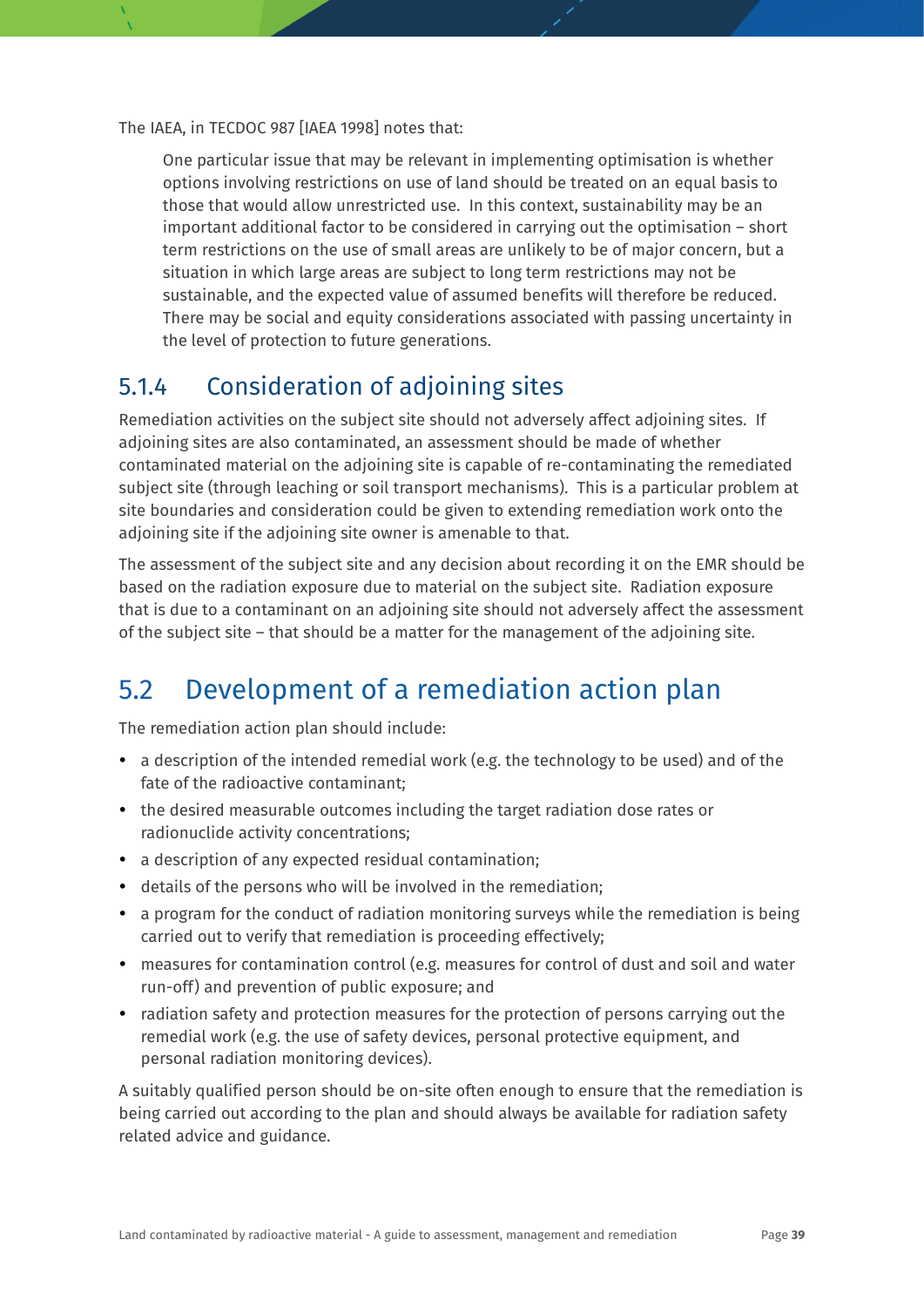The IAEA, in TECDOC 987 [IAEA 1998] notes that:

> One particular issue that may be relevant in implementing optimisation is whether options involving restrictions on use of land should be treated on an equal basis to those that would allow unrestricted use. In this context, sustainability may be an important additional factor to be considered in carrying out the optimisation – short term restrictions on the use of small areas are unlikely to be of major concern, but a situation in which large areas are subject to long term restrictions may not be sustainable, and the expected value of assumed benefits will therefore be reduced. There may be social and equity considerations associated with passing uncertainty in the level of protection to future generations.

### 5.1.4 Consideration of adjoining sites

Remediation activities on the subject site should not adversely affect adjoining sites. If adjoining sites are also contaminated, an assessment should be made of whether contaminated material on the adjoining site is capable of re-contaminating the remediated subject site (through leaching or soil transport mechanisms). This is a particular problem at site boundaries and consideration could be given to extending remediation work onto the adjoining site if the adjoining site owner is amenable to that.

The assessment of the subject site and any decision about recording it on the EMR should be based on the radiation exposure due to material on the subject site. Radiation exposure that is due to a contaminant on an adjoining site should not adversely affect the assessment of the subject site – that should be a matter for the management of the adjoining site.

## 5.2 Development of a remediation action plan

The remediation action plan should include:

- a description of the intended remedial work (e.g. the technology to be used) and of the fate of the radioactive contaminant;
- the desired measurable outcomes including the target radiation dose rates or radionuclide activity concentrations;
- a description of any expected residual contamination;
- details of the persons who will be involved in the remediation;
- a program for the conduct of radiation monitoring surveys while the remediation is being carried out to verify that remediation is proceeding effectively;
- measures for contamination control (e.g. measures for control of dust and soil and water run-off) and prevention of public exposure; and
- radiation safety and protection measures for the protection of persons carrying out the remedial work (e.g. the use of safety devices, personal protective equipment, and personal radiation monitoring devices).

A suitably qualified person should be on-site often enough to ensure that the remediation is being carried out according to the plan and should always be available for radiation safety related advice and guidance.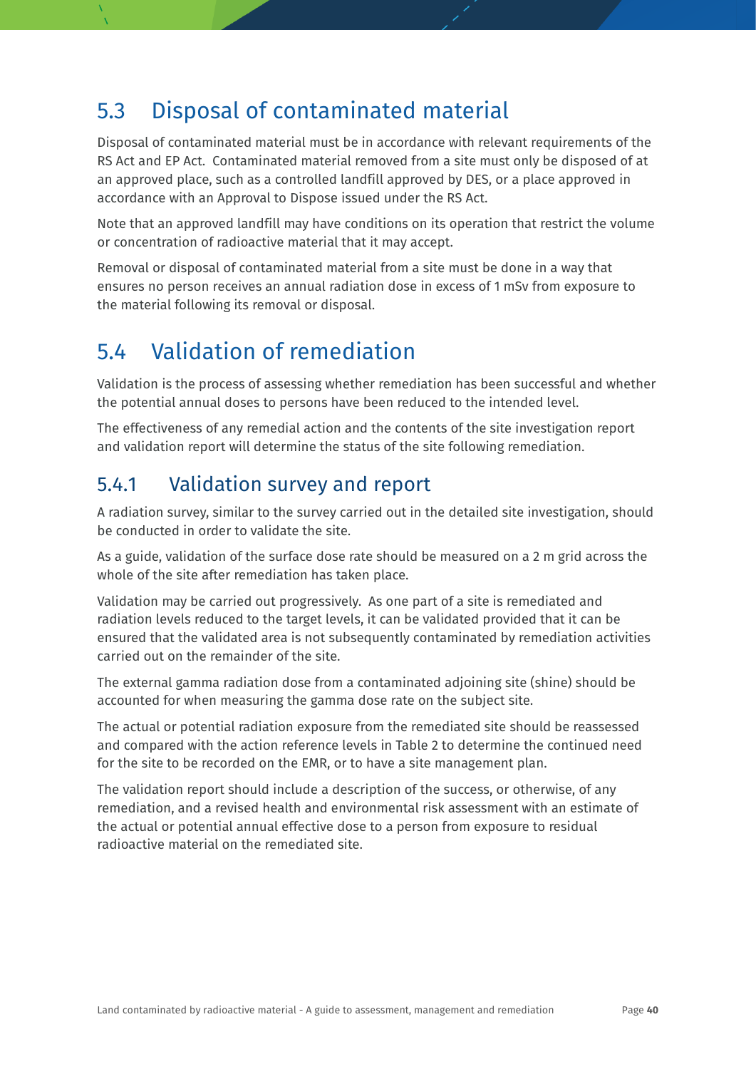## 5.3 Disposal of contaminated material

Disposal of contaminated material must be in accordance with relevant requirements of the RS Act and EP Act. Contaminated material removed from a site must only be disposed of at an approved place, such as a controlled landfill approved by DES, or a place approved in accordance with an Approval to Dispose issued under the RS Act.

Note that an approved landfill may have conditions on its operation that restrict the volume or concentration of radioactive material that it may accept.

Removal or disposal of contaminated material from a site must be done in a way that ensures no person receives an annual radiation dose in excess of 1 mSv from exposure to the material following its removal or disposal.

## 5.4 Validation of remediation

Validation is the process of assessing whether remediation has been successful and whether the potential annual doses to persons have been reduced to the intended level.

The effectiveness of any remedial action and the contents of the site investigation report and validation report will determine the status of the site following remediation.

### 5.4.1 Validation survey and report

A radiation survey, similar to the survey carried out in the detailed site investigation, should be conducted in order to validate the site.

As a guide, validation of the surface dose rate should be measured on a 2 m grid across the whole of the site after remediation has taken place.

Validation may be carried out progressively. As one part of a site is remediated and radiation levels reduced to the target levels, it can be validated provided that it can be ensured that the validated area is not subsequently contaminated by remediation activities carried out on the remainder of the site.

The external gamma radiation dose from a contaminated adjoining site (shine) should be accounted for when measuring the gamma dose rate on the subject site.

The actual or potential radiation exposure from the remediated site should be reassessed and compared with the action reference levels in Table 2 to determine the continued need for the site to be recorded on the EMR, or to have a site management plan.

The validation report should include a description of the success, or otherwise, of any remediation, and a revised health and environmental risk assessment with an estimate of the actual or potential annual effective dose to a person from exposure to residual radioactive material on the remediated site.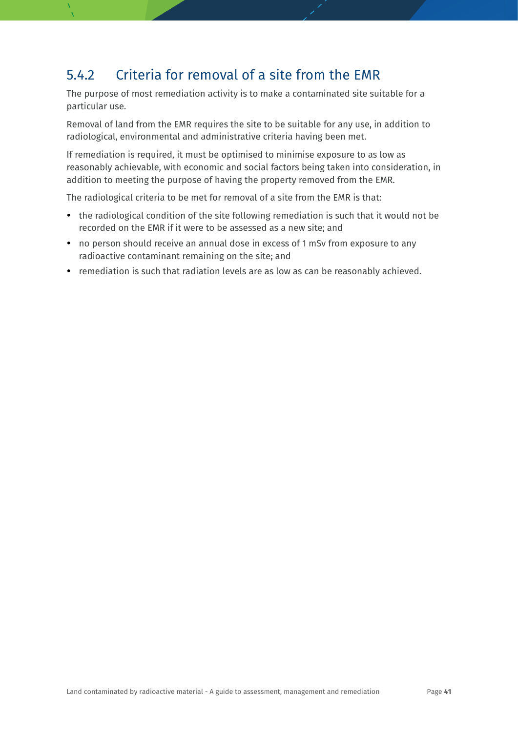### 5.4.2 Criteria for removal of a site from the EMR

The purpose of most remediation activity is to make a contaminated site suitable for a particular use.

Removal of land from the EMR requires the site to be suitable for any use, in addition to radiological, environmental and administrative criteria having been met.

If remediation is required, it must be optimised to minimise exposure to as low as reasonably achievable, with economic and social factors being taken into consideration, in addition to meeting the purpose of having the property removed from the EMR.

The radiological criteria to be met for removal of a site from the EMR is that:

- the radiological condition of the site following remediation is such that it would not be recorded on the EMR if it were to be assessed as a new site; and
- no person should receive an annual dose in excess of 1 mSv from exposure to any radioactive contaminant remaining on the site; and
- remediation is such that radiation levels are as low as can be reasonably achieved.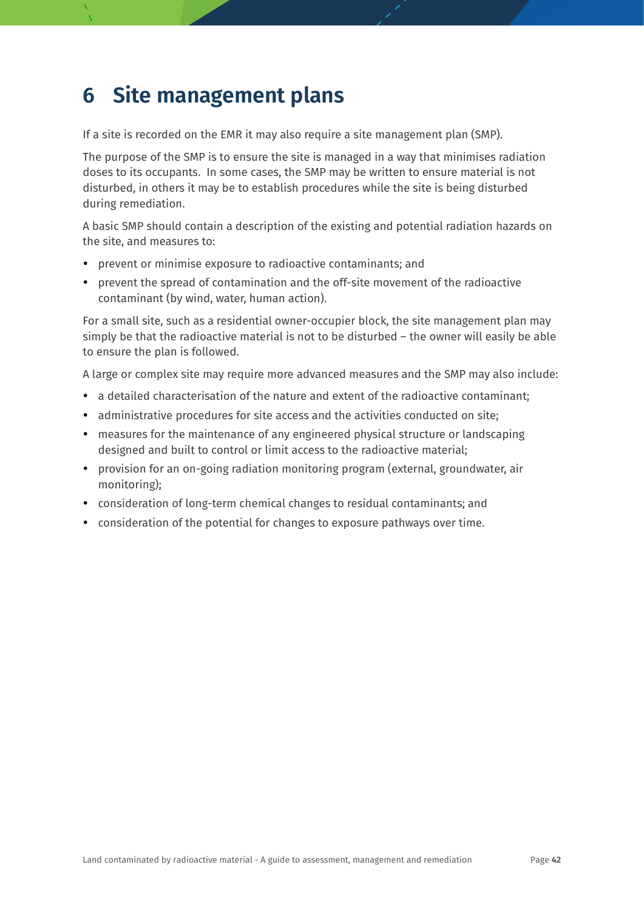# 6 Site management plans

If a site is recorded on the EMR it may also require a site management plan (SMP).

The purpose of the SMP is to ensure the site is managed in a way that minimises radiation doses to its occupants. In some cases, the SMP may be written to ensure material is not disturbed, in others it may be to establish procedures while the site is being disturbed during remediation.

A basic SMP should contain a description of the existing and potential radiation hazards on the site, and measures to:

- prevent or minimise exposure to radioactive contaminants; and
- prevent the spread of contamination and the off-site movement of the radioactive contaminant (by wind, water, human action).

For a small site, such as a residential owner-occupier block, the site management plan may simply be that the radioactive material is not to be disturbed – the owner will easily be able to ensure the plan is followed.

A large or complex site may require more advanced measures and the SMP may also include:

- a detailed characterisation of the nature and extent of the radioactive contaminant;
- administrative procedures for site access and the activities conducted on site;
- measures for the maintenance of any engineered physical structure or landscaping designed and built to control or limit access to the radioactive material;
- provision for an on-going radiation monitoring program (external, groundwater, air monitoring);
- consideration of long-term chemical changes to residual contaminants; and
- consideration of the potential for changes to exposure pathways over time.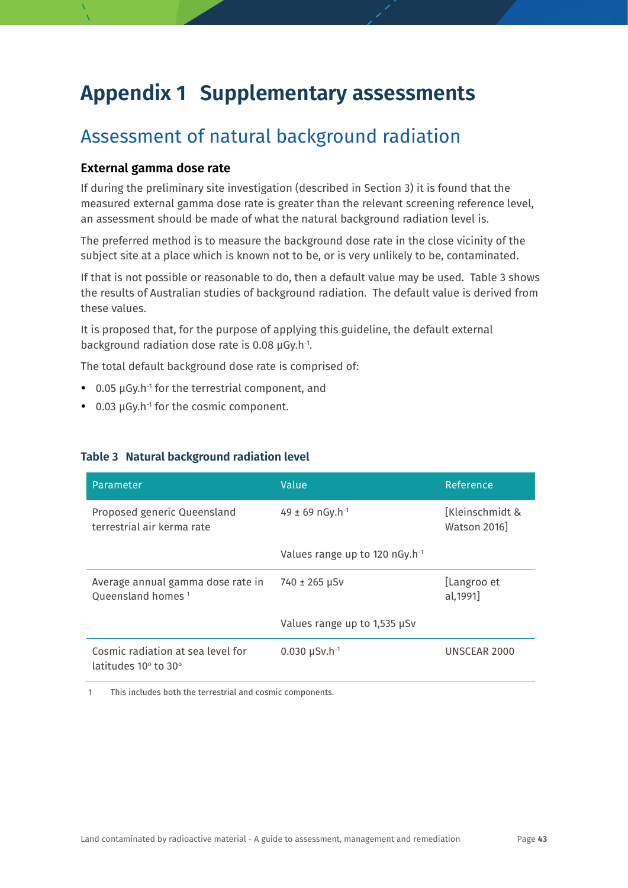# Appendix 1 Supplementary assessments

## Assessment of natural background radiation

### External gamma dose rate

If during the preliminary site investigation (described in Section 3) it is found that the measured external gamma dose rate is greater than the relevant screening reference level, an assessment should be made of what the natural background radiation level is.

The preferred method is to measure the background dose rate in the close vicinity of the subject site at a place which is known not to be, or is very unlikely to be, contaminated.

If that is not possible or reasonable to do, then a default value may be used. Table 3 shows the results of Australian studies of background radiation. The default value is derived from these values.

It is proposed that, for the purpose of applying this guideline, the default external background radiation dose rate is 0.08 $\mu Gy.h^{-1}$.

The total default background dose rate is comprised of:

- 0.05 $\mu Gy.h^{-1}$ for the terrestrial component, and
- 0.03 $\mu Gy.h^{-1}$ for the cosmic component.

**Table 3 Natural background radiation level**

| Parameter | Value | Reference |
|---|---|---|
| Proposed generic Queensland terrestrial air kerma rate | 49 ± 69 $nGy.h^{-1}$ | [Kleinschmidt & Watson 2016] |
| | Values range up to 120 $nGy.h^{-1}$ | |
| Average annual gamma dose rate in Queensland homes [1] | 740 ± 265 μSv | [Langroo et al,1991] |
| | Values range up to 1,535 μSv | |
| Cosmic radiation at sea level for latitudes 10° to 30° | 0.030 $\mu Sv.h^{-1}$ | UNSCEAR 2000 |

1 This includes both the terrestrial and cosmic components.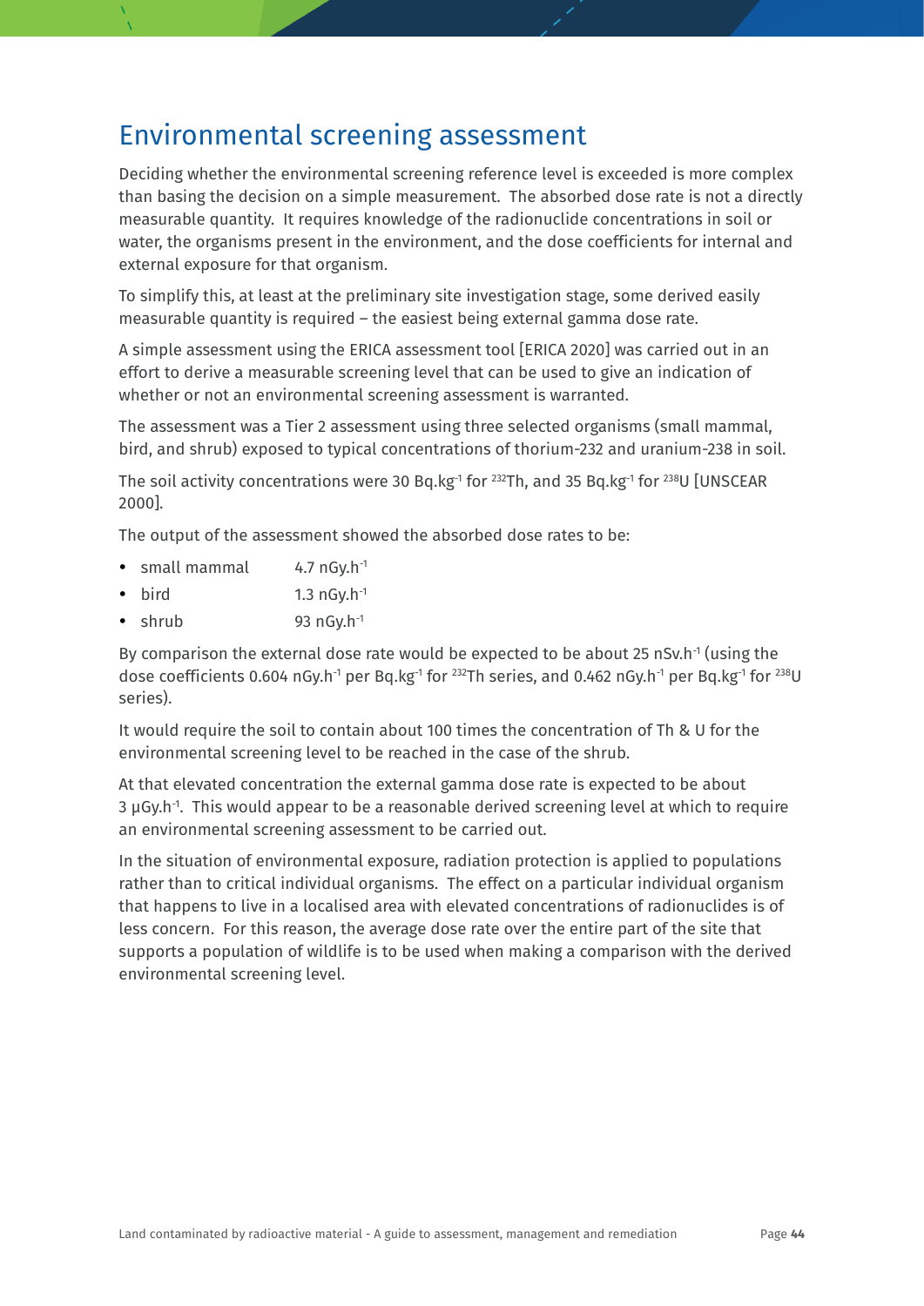## Environmental screening assessment

Deciding whether the environmental screening reference level is exceeded is more complex than basing the decision on a simple measurement. The absorbed dose rate is not a directly measurable quantity. It requires knowledge of the radionuclide concentrations in soil or water, the organisms present in the environment, and the dose coefficients for internal and external exposure for that organism.

To simplify this, at least at the preliminary site investigation stage, some derived easily measurable quantity is required – the easiest being external gamma dose rate.

A simple assessment using the ERICA assessment tool [ERICA 2020] was carried out in an effort to derive a measurable screening level that can be used to give an indication of whether or not an environmental screening assessment is warranted.

The assessment was a Tier 2 assessment using three selected organisms (small mammal, bird, and shrub) exposed to typical concentrations of thorium-232 and uranium-238 in soil.

The soil activity concentrations were 30 Bq.kg$^{-1}$ for $^{232}$Th, and 35 Bq.kg$^{-1}$ for $^{238}$U [UNSCEAR 2000].

The output of the assessment showed the absorbed dose rates to be:

- small mammal 4.7 nGy.h$^{-1}$
- bird 1.3 nGy.h$^{-1}$
- shrub 93 nGy.h$^{-1}$

By comparison the external dose rate would be expected to be about 25 nSv.h$^{-1}$ (using the dose coefficients 0.604 nGy.h$^{-1}$ per Bq.kg$^{-1}$ for $^{232}$Th series, and 0.462 nGy.h$^{-1}$ per Bq.kg$^{-1}$ for $^{238}$U series).

It would require the soil to contain about 100 times the concentration of Th & U for the environmental screening level to be reached in the case of the shrub.

At that elevated concentration the external gamma dose rate is expected to be about 3 µGy.h$^{-1}$. This would appear to be a reasonable derived screening level at which to require an environmental screening assessment to be carried out.

In the situation of environmental exposure, radiation protection is applied to populations rather than to critical individual organisms. The effect on a particular individual organism that happens to live in a localised area with elevated concentrations of radionuclides is of less concern. For this reason, the average dose rate over the entire part of the site that supports a population of wildlife is to be used when making a comparison with the derived environmental screening level.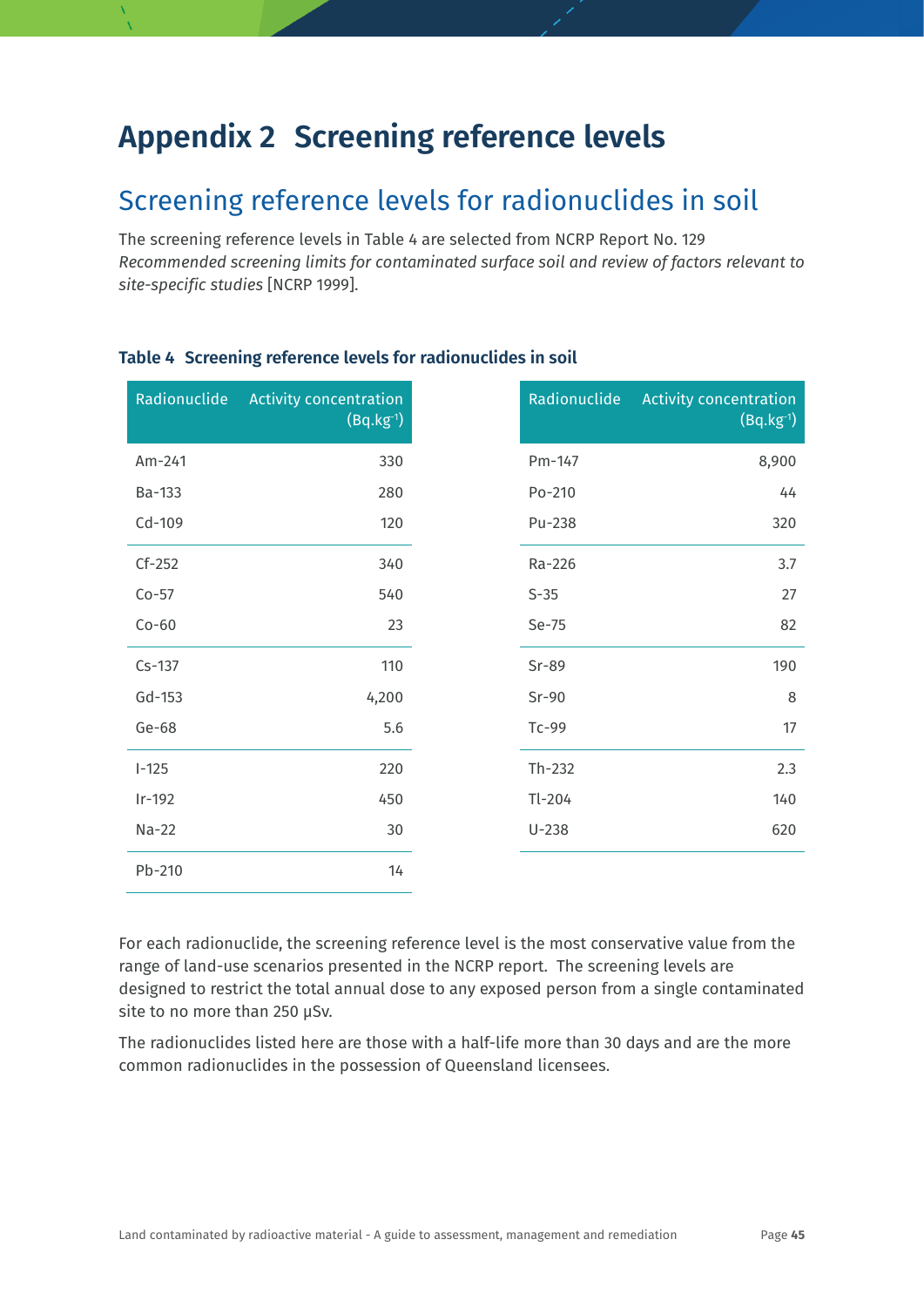# Appendix 2 Screening reference levels

## Screening reference levels for radionuclides in soil

The screening reference levels in Table 4 are selected from NCRP Report No. 129 *Recommended screening limits for contaminated surface soil and review of factors relevant to site-specific studies* [NCRP 1999].

**Table 4 Screening reference levels for radionuclides in soil**

| Radionuclide | Activity concentration ($Bq.kg^{-1}$) |
|---|---|
| Am-241 | 330 |
| Ba-133 | 280 |
| Cd-109 | 120 |
| Cf-252 | 340 |
| Co-57 | 540 |
| Co-60 | 23 |
| Cs-137 | 110 |
| Gd-153 | 4,200 |
| Ge-68 | 5.6 |
| I-125 | 220 |
| Ir-192 | 450 |
| Na-22 | 30 |
| Pb-210 | 14 |
| Pm-147 | 8,900 |
| Po-210 | 44 |
| Pu-238 | 320 |
| Ra-226 | 3.7 |
| S-35 | 27 |
| Se-75 | 82 |
| Sr-89 | 190 |
| Sr-90 | 8 |
| Tc-99 | 17 |
| Th-232 | 2.3 |
| Tl-204 | 140 |
| U-238 | 620 |

For each radionuclide, the screening reference level is the most conservative value from the range of land-use scenarios presented in the NCRP report. The screening levels are designed to restrict the total annual dose to any exposed person from a single contaminated site to no more than 250 µSv.

The radionuclides listed here are those with a half-life more than 30 days and are the more common radionuclides in the possession of Queensland licensees.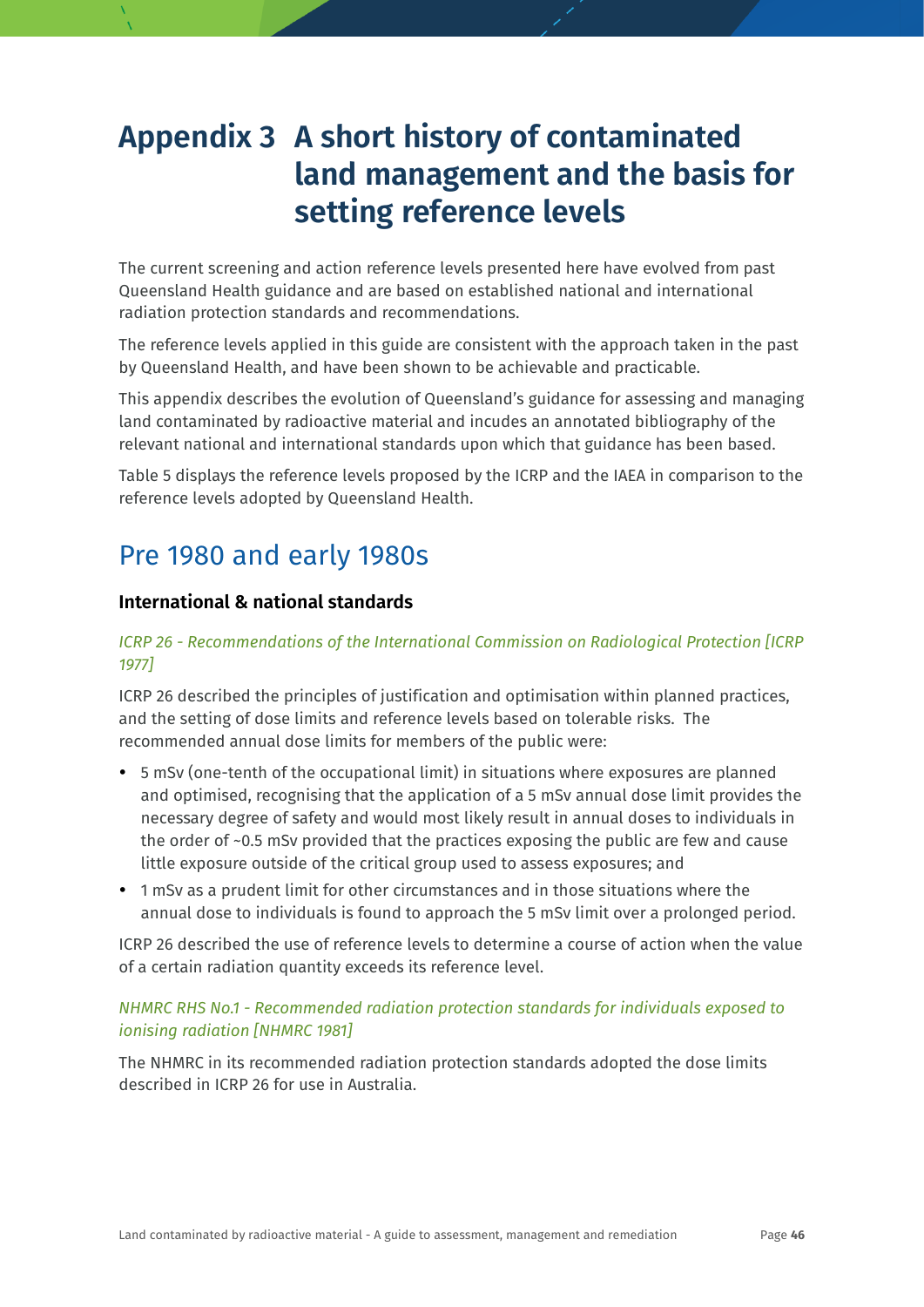# Appendix 3 A short history of contaminated land management and the basis for setting reference levels

The current screening and action reference levels presented here have evolved from past Queensland Health guidance and are based on established national and international radiation protection standards and recommendations.

The reference levels applied in this guide are consistent with the approach taken in the past by Queensland Health, and have been shown to be achievable and practicable.

This appendix describes the evolution of Queensland's guidance for assessing and managing land contaminated by radioactive material and incudes an annotated bibliography of the relevant national and international standards upon which that guidance has been based.

Table 5 displays the reference levels proposed by the ICRP and the IAEA in comparison to the reference levels adopted by Queensland Health.

## Pre 1980 and early 1980s

### International & national standards

*ICRP 26 - Recommendations of the International Commission on Radiological Protection [ICRP 1977]*

ICRP 26 described the principles of justification and optimisation within planned practices, and the setting of dose limits and reference levels based on tolerable risks. The recommended annual dose limits for members of the public were:

- 5 mSv (one-tenth of the occupational limit) in situations where exposures are planned and optimised, recognising that the application of a 5 mSv annual dose limit provides the necessary degree of safety and would most likely result in annual doses to individuals in the order of ~0.5 mSv provided that the practices exposing the public are few and cause little exposure outside of the critical group used to assess exposures; and
- 1 mSv as a prudent limit for other circumstances and in those situations where the annual dose to individuals is found to approach the 5 mSv limit over a prolonged period.

ICRP 26 described the use of reference levels to determine a course of action when the value of a certain radiation quantity exceeds its reference level.

*NHMRC RHS No.1 - Recommended radiation protection standards for individuals exposed to ionising radiation [NHMRC 1981]*

The NHMRC in its recommended radiation protection standards adopted the dose limits described in ICRP 26 for use in Australia.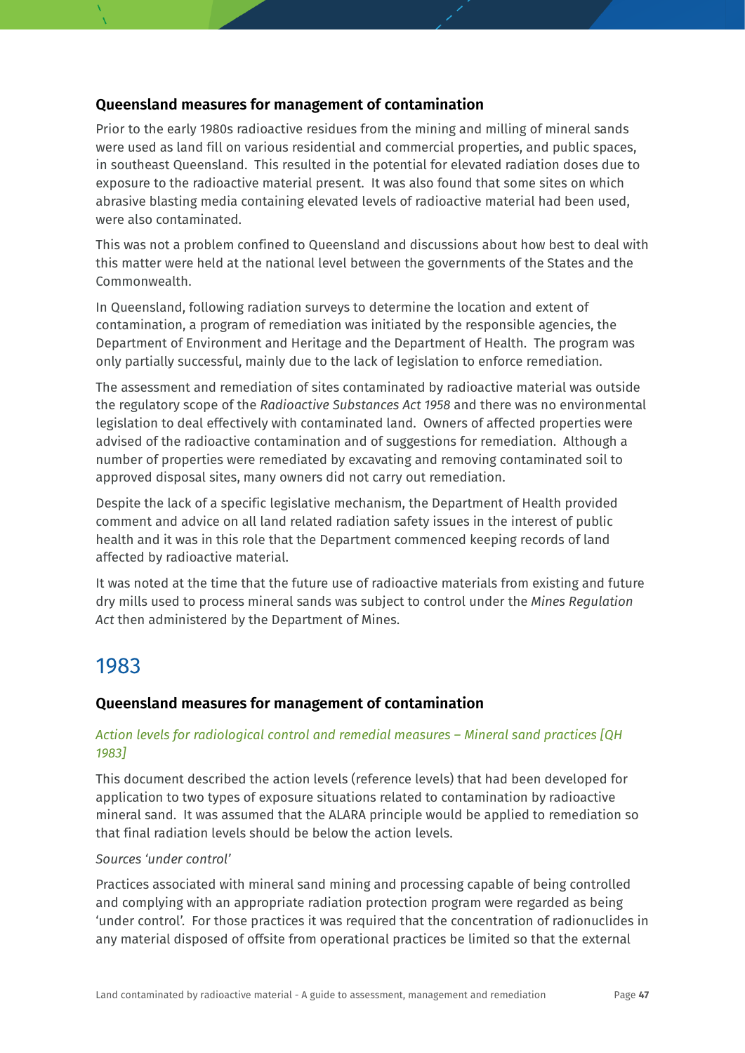### Queensland measures for management of contamination

Prior to the early 1980s radioactive residues from the mining and milling of mineral sands were used as land fill on various residential and commercial properties, and public spaces, in southeast Queensland. This resulted in the potential for elevated radiation doses due to exposure to the radioactive material present. It was also found that some sites on which abrasive blasting media containing elevated levels of radioactive material had been used, were also contaminated.

This was not a problem confined to Queensland and discussions about how best to deal with this matter were held at the national level between the governments of the States and the Commonwealth.

In Queensland, following radiation surveys to determine the location and extent of contamination, a program of remediation was initiated by the responsible agencies, the Department of Environment and Heritage and the Department of Health. The program was only partially successful, mainly due to the lack of legislation to enforce remediation.

The assessment and remediation of sites contaminated by radioactive material was outside the regulatory scope of the *Radioactive Substances Act 1958* and there was no environmental legislation to deal effectively with contaminated land. Owners of affected properties were advised of the radioactive contamination and of suggestions for remediation. Although a number of properties were remediated by excavating and removing contaminated soil to approved disposal sites, many owners did not carry out remediation.

Despite the lack of a specific legislative mechanism, the Department of Health provided comment and advice on all land related radiation safety issues in the interest of public health and it was in this role that the Department commenced keeping records of land affected by radioactive material.

It was noted at the time that the future use of radioactive materials from existing and future dry mills used to process mineral sands was subject to control under the *Mines Regulation Act* then administered by the Department of Mines.

## 1983

### Queensland measures for management of contamination

*Action levels for radiological control and remedial measures – Mineral sand practices [QH 1983]*

This document described the action levels (reference levels) that had been developed for application to two types of exposure situations related to contamination by radioactive mineral sand. It was assumed that the ALARA principle would be applied to remediation so that final radiation levels should be below the action levels.

*Sources 'under control'*

Practices associated with mineral sand mining and processing capable of being controlled and complying with an appropriate radiation protection program were regarded as being 'under control'. For those practices it was required that the concentration of radionuclides in any material disposed of offsite from operational practices be limited so that the external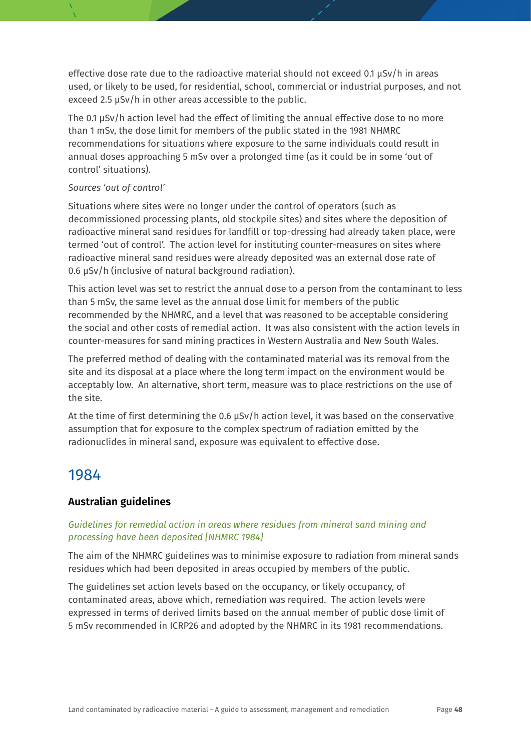effective dose rate due to the radioactive material should not exceed 0.1 µSv/h in areas used, or likely to be used, for residential, school, commercial or industrial purposes, and not exceed 2.5 µSv/h in other areas accessible to the public.

The 0.1 µSv/h action level had the effect of limiting the annual effective dose to no more than 1 mSv, the dose limit for members of the public stated in the 1981 NHMRC recommendations for situations where exposure to the same individuals could result in annual doses approaching 5 mSv over a prolonged time (as it could be in some 'out of control' situations).

*Sources 'out of control'*

Situations where sites were no longer under the control of operators (such as decommissioned processing plants, old stockpile sites) and sites where the deposition of radioactive mineral sand residues for landfill or top-dressing had already taken place, were termed 'out of control'. The action level for instituting counter-measures on sites where radioactive mineral sand residues were already deposited was an external dose rate of 0.6 µSv/h (inclusive of natural background radiation).

This action level was set to restrict the annual dose to a person from the contaminant to less than 5 mSv, the same level as the annual dose limit for members of the public recommended by the NHMRC, and a level that was reasoned to be acceptable considering the social and other costs of remedial action. It was also consistent with the action levels in counter-measures for sand mining practices in Western Australia and New South Wales.

The preferred method of dealing with the contaminated material was its removal from the site and its disposal at a place where the long term impact on the environment would be acceptably low. An alternative, short term, measure was to place restrictions on the use of the site.

At the time of first determining the 0.6 µSv/h action level, it was based on the conservative assumption that for exposure to the complex spectrum of radiation emitted by the radionuclides in mineral sand, exposure was equivalent to effective dose.

## 1984

### Australian guidelines

*Guidelines for remedial action in areas where residues from mineral sand mining and processing have been deposited [NHMRC 1984]*

The aim of the NHMRC guidelines was to minimise exposure to radiation from mineral sands residues which had been deposited in areas occupied by members of the public.

The guidelines set action levels based on the occupancy, or likely occupancy, of contaminated areas, above which, remediation was required. The action levels were expressed in terms of derived limits based on the annual member of public dose limit of 5 mSv recommended in ICRP26 and adopted by the NHMRC in its 1981 recommendations.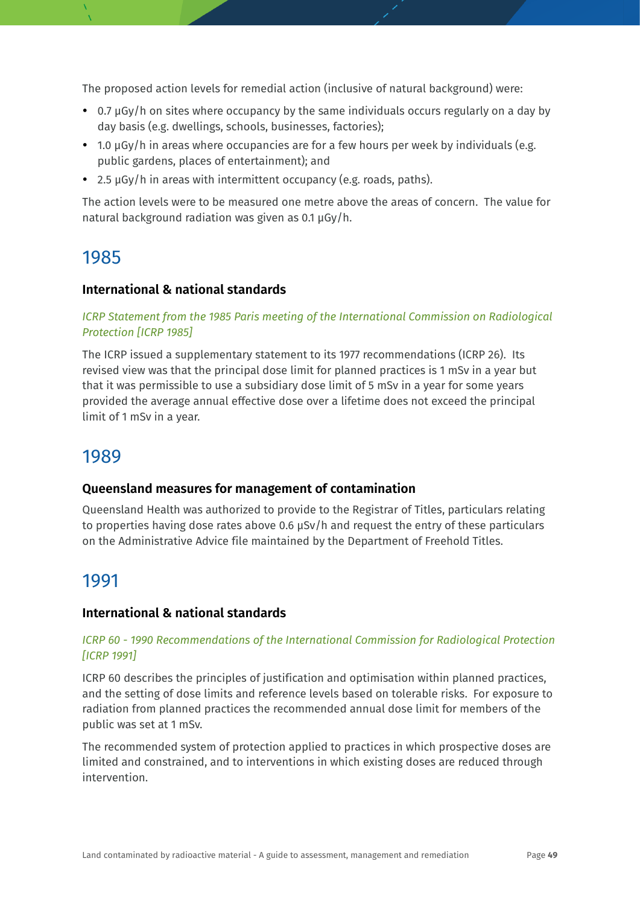The proposed action levels for remedial action (inclusive of natural background) were:

- 0.7 µGy/h on sites where occupancy by the same individuals occurs regularly on a day by day basis (e.g. dwellings, schools, businesses, factories);
- 1.0 µGy/h in areas where occupancies are for a few hours per week by individuals (e.g. public gardens, places of entertainment); and
- 2.5 µGy/h in areas with intermittent occupancy (e.g. roads, paths).

The action levels were to be measured one metre above the areas of concern. The value for natural background radiation was given as 0.1 µGy/h.

## 1985

### International & national standards

*ICRP Statement from the 1985 Paris meeting of the International Commission on Radiological Protection [ICRP 1985]*

The ICRP issued a supplementary statement to its 1977 recommendations (ICRP 26). Its revised view was that the principal dose limit for planned practices is 1 mSv in a year but that it was permissible to use a subsidiary dose limit of 5 mSv in a year for some years provided the average annual effective dose over a lifetime does not exceed the principal limit of 1 mSv in a year.

## 1989

### Queensland measures for management of contamination

Queensland Health was authorized to provide to the Registrar of Titles, particulars relating to properties having dose rates above 0.6 µSv/h and request the entry of these particulars on the Administrative Advice file maintained by the Department of Freehold Titles.

## 1991

### International & national standards

*ICRP 60 - 1990 Recommendations of the International Commission for Radiological Protection [ICRP 1991]*

ICRP 60 describes the principles of justification and optimisation within planned practices, and the setting of dose limits and reference levels based on tolerable risks. For exposure to radiation from planned practices the recommended annual dose limit for members of the public was set at 1 mSv.

The recommended system of protection applied to practices in which prospective doses are limited and constrained, and to interventions in which existing doses are reduced through intervention.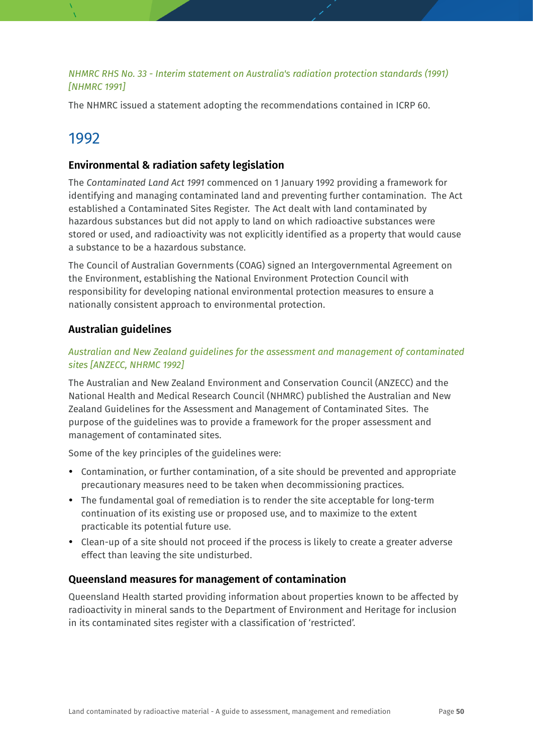*NHMRC RHS No. 33 - Interim statement on Australia's radiation protection standards (1991) [NHMRC 1991]*

The NHMRC issued a statement adopting the recommendations contained in ICRP 60.

## 1992

### Environmental & radiation safety legislation

The *Contaminated Land Act 1991* commenced on 1 January 1992 providing a framework for identifying and managing contaminated land and preventing further contamination. The Act established a Contaminated Sites Register. The Act dealt with land contaminated by hazardous substances but did not apply to land on which radioactive substances were stored or used, and radioactivity was not explicitly identified as a property that would cause a substance to be a hazardous substance.

The Council of Australian Governments (COAG) signed an Intergovernmental Agreement on the Environment, establishing the National Environment Protection Council with responsibility for developing national environmental protection measures to ensure a nationally consistent approach to environmental protection.

### Australian guidelines

*Australian and New Zealand guidelines for the assessment and management of contaminated sites [ANZECC, NHRMC 1992]*

The Australian and New Zealand Environment and Conservation Council (ANZECC) and the National Health and Medical Research Council (NHMRC) published the Australian and New Zealand Guidelines for the Assessment and Management of Contaminated Sites. The purpose of the guidelines was to provide a framework for the proper assessment and management of contaminated sites.

Some of the key principles of the guidelines were:

- Contamination, or further contamination, of a site should be prevented and appropriate precautionary measures need to be taken when decommissioning practices.
- The fundamental goal of remediation is to render the site acceptable for long-term continuation of its existing use or proposed use, and to maximize to the extent practicable its potential future use.
- Clean-up of a site should not proceed if the process is likely to create a greater adverse effect than leaving the site undisturbed.

### Queensland measures for management of contamination

Queensland Health started providing information about properties known to be affected by radioactivity in mineral sands to the Department of Environment and Heritage for inclusion in its contaminated sites register with a classification of 'restricted'.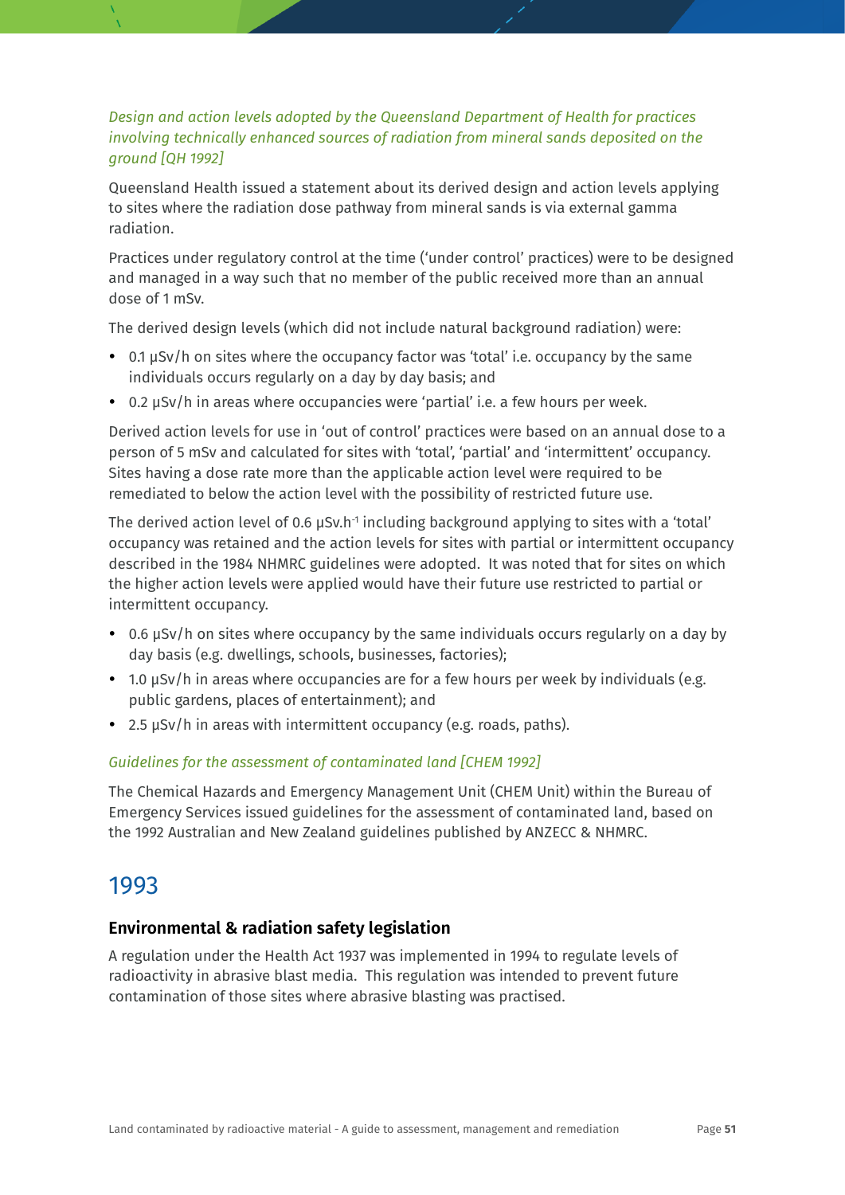*Design and action levels adopted by the Queensland Department of Health for practices involving technically enhanced sources of radiation from mineral sands deposited on the ground [QH 1992]*

Queensland Health issued a statement about its derived design and action levels applying to sites where the radiation dose pathway from mineral sands is via external gamma radiation.

Practices under regulatory control at the time ('under control' practices) were to be designed and managed in a way such that no member of the public received more than an annual dose of 1 mSv.

The derived design levels (which did not include natural background radiation) were:

- 0.1 µSv/h on sites where the occupancy factor was 'total' i.e. occupancy by the same individuals occurs regularly on a day by day basis; and
- 0.2 µSv/h in areas where occupancies were 'partial' i.e. a few hours per week.

Derived action levels for use in 'out of control' practices were based on an annual dose to a person of 5 mSv and calculated for sites with 'total', 'partial' and 'intermittent' occupancy. Sites having a dose rate more than the applicable action level were required to be remediated to below the action level with the possibility of restricted future use.

The derived action level of 0.6 $\mu Sv.h^{-1}$ including background applying to sites with a 'total' occupancy was retained and the action levels for sites with partial or intermittent occupancy described in the 1984 NHMRC guidelines were adopted. It was noted that for sites on which the higher action levels were applied would have their future use restricted to partial or intermittent occupancy.

- 0.6 µSv/h on sites where occupancy by the same individuals occurs regularly on a day by day basis (e.g. dwellings, schools, businesses, factories);
- 1.0 µSv/h in areas where occupancies are for a few hours per week by individuals (e.g. public gardens, places of entertainment); and
- 2.5 µSv/h in areas with intermittent occupancy (e.g. roads, paths).

*Guidelines for the assessment of contaminated land [CHEM 1992]*

The Chemical Hazards and Emergency Management Unit (CHEM Unit) within the Bureau of Emergency Services issued guidelines for the assessment of contaminated land, based on the 1992 Australian and New Zealand guidelines published by ANZECC & NHMRC.

## 1993

### Environmental & radiation safety legislation

A regulation under the Health Act 1937 was implemented in 1994 to regulate levels of radioactivity in abrasive blast media. This regulation was intended to prevent future contamination of those sites where abrasive blasting was practised.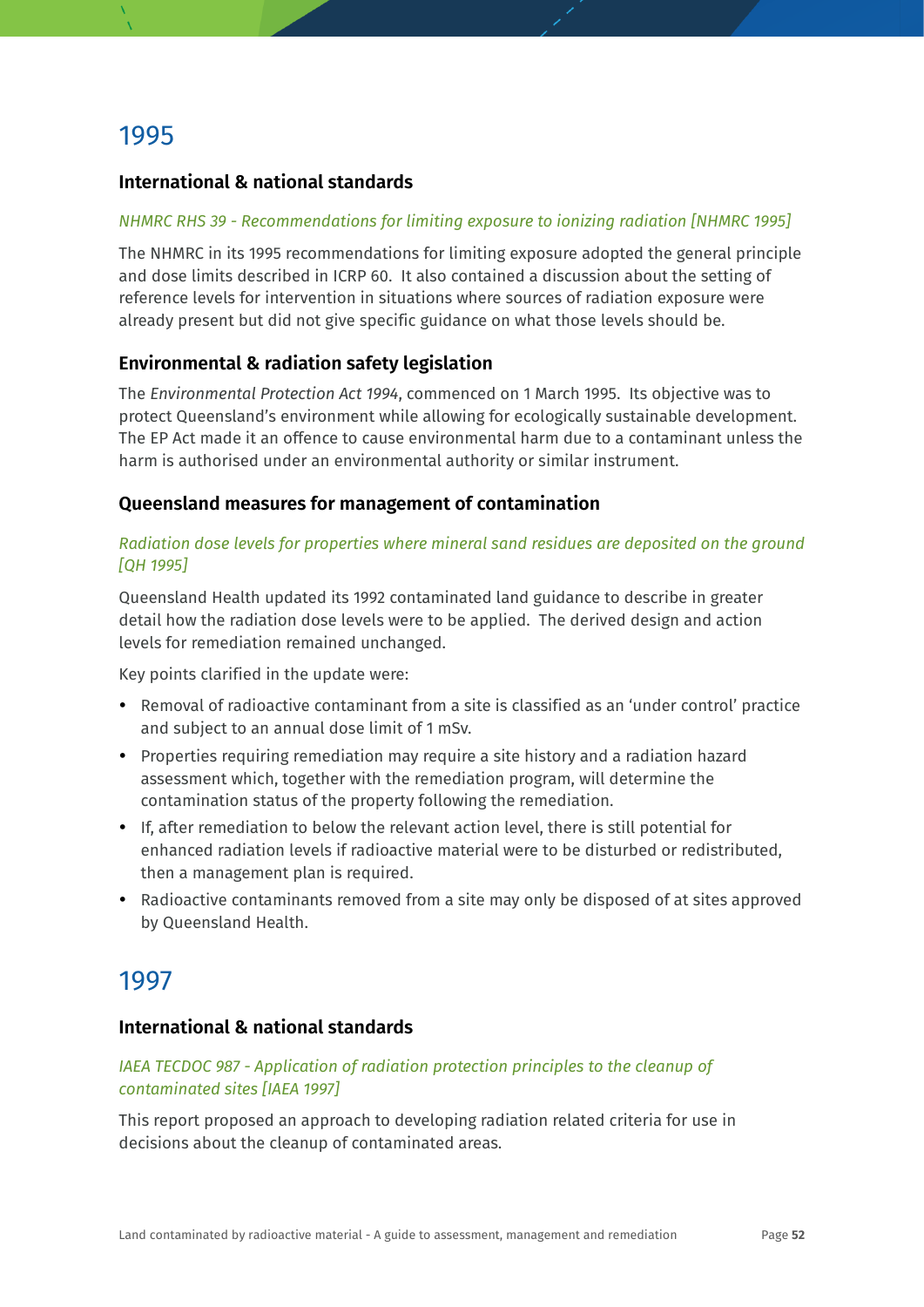## 1995

### International & national standards

*NHMRC RHS 39 - Recommendations for limiting exposure to ionizing radiation [NHMRC 1995]*

The NHMRC in its 1995 recommendations for limiting exposure adopted the general principle and dose limits described in ICRP 60. It also contained a discussion about the setting of reference levels for intervention in situations where sources of radiation exposure were already present but did not give specific guidance on what those levels should be.

### Environmental & radiation safety legislation

The *Environmental Protection Act 1994*, commenced on 1 March 1995. Its objective was to protect Queensland's environment while allowing for ecologically sustainable development. The EP Act made it an offence to cause environmental harm due to a contaminant unless the harm is authorised under an environmental authority or similar instrument.

### Queensland measures for management of contamination

*Radiation dose levels for properties where mineral sand residues are deposited on the ground [QH 1995]*

Queensland Health updated its 1992 contaminated land guidance to describe in greater detail how the radiation dose levels were to be applied. The derived design and action levels for remediation remained unchanged.

Key points clarified in the update were:

- Removal of radioactive contaminant from a site is classified as an 'under control' practice and subject to an annual dose limit of 1 mSv.
- Properties requiring remediation may require a site history and a radiation hazard assessment which, together with the remediation program, will determine the contamination status of the property following the remediation.
- If, after remediation to below the relevant action level, there is still potential for enhanced radiation levels if radioactive material were to be disturbed or redistributed, then a management plan is required.
- Radioactive contaminants removed from a site may only be disposed of at sites approved by Queensland Health.

## 1997

### International & national standards

*IAEA TECDOC 987 - Application of radiation protection principles to the cleanup of contaminated sites [IAEA 1997]*

This report proposed an approach to developing radiation related criteria for use in decisions about the cleanup of contaminated areas.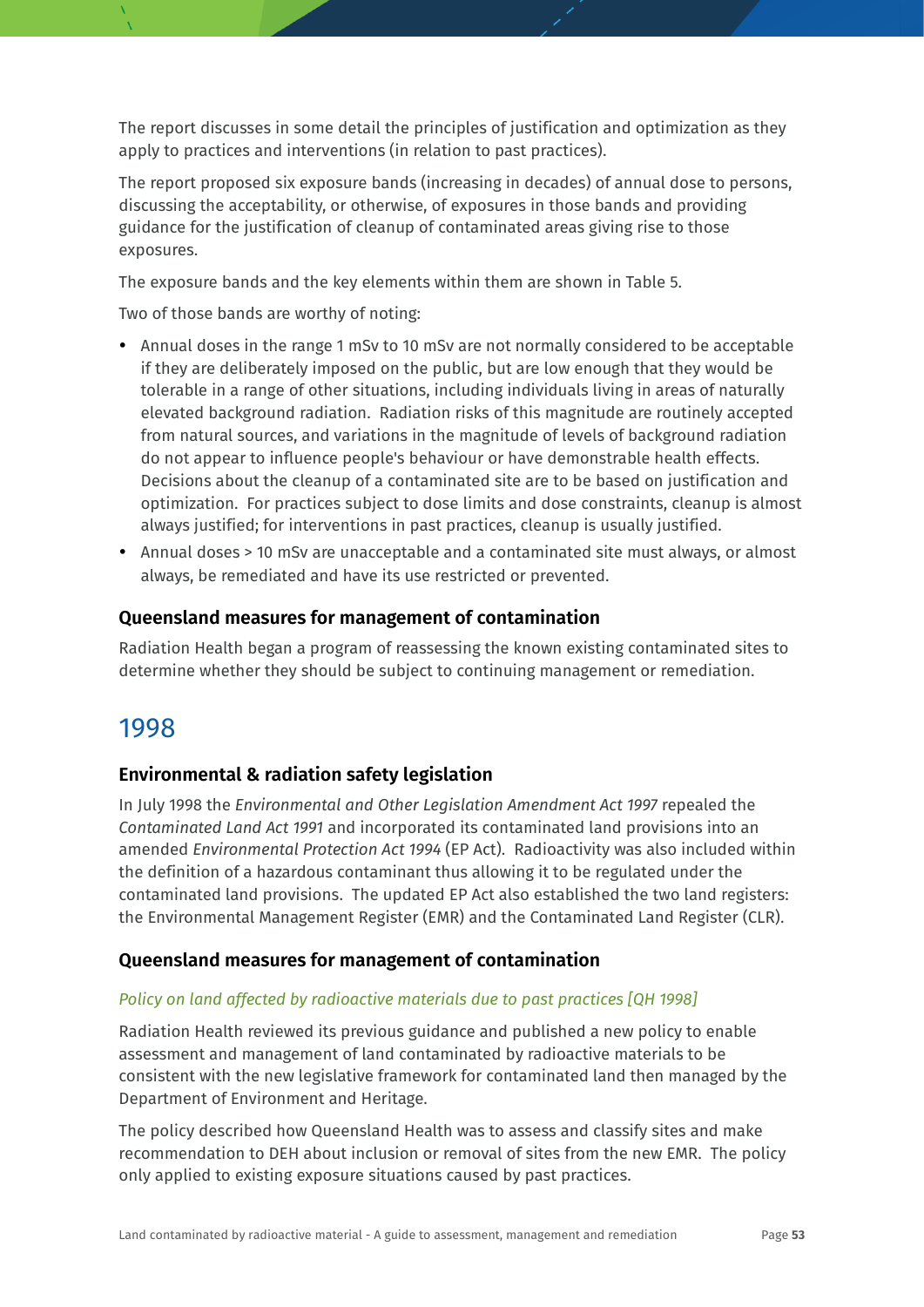The report discusses in some detail the principles of justification and optimization as they apply to practices and interventions (in relation to past practices).

The report proposed six exposure bands (increasing in decades) of annual dose to persons, discussing the acceptability, or otherwise, of exposures in those bands and providing guidance for the justification of cleanup of contaminated areas giving rise to those exposures.

The exposure bands and the key elements within them are shown in Table 5.

Two of those bands are worthy of noting:

- Annual doses in the range 1 mSv to 10 mSv are not normally considered to be acceptable if they are deliberately imposed on the public, but are low enough that they would be tolerable in a range of other situations, including individuals living in areas of naturally elevated background radiation. Radiation risks of this magnitude are routinely accepted from natural sources, and variations in the magnitude of levels of background radiation do not appear to influence people's behaviour or have demonstrable health effects. Decisions about the cleanup of a contaminated site are to be based on justification and optimization. For practices subject to dose limits and dose constraints, cleanup is almost always justified; for interventions in past practices, cleanup is usually justified.
- Annual doses > 10 mSv are unacceptable and a contaminated site must always, or almost always, be remediated and have its use restricted or prevented.

### Queensland measures for management of contamination

Radiation Health began a program of reassessing the known existing contaminated sites to determine whether they should be subject to continuing management or remediation.

## 1998

### Environmental & radiation safety legislation

In July 1998 the *Environmental and Other Legislation Amendment Act 1997* repealed the *Contaminated Land Act 1991* and incorporated its contaminated land provisions into an amended *Environmental Protection Act 1994* (EP Act). Radioactivity was also included within the definition of a hazardous contaminant thus allowing it to be regulated under the contaminated land provisions. The updated EP Act also established the two land registers: the Environmental Management Register (EMR) and the Contaminated Land Register (CLR).

### Queensland measures for management of contamination

*Policy on land affected by radioactive materials due to past practices [QH 1998]*

Radiation Health reviewed its previous guidance and published a new policy to enable assessment and management of land contaminated by radioactive materials to be consistent with the new legislative framework for contaminated land then managed by the Department of Environment and Heritage.

The policy described how Queensland Health was to assess and classify sites and make recommendation to DEH about inclusion or removal of sites from the new EMR. The policy only applied to existing exposure situations caused by past practices.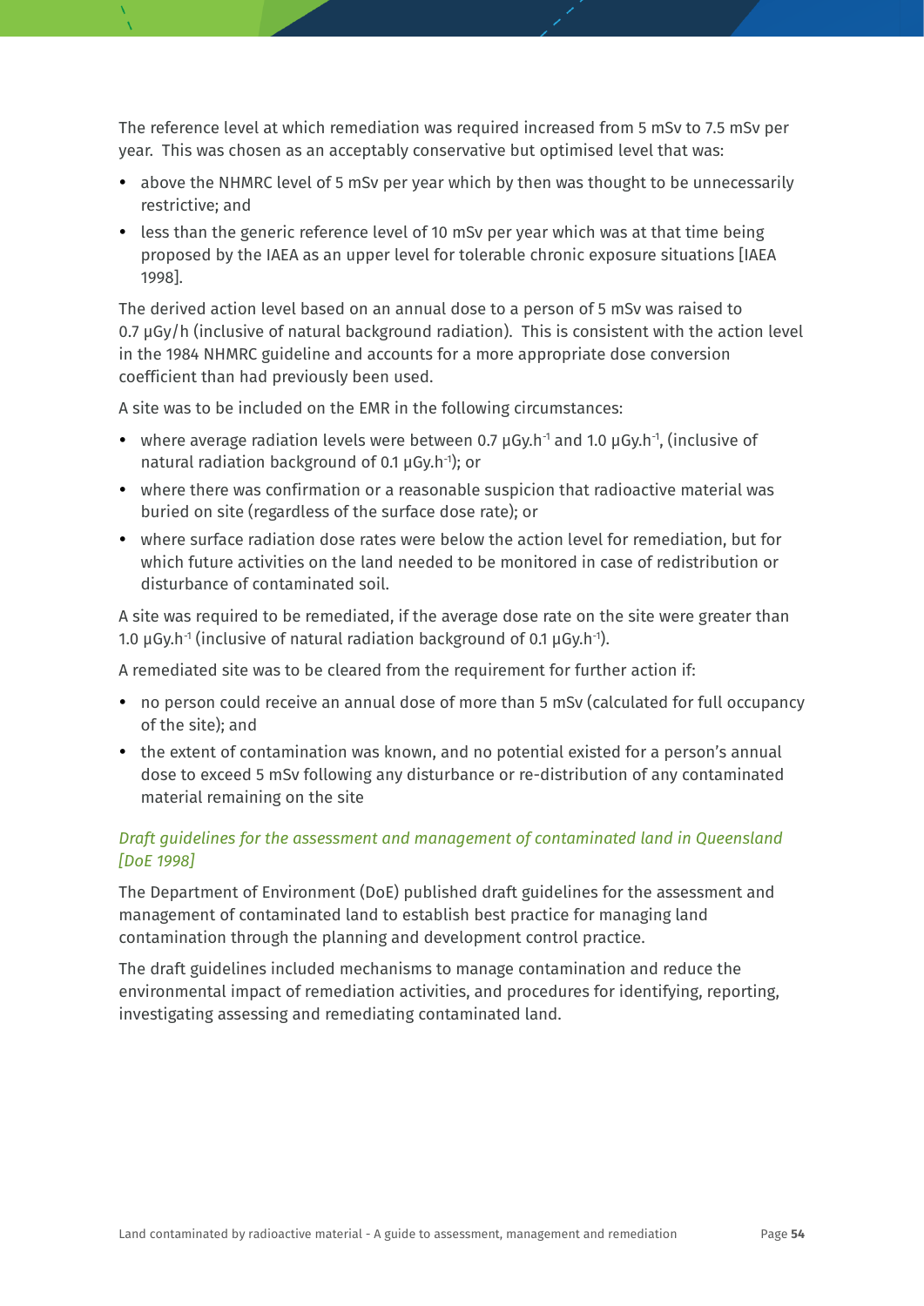The reference level at which remediation was required increased from 5 mSv to 7.5 mSv per year. This was chosen as an acceptably conservative but optimised level that was:

- above the NHMRC level of 5 mSv per year which by then was thought to be unnecessarily restrictive; and
- less than the generic reference level of 10 mSv per year which was at that time being proposed by the IAEA as an upper level for tolerable chronic exposure situations [IAEA 1998].

The derived action level based on an annual dose to a person of 5 mSv was raised to 0.7 µGy/h (inclusive of natural background radiation). This is consistent with the action level in the 1984 NHMRC guideline and accounts for a more appropriate dose conversion coefficient than had previously been used.

A site was to be included on the EMR in the following circumstances:

- where average radiation levels were between 0.7 $\mu Gy.h^{-1}$ and 1.0 $\mu Gy.h^{-1}$, (inclusive of natural radiation background of 0.1 $\mu Gy.h^{-1}$); or
- where there was confirmation or a reasonable suspicion that radioactive material was buried on site (regardless of the surface dose rate); or
- where surface radiation dose rates were below the action level for remediation, but for which future activities on the land needed to be monitored in case of redistribution or disturbance of contaminated soil.

A site was required to be remediated, if the average dose rate on the site were greater than 1.0 $\mu Gy.h^{-1}$ (inclusive of natural radiation background of 0.1 $\mu Gy.h^{-1}$).

A remediated site was to be cleared from the requirement for further action if:

- no person could receive an annual dose of more than 5 mSv (calculated for full occupancy of the site); and
- the extent of contamination was known, and no potential existed for a person's annual dose to exceed 5 mSv following any disturbance or re-distribution of any contaminated material remaining on the site

*Draft guidelines for the assessment and management of contaminated land in Queensland [DoE 1998]*

The Department of Environment (DoE) published draft guidelines for the assessment and management of contaminated land to establish best practice for managing land contamination through the planning and development control practice.

The draft guidelines included mechanisms to manage contamination and reduce the environmental impact of remediation activities, and procedures for identifying, reporting, investigating assessing and remediating contaminated land.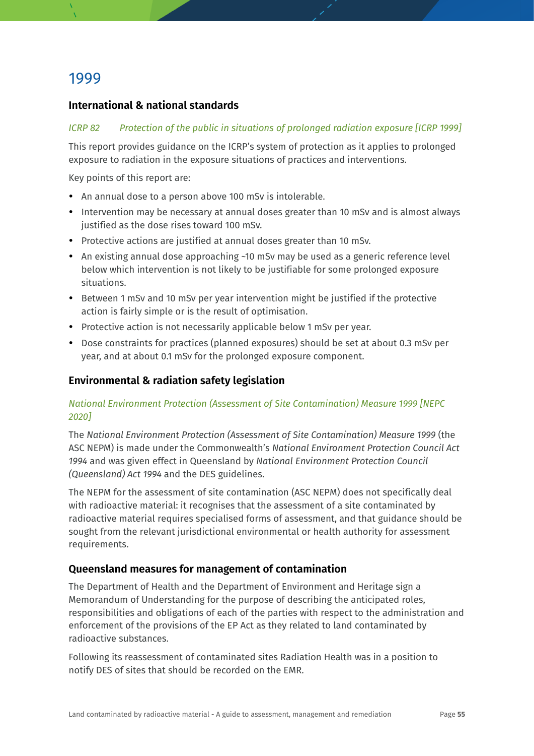# 1999

## International & national standards

*ICRP 82 Protection of the public in situations of prolonged radiation exposure [ICRP 1999]*

This report provides guidance on the ICRP's system of protection as it applies to prolonged exposure to radiation in the exposure situations of practices and interventions.

Key points of this report are:

- An annual dose to a person above 100 mSv is intolerable.
- Intervention may be necessary at annual doses greater than 10 mSv and is almost always justified as the dose rises toward 100 mSv.
- Protective actions are justified at annual doses greater than 10 mSv.
- An existing annual dose approaching ~10 mSv may be used as a generic reference level below which intervention is not likely to be justifiable for some prolonged exposure situations.
- Between 1 mSv and 10 mSv per year intervention might be justified if the protective action is fairly simple or is the result of optimisation.
- Protective action is not necessarily applicable below 1 mSv per year.
- Dose constraints for practices (planned exposures) should be set at about 0.3 mSv per year, and at about 0.1 mSv for the prolonged exposure component.

## Environmental & radiation safety legislation

*National Environment Protection (Assessment of Site Contamination) Measure 1999 [NEPC 2020]*

The *National Environment Protection (Assessment of Site Contamination) Measure 1999* (the ASC NEPM) is made under the Commonwealth's *National Environment Protection Council Act 1994* and was given effect in Queensland by *National Environment Protection Council (Queensland) Act 1994* and the DES guidelines.

The NEPM for the assessment of site contamination (ASC NEPM) does not specifically deal with radioactive material: it recognises that the assessment of a site contaminated by radioactive material requires specialised forms of assessment, and that guidance should be sought from the relevant jurisdictional environmental or health authority for assessment requirements.

## Queensland measures for management of contamination

The Department of Health and the Department of Environment and Heritage sign a Memorandum of Understanding for the purpose of describing the anticipated roles, responsibilities and obligations of each of the parties with respect to the administration and enforcement of the provisions of the EP Act as they related to land contaminated by radioactive substances.

Following its reassessment of contaminated sites Radiation Health was in a position to notify DES of sites that should be recorded on the EMR.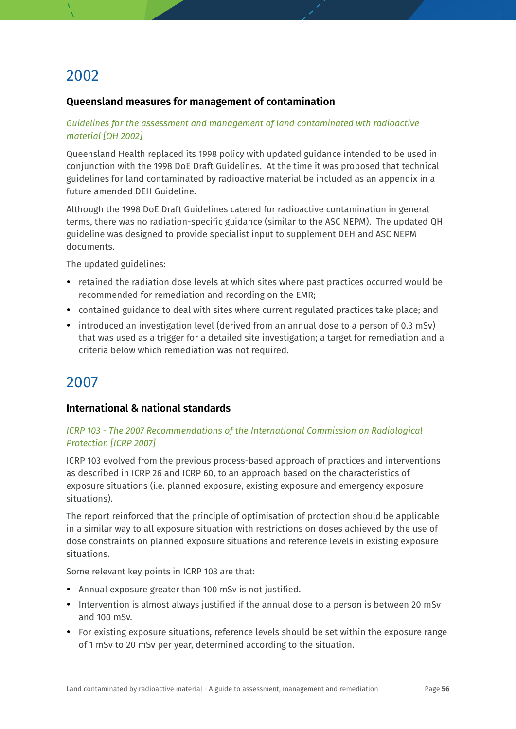## 2002

### Queensland measures for management of contamination

*Guidelines for the assessment and management of land contaminated wth radioactive material [QH 2002]*

Queensland Health replaced its 1998 policy with updated guidance intended to be used in conjunction with the 1998 DoE Draft Guidelines. At the time it was proposed that technical guidelines for land contaminated by radioactive material be included as an appendix in a future amended DEH Guideline.

Although the 1998 DoE Draft Guidelines catered for radioactive contamination in general terms, there was no radiation-specific guidance (similar to the ASC NEPM). The updated QH guideline was designed to provide specialist input to supplement DEH and ASC NEPM documents.

The updated guidelines:

- retained the radiation dose levels at which sites where past practices occurred would be recommended for remediation and recording on the EMR;
- contained guidance to deal with sites where current regulated practices take place; and
- introduced an investigation level (derived from an annual dose to a person of 0.3 mSv) that was used as a trigger for a detailed site investigation; a target for remediation and a criteria below which remediation was not required.

## 2007

### International & national standards

*ICRP 103 - The 2007 Recommendations of the International Commission on Radiological Protection [ICRP 2007]*

ICRP 103 evolved from the previous process-based approach of practices and interventions as described in ICRP 26 and ICRP 60, to an approach based on the characteristics of exposure situations (i.e. planned exposure, existing exposure and emergency exposure situations).

The report reinforced that the principle of optimisation of protection should be applicable in a similar way to all exposure situation with restrictions on doses achieved by the use of dose constraints on planned exposure situations and reference levels in existing exposure situations.

Some relevant key points in ICRP 103 are that:

- Annual exposure greater than 100 mSv is not justified.
- Intervention is almost always justified if the annual dose to a person is between 20 mSv and 100 mSv.
- For existing exposure situations, reference levels should be set within the exposure range of 1 mSv to 20 mSv per year, determined according to the situation.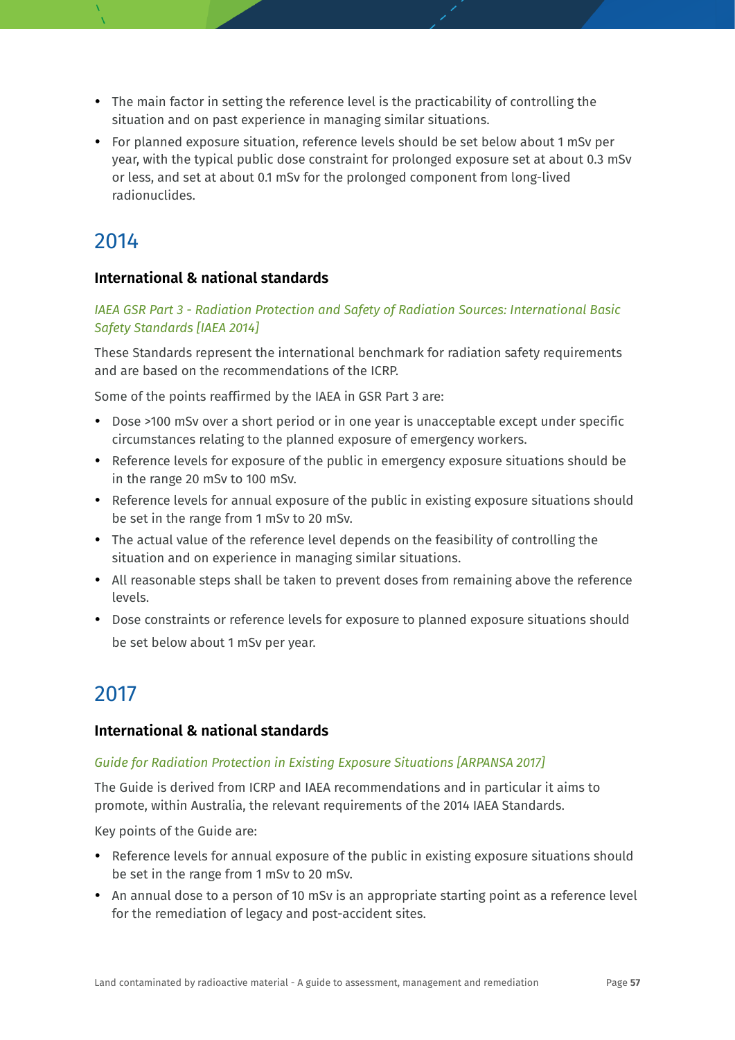- The main factor in setting the reference level is the practicability of controlling the situation and on past experience in managing similar situations.
- For planned exposure situation, reference levels should be set below about 1 mSv per year, with the typical public dose constraint for prolonged exposure set at about 0.3 mSv or less, and set at about 0.1 mSv for the prolonged component from long-lived radionuclides.

## 2014

### International & national standards

*IAEA GSR Part 3 - Radiation Protection and Safety of Radiation Sources: International Basic Safety Standards [IAEA 2014]*

These Standards represent the international benchmark for radiation safety requirements and are based on the recommendations of the ICRP.

Some of the points reaffirmed by the IAEA in GSR Part 3 are:

- Dose >100 mSv over a short period or in one year is unacceptable except under specific circumstances relating to the planned exposure of emergency workers.
- Reference levels for exposure of the public in emergency exposure situations should be in the range 20 mSv to 100 mSv.
- Reference levels for annual exposure of the public in existing exposure situations should be set in the range from 1 mSv to 20 mSv.
- The actual value of the reference level depends on the feasibility of controlling the situation and on experience in managing similar situations.
- All reasonable steps shall be taken to prevent doses from remaining above the reference levels.
- Dose constraints or reference levels for exposure to planned exposure situations should be set below about 1 mSv per year.

## 2017

### International & national standards

*Guide for Radiation Protection in Existing Exposure Situations [ARPANSA 2017]*

The Guide is derived from ICRP and IAEA recommendations and in particular it aims to promote, within Australia, the relevant requirements of the 2014 IAEA Standards.

Key points of the Guide are:

- Reference levels for annual exposure of the public in existing exposure situations should be set in the range from 1 mSv to 20 mSv.
- An annual dose to a person of 10 mSv is an appropriate starting point as a reference level for the remediation of legacy and post-accident sites.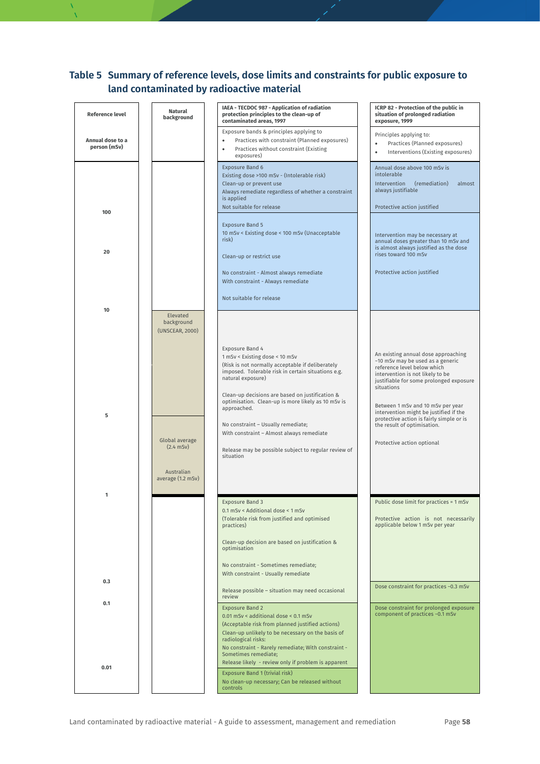## Table 5 Summary of reference levels, dose limits and constraints for public exposure to land contaminated by radioactive material

| Reference level<br>Annual dose to a person (mSv) | Natural background | IAEA - TECDOC 987 - Application of radiation protection principles to the clean-up of contaminated areas, 1997 | ICRP 82 - Protection of the public in situation of prolonged radiation exposure, 1999 |
|---|---|---|---|
| | | Exposure bands & principles applying to<br>• Practices with constraint (Planned exposures)<br>• Practices without constraint (Existing exposures) | Principles applying to:<br>• Practices (Planned exposures)<br>• Interventions (Existing exposures) |
| 100 | | Exposure Band 6<br>Existing dose >100 mSv - (Intolerable risk)<br>Clean-up or prevent use<br>Always remediate regardless of whether a constraint is applied<br>Not suitable for release | Annual dose above 100 mSv is intolerable<br>Intervention (remediation) almost always justifiable<br>Protective action justified |
| 20<br>10 | | Exposure Band 5<br>10 mSv < Existing dose < 100 mSv (Unacceptable risk)<br>Clean-up or restrict use<br>No constraint - Almost always remediate<br>With constraint - Always remediate<br>Not suitable for release | Intervention may be necessary at annual doses greater than 10 mSv and is almost always justified as the dose rises toward 100 mSv<br>Protective action justified |
| 5<br>1 | Elevated background (UNSCEAR, 2000)<br>Global average (2.4 mSv)<br>Australian average (1.2 mSv) | Exposure Band 4<br>1 mSv < Existing dose < 10 mSv<br>(Risk is not normally acceptable if deliberately imposed. Tolerable risk in certain situations e.g. natural exposure)<br>Clean-up decisions are based on justification & optimisation. Clean-up is more likely as 10 mSv is approached.<br>No constraint – Usually remediate;<br>With constraint – Almost always remediate<br>Release may be possible subject to regular review of situation | An existing annual dose approaching ~10 mSv may be used as a generic reference level below which intervention is not likely to be justifiable for some prolonged exposure situations<br>Between 1 mSv and 10 mSv per year intervention might be justified if the protective action is fairly simple or is the result of optimisation.<br>Protective action optional |
| 0.3 | | Exposure Band 3<br>0.1 mSv < Additional dose < 1 mSv<br>(Tolerable risk from justified and optimised practices)<br>Clean-up decision are based on justification & optimisation<br>No constraint - Sometimes remediate;<br>With constraint - Usually remediate<br>Release possible – situation may need occasional review | Public dose limit for practices = 1 mSv<br>Protective action is not necessarily applicable below 1 mSv per year<br>Dose constraint for practices ~0.3 mSv |
| 0.1<br>0.01 | | Exposure Band 2<br>0.01 mSv < additional dose < 0.1 mSv<br>(Acceptable risk from planned justified actions)<br>Clean-up unlikely to be necessary on the basis of radiological risks:<br>No constraint - Rarely remediate; With constraint - Sometimes remediate;<br>Release likely - review only if problem is apparent | Dose constraint for prolonged exposure component of practices ~0.1 mSv |
| | | Exposure Band 1 (trivial risk)<br>No clean-up necessary; Can be released without controls | |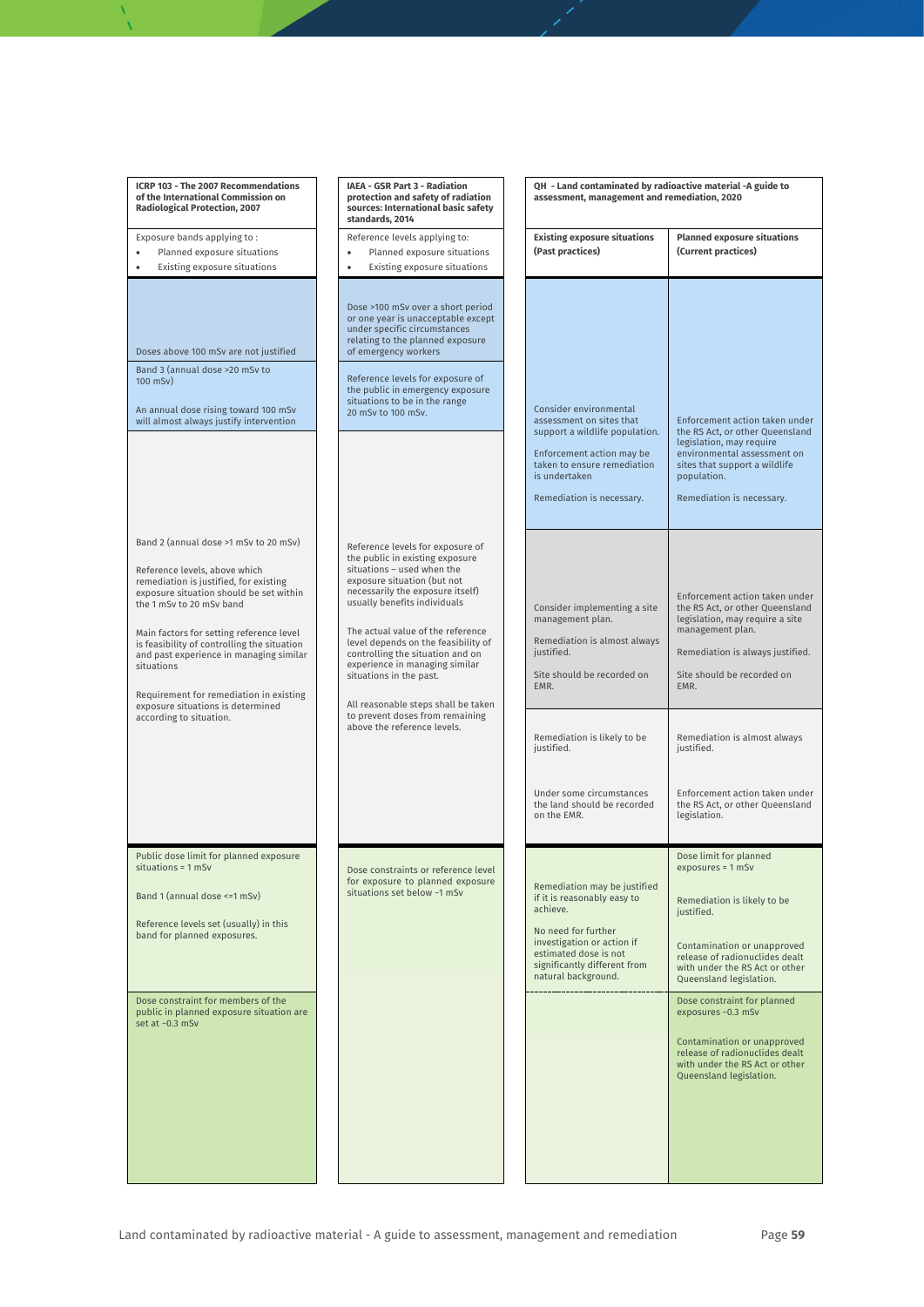| ICRP 103 - The 2007 Recommendations of the International Commission on Radiological Protection, 2007 | IAEA - GSR Part 3 - Radiation protection and safety of radiation sources: International basic safety standards, 2014 | QH - Land contaminated by radioactive material -A guide to assessment, management and remediation, 2020 | |
|---|---|---|---|
| Exposure bands applying to:<br>• Planned exposure situations<br>• Existing exposure situations | Reference levels applying to:<br>• Planned exposure situations<br>• Existing exposure situations | **Existing exposure situations (Past practices)** | **Planned exposure situations (Current practices)** |
| Doses above 100 mSv are not justified | Dose >100 mSv over a short period or one year is unacceptable except under specific circumstances relating to the planned exposure of emergency workers | | |
| Band 3 (annual dose >20 mSv to 100 mSv)<br><br>An annual dose rising toward 100 mSv will almost always justify intervention | Reference levels for exposure of the public in emergency exposure situations to be in the range 20 mSv to 100 mSv. | Consider environmental assessment on sites that support a wildlife population.<br><br>Enforcement action may be taken to ensure remediation is undertaken<br><br>Remediation is necessary. | Enforcement action taken under the RS Act, or other Queensland legislation, may require environmental assessment on sites that support a wildlife population.<br><br>Remediation is necessary. |
| Band 2 (annual dose >1 mSv to 20 mSv)<br><br>Reference levels, above which remediation is justified, for existing exposure situation should be set within the 1 mSv to 20 mSv band<br><br>Main factors for setting reference level is feasibility of controlling the situation and past experience in managing similar situations<br><br>Requirement for remediation in existing exposure situations is determined according to situation. | Reference levels for exposure of the public in existing exposure situations – used when the exposure situation (but not necessarily the exposure itself) usually benefits individuals<br><br>The actual value of the reference level depends on the feasibility of controlling the situation and on experience in managing similar situations in the past.<br><br>All reasonable steps shall be taken to prevent doses from remaining above the reference levels. | Consider implementing a site management plan.<br><br>Remediation is almost always justified.<br><br>Site should be recorded on EMR. | Enforcement action taken under the RS Act, or other Queensland legislation, may require a site management plan.<br><br>Remediation is always justified.<br><br>Site should be recorded on EMR. |
| | | Remediation is likely to be justified.<br><br>Under some circumstances the land should be recorded on the EMR. | Remediation is almost always justified.<br><br>Enforcement action taken under the RS Act, or other Queensland legislation. |
| Public dose limit for planned exposure situations = 1 mSv<br><br>Band 1 (annual dose <=1 mSv)<br><br>Reference levels set (usually) in this band for planned exposures. | Dose constraints or reference level for exposure to planned exposure situations set below ~1 mSv | Remediation may be justified if it is reasonably easy to achieve.<br><br>No need for further investigation or action if estimated dose is not significantly different from natural background. | Dose limit for planned exposures = 1 mSv<br><br>Remediation is likely to be justified.<br><br>Contamination or unapproved release of radionuclides dealt with under the RS Act or other Queensland legislation. |
| Dose constraint for members of the public in planned exposure situation are set at ~0.3 mSv | | | Dose constraint for planned exposures ~0.3 mSv<br><br>Contamination or unapproved release of radionuclides dealt with under the RS Act or other Queensland legislation. |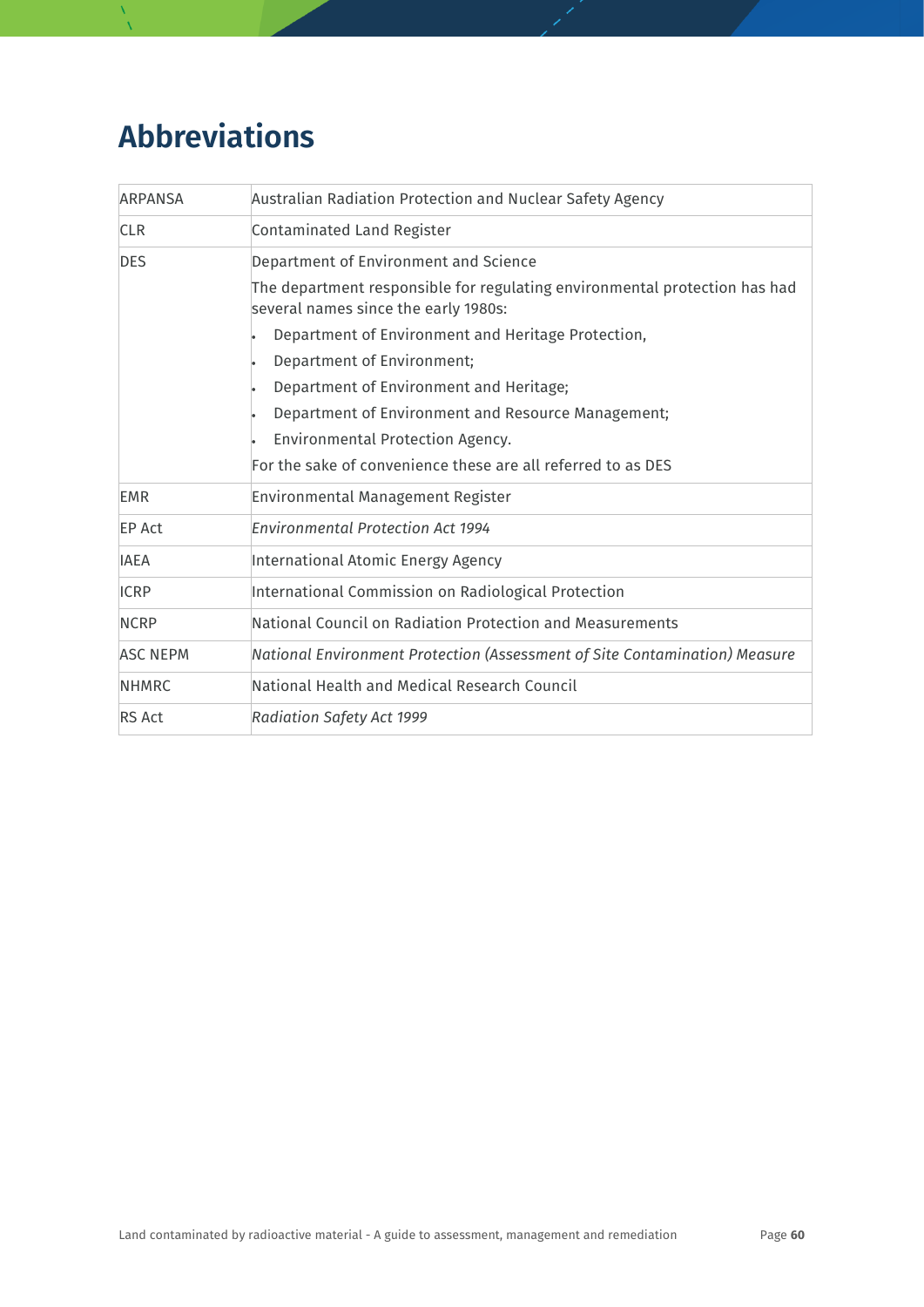# Abbreviations

| | |
|---|---|
| ARPANSA | Australian Radiation Protection and Nuclear Safety Agency |
| CLR | Contaminated Land Register |
| DES | Department of Environment and Science<br>The department responsible for regulating environmental protection has had several names since the early 1980s:<br>• Department of Environment and Heritage Protection,<br>• Department of Environment;<br>• Department of Environment and Heritage;<br>• Department of Environment and Resource Management;<br>• Environmental Protection Agency.<br>For the sake of convenience these are all referred to as DES |
| EMR | Environmental Management Register |
| EP Act | *Environmental Protection Act 1994* |
| IAEA | International Atomic Energy Agency |
| ICRP | International Commission on Radiological Protection |
| NCRP | National Council on Radiation Protection and Measurements |
| ASC NEPM | *National Environment Protection (Assessment of Site Contamination) Measure* |
| NHMRC | National Health and Medical Research Council |
| RS Act | *Radiation Safety Act 1999* |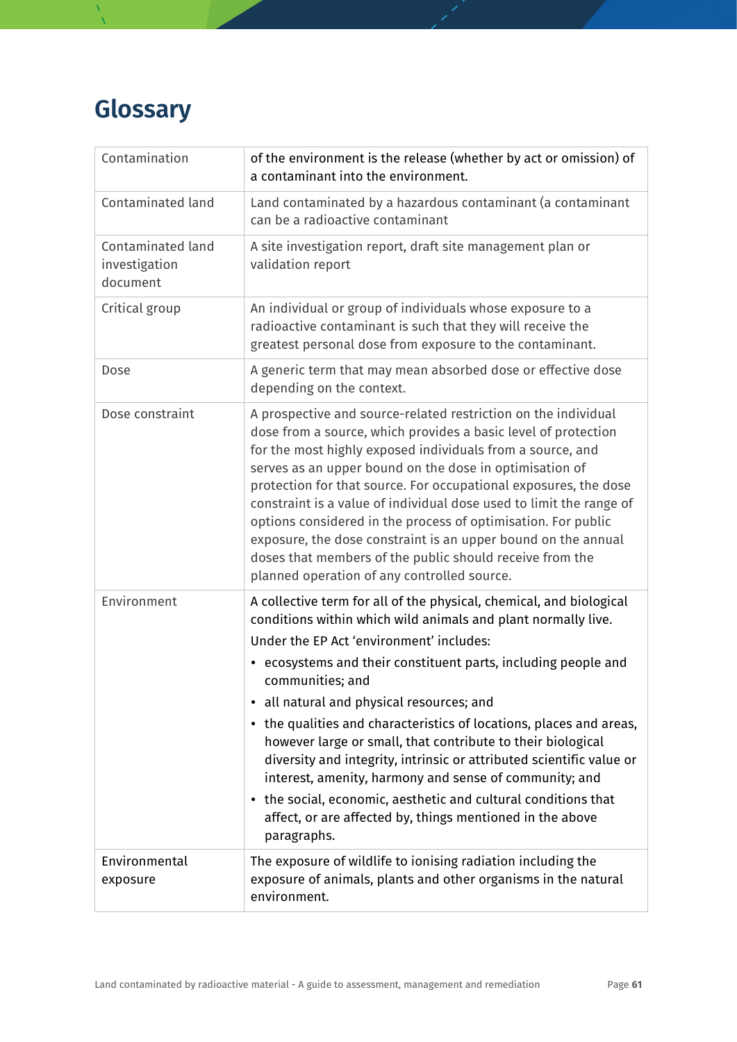# Glossary

| | |
|---|---|
| Contamination | of the environment is the release (whether by act or omission) of a contaminant into the environment. |
| Contaminated land | Land contaminated by a hazardous contaminant (a contaminant can be a radioactive contaminant |
| Contaminated land investigation document | A site investigation report, draft site management plan or validation report |
| Critical group | An individual or group of individuals whose exposure to a radioactive contaminant is such that they will receive the greatest personal dose from exposure to the contaminant. |
| Dose | A generic term that may mean absorbed dose or effective dose depending on the context. |
| Dose constraint | A prospective and source-related restriction on the individual dose from a source, which provides a basic level of protection for the most highly exposed individuals from a source, and serves as an upper bound on the dose in optimisation of protection for that source. For occupational exposures, the dose constraint is a value of individual dose used to limit the range of options considered in the process of optimisation. For public exposure, the dose constraint is an upper bound on the annual doses that members of the public should receive from the planned operation of any controlled source. |
| Environment | A collective term for all of the physical, chemical, and biological conditions within which wild animals and plant normally live.<br>Under the EP Act 'environment' includes:<br>• ecosystems and their constituent parts, including people and communities; and<br>• all natural and physical resources; and<br>• the qualities and characteristics of locations, places and areas, however large or small, that contribute to their biological diversity and integrity, intrinsic or attributed scientific value or interest, amenity, harmony and sense of community; and<br>• the social, economic, aesthetic and cultural conditions that affect, or are affected by, things mentioned in the above paragraphs. |
| Environmental exposure | The exposure of wildlife to ionising radiation including the exposure of animals, plants and other organisms in the natural environment. |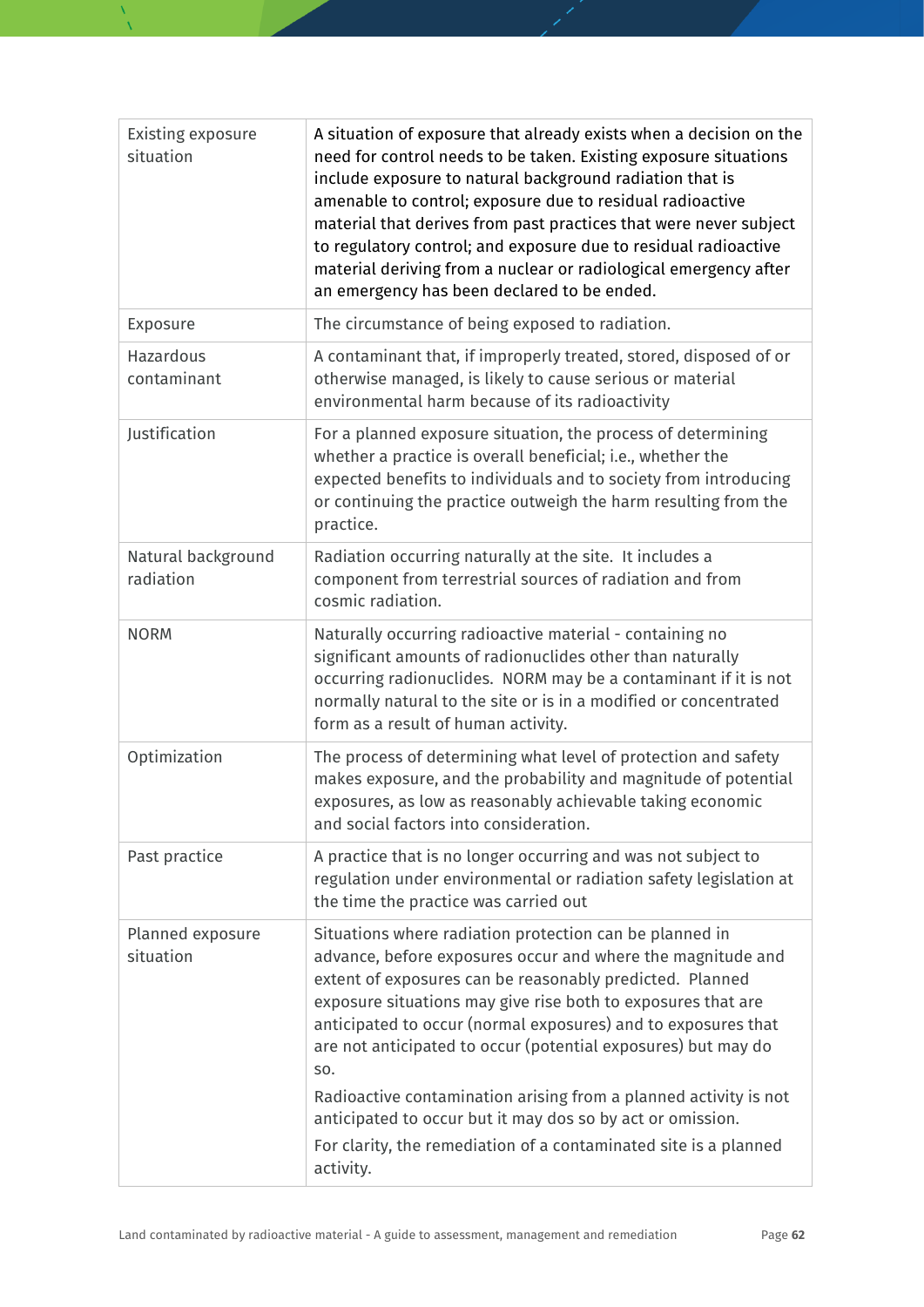| | |
|---|---|
| Existing exposure situation | A situation of exposure that already exists when a decision on the need for control needs to be taken. Existing exposure situations include exposure to natural background radiation that is amenable to control; exposure due to residual radioactive material that derives from past practices that were never subject to regulatory control; and exposure due to residual radioactive material deriving from a nuclear or radiological emergency after an emergency has been declared to be ended. |
| Exposure | The circumstance of being exposed to radiation. |
| Hazardous contaminant | A contaminant that, if improperly treated, stored, disposed of or otherwise managed, is likely to cause serious or material environmental harm because of its radioactivity |
| Justification | For a planned exposure situation, the process of determining whether a practice is overall beneficial; i.e., whether the expected benefits to individuals and to society from introducing or continuing the practice outweigh the harm resulting from the practice. |
| Natural background radiation | Radiation occurring naturally at the site. It includes a component from terrestrial sources of radiation and from cosmic radiation. |
| NORM | Naturally occurring radioactive material - containing no significant amounts of radionuclides other than naturally occurring radionuclides. NORM may be a contaminant if it is not normally natural to the site or is in a modified or concentrated form as a result of human activity. |
| Optimization | The process of determining what level of protection and safety makes exposure, and the probability and magnitude of potential exposures, as low as reasonably achievable taking economic and social factors into consideration. |
| Past practice | A practice that is no longer occurring and was not subject to regulation under environmental or radiation safety legislation at the time the practice was carried out |
| Planned exposure situation | Situations where radiation protection can be planned in advance, before exposures occur and where the magnitude and extent of exposures can be reasonably predicted. Planned exposure situations may give rise both to exposures that are anticipated to occur (normal exposures) and to exposures that are not anticipated to occur (potential exposures) but may do so.<br><br>Radioactive contamination arising from a planned activity is not anticipated to occur but it may dos so by act or omission.<br><br>For clarity, the remediation of a contaminated site is a planned activity. |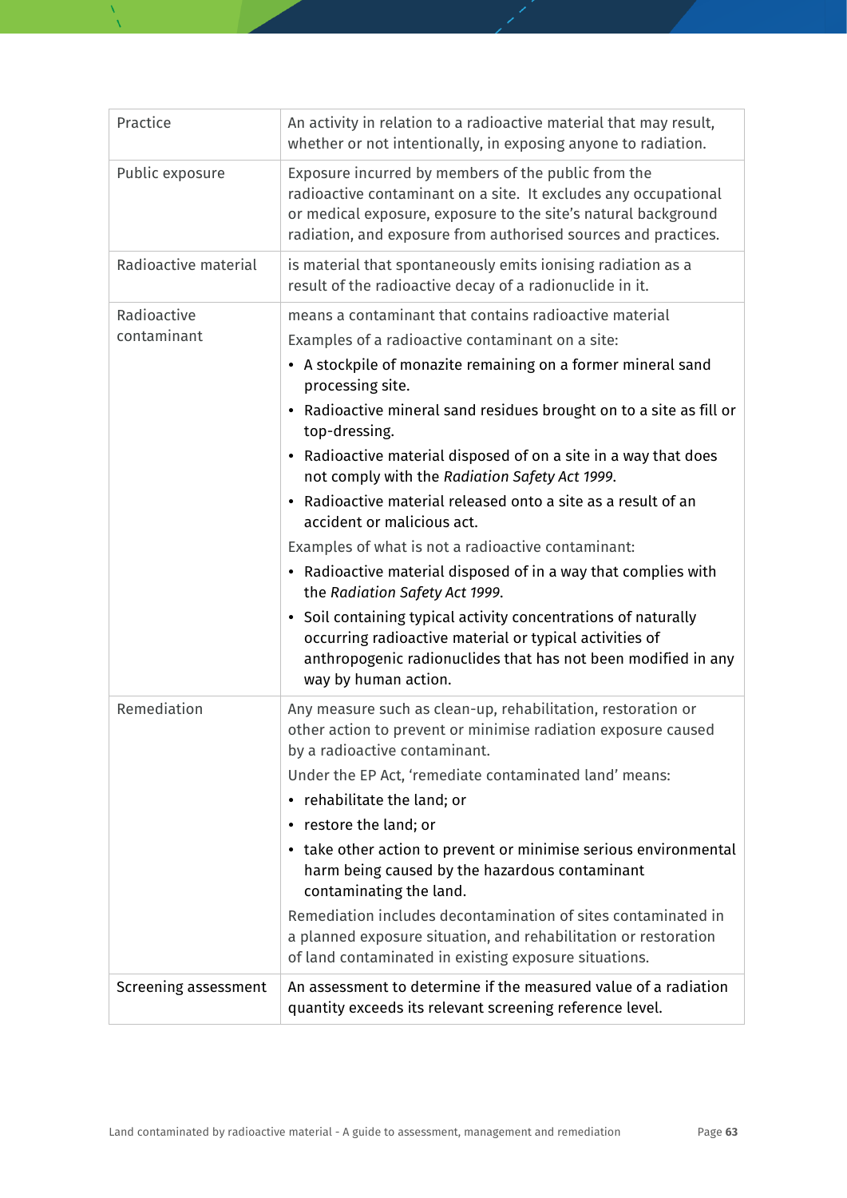| | |
|---|---|
| Practice | An activity in relation to a radioactive material that may result, whether or not intentionally, in exposing anyone to radiation. |
| Public exposure | Exposure incurred by members of the public from the radioactive contaminant on a site. It excludes any occupational or medical exposure, exposure to the site's natural background radiation, and exposure from authorised sources and practices. |
| Radioactive material | is material that spontaneously emits ionising radiation as a result of the radioactive decay of a radionuclide in it. |
| Radioactive contaminant | means a contaminant that contains radioactive material<br>Examples of a radioactive contaminant on a site:<br>• A stockpile of monazite remaining on a former mineral sand processing site.<br>• Radioactive mineral sand residues brought on to a site as fill or top-dressing.<br>• Radioactive material disposed of on a site in a way that does not comply with the *Radiation Safety Act 1999*.<br>• Radioactive material released onto a site as a result of an accident or malicious act.<br>Examples of what is not a radioactive contaminant:<br>• Radioactive material disposed of in a way that complies with the *Radiation Safety Act 1999*.<br>• Soil containing typical activity concentrations of naturally occurring radioactive material or typical activities of anthropogenic radionuclides that has not been modified in any way by human action. |
| Remediation | Any measure such as clean-up, rehabilitation, restoration or other action to prevent or minimise radiation exposure caused by a radioactive contaminant.<br>Under the EP Act, 'remediate contaminated land' means:<br>• rehabilitate the land; or<br>• restore the land; or<br>• take other action to prevent or minimise serious environmental harm being caused by the hazardous contaminant contaminating the land.<br>Remediation includes decontamination of sites contaminated in a planned exposure situation, and rehabilitation or restoration of land contaminated in existing exposure situations. |
| Screening assessment | An assessment to determine if the measured value of a radiation quantity exceeds its relevant screening reference level. |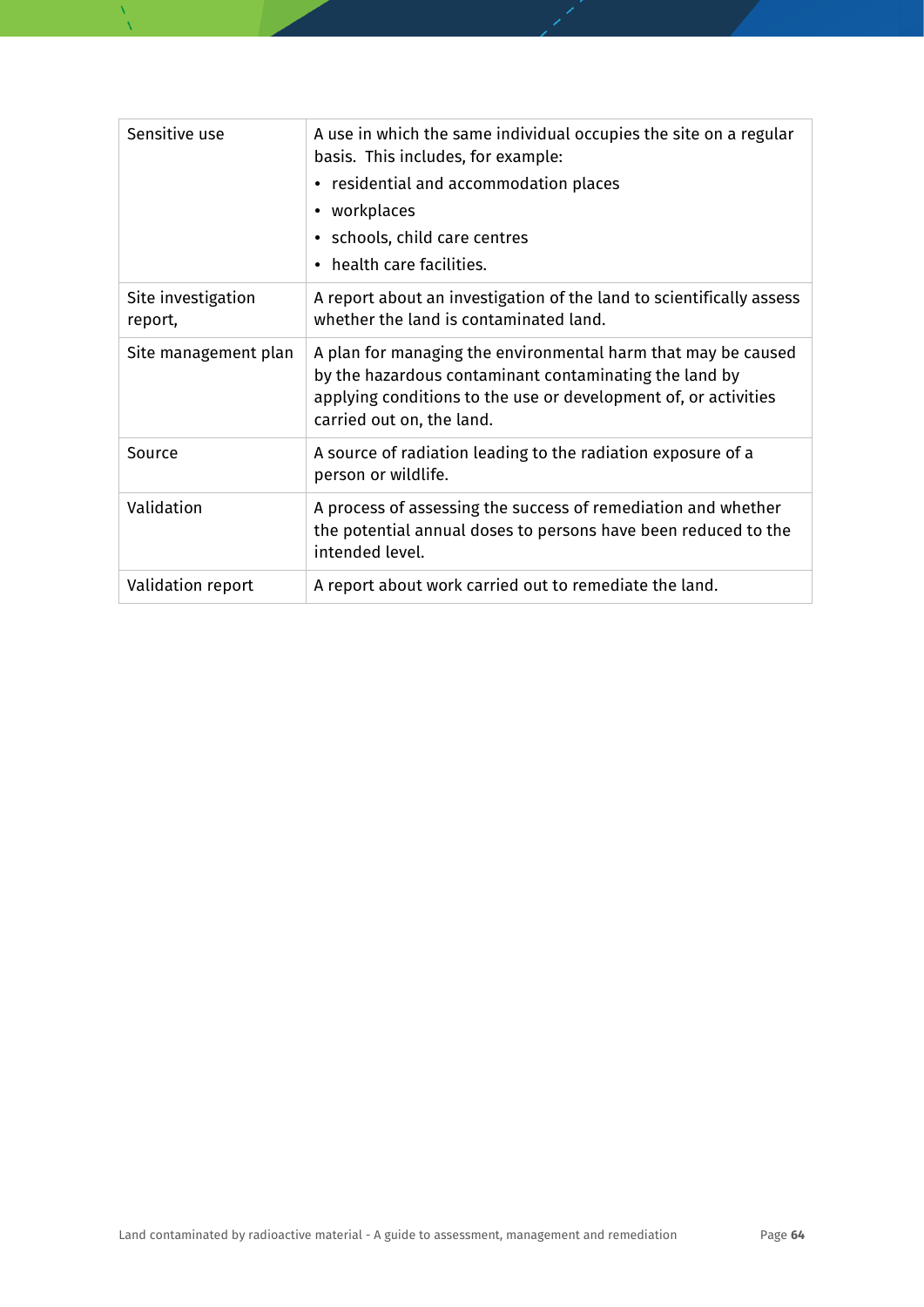| | |
|---|---|
| Sensitive use | A use in which the same individual occupies the site on a regular basis. This includes, for example:<br>• residential and accommodation places<br>• workplaces<br>• schools, child care centres<br>• health care facilities. |
| Site investigation report, | A report about an investigation of the land to scientifically assess whether the land is contaminated land. |
| Site management plan | A plan for managing the environmental harm that may be caused by the hazardous contaminant contaminating the land by applying conditions to the use or development of, or activities carried out on, the land. |
| Source | A source of radiation leading to the radiation exposure of a person or wildlife. |
| Validation | A process of assessing the success of remediation and whether the potential annual doses to persons have been reduced to the intended level. |
| Validation report | A report about work carried out to remediate the land. |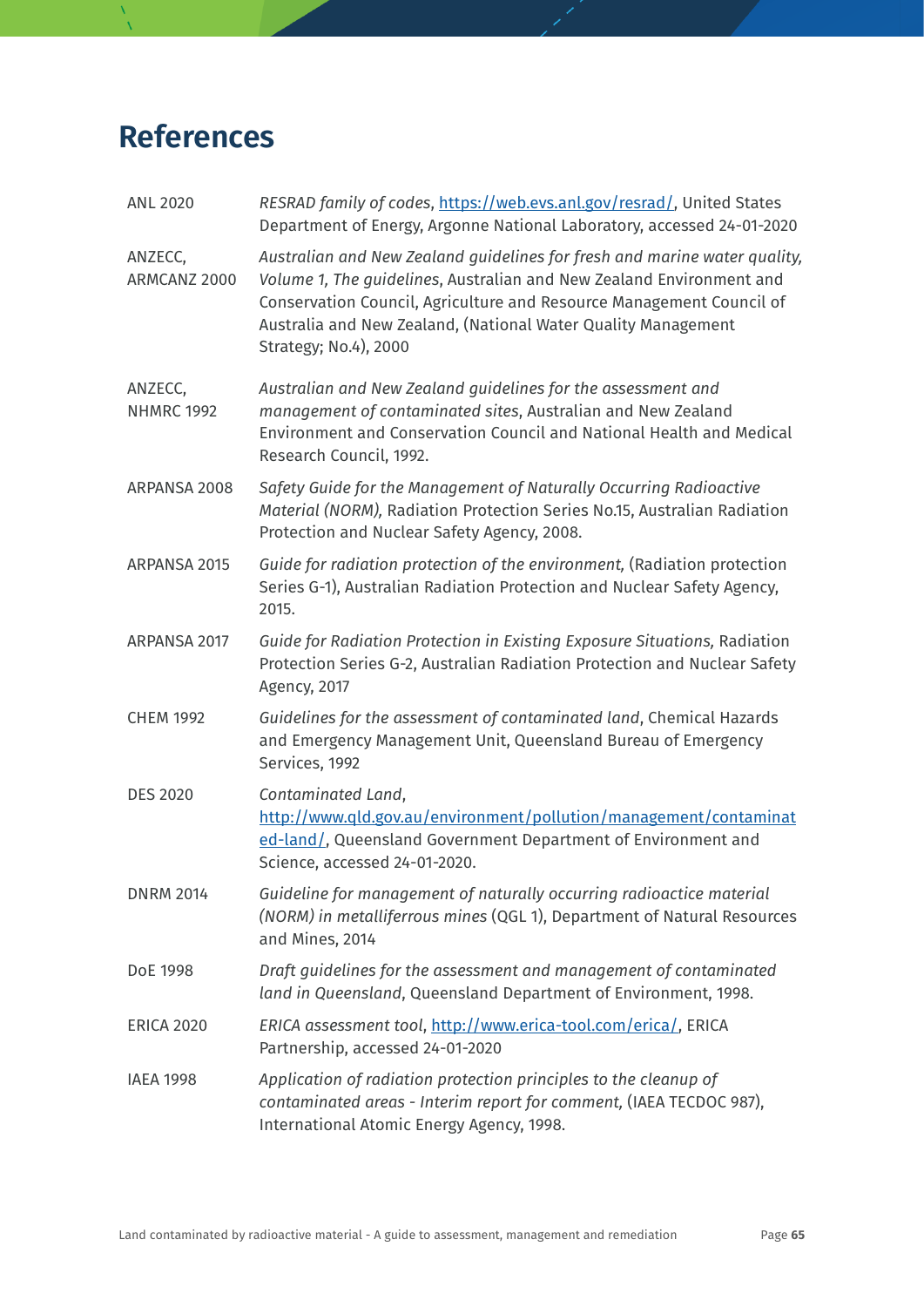# References

| | |
|---|---|
| ANL 2020 | *RESRAD family of codes*, https://web.evs.anl.gov/resrad/, United States Department of Energy, Argonne National Laboratory, accessed 24-01-2020 |
| ANZECC, ARMCANZ 2000 | *Australian and New Zealand guidelines for fresh and marine water quality, Volume 1, The guidelines*, Australian and New Zealand Environment and Conservation Council, Agriculture and Resource Management Council of Australia and New Zealand, (National Water Quality Management Strategy; No.4), 2000 |
| ANZECC, NHMRC 1992 | *Australian and New Zealand guidelines for the assessment and management of contaminated sites*, Australian and New Zealand Environment and Conservation Council and National Health and Medical Research Council, 1992. |
| ARPANSA 2008 | *Safety Guide for the Management of Naturally Occurring Radioactive Material (NORM),* Radiation Protection Series No.15, Australian Radiation Protection and Nuclear Safety Agency, 2008. |
| ARPANSA 2015 | *Guide for radiation protection of the environment,* (Radiation protection Series G-1), Australian Radiation Protection and Nuclear Safety Agency, 2015. |
| ARPANSA 2017 | *Guide for Radiation Protection in Existing Exposure Situations,* Radiation Protection Series G-2, Australian Radiation Protection and Nuclear Safety Agency, 2017 |
| CHEM 1992 | *Guidelines for the assessment of contaminated land*, Chemical Hazards and Emergency Management Unit, Queensland Bureau of Emergency Services, 1992 |
| DES 2020 | *Contaminated Land*, http://www.qld.gov.au/environment/pollution/management/contaminated-land/, Queensland Government Department of Environment and Science, accessed 24-01-2020. |
| DNRM 2014 | *Guideline for management of naturally occurring radioactice material (NORM) in metalliferrous mines* (QGL 1), Department of Natural Resources and Mines, 2014 |
| DoE 1998 | *Draft guidelines for the assessment and management of contaminated land in Queensland*, Queensland Department of Environment, 1998. |
| ERICA 2020 | *ERICA assessment tool*, http://www.erica-tool.com/erica/, ERICA Partnership, accessed 24-01-2020 |
| IAEA 1998 | *Application of radiation protection principles to the cleanup of contaminated areas - Interim report for comment,* (IAEA TECDOC 987), International Atomic Energy Agency, 1998. |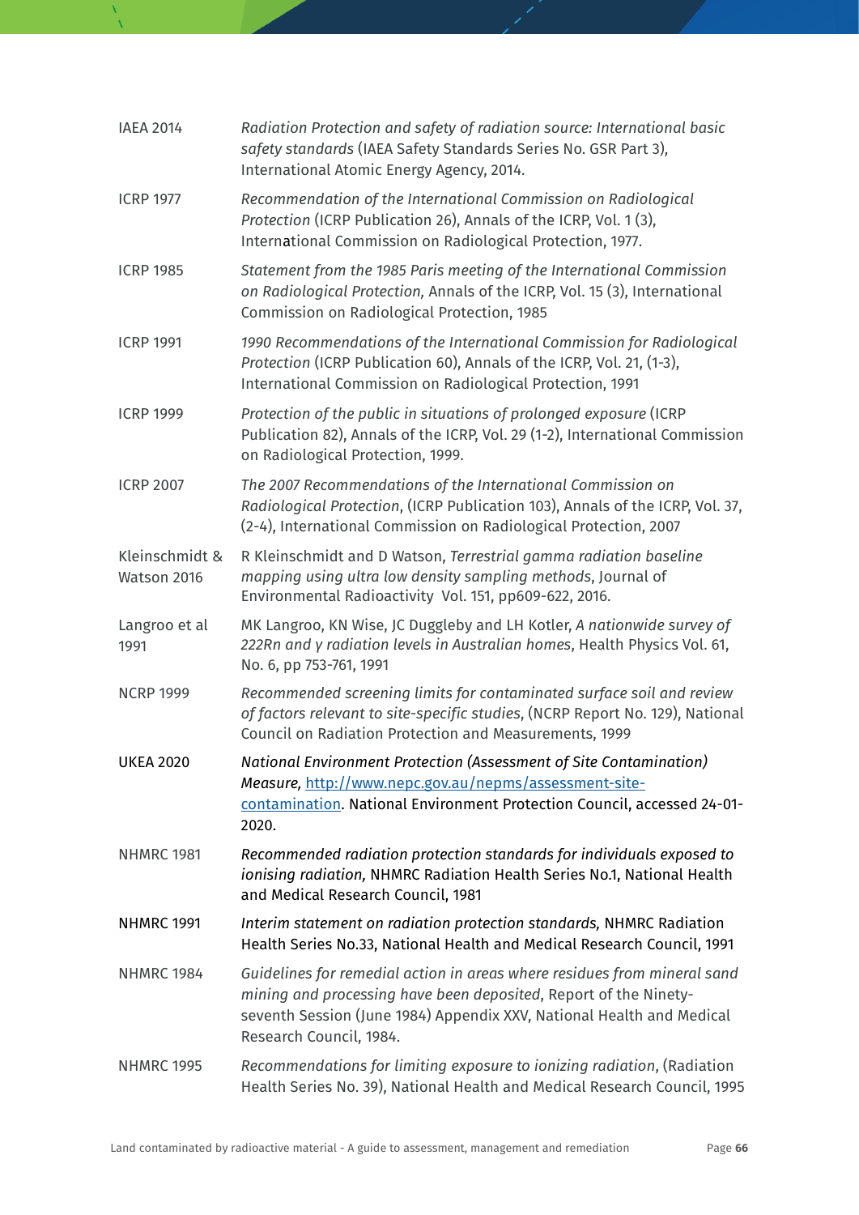| | |
|---|---|
| IAEA 2014 | *Radiation Protection and safety of radiation source: International basic safety standards* (IAEA Safety Standards Series No. GSR Part 3), International Atomic Energy Agency, 2014. |
| ICRP 1977 | *Recommendation of the International Commission on Radiological Protection* (ICRP Publication 26), Annals of the ICRP, Vol. 1 (3), International Commission on Radiological Protection, 1977. |
| ICRP 1985 | *Statement from the 1985 Paris meeting of the International Commission on Radiological Protection,* Annals of the ICRP, Vol. 15 (3), International Commission on Radiological Protection, 1985 |
| ICRP 1991 | *1990 Recommendations of the International Commission for Radiological Protection* (ICRP Publication 60), Annals of the ICRP, Vol. 21, (1-3), International Commission on Radiological Protection, 1991 |
| ICRP 1999 | *Protection of the public in situations of prolonged exposure* (ICRP Publication 82), Annals of the ICRP, Vol. 29 (1-2), International Commission on Radiological Protection, 1999. |
| ICRP 2007 | *The 2007 Recommendations of the International Commission on Radiological Protection*, (ICRP Publication 103), Annals of the ICRP, Vol. 37, (2-4), International Commission on Radiological Protection, 2007 |
| Kleinschmidt & Watson 2016 | R Kleinschmidt and D Watson, *Terrestrial gamma radiation baseline mapping using ultra low density sampling methods*, Journal of Environmental Radioactivity Vol. 151, pp609-622, 2016. |
| Langroo et al 1991 | MK Langroo, KN Wise, JC Duggleby and LH Kotler, *A nationwide survey of 222Rn and γ radiation levels in Australian homes*, Health Physics Vol. 61, No. 6, pp 753-761, 1991 |
| NCRP 1999 | *Recommended screening limits for contaminated surface soil and review of factors relevant to site-specific studies*, (NCRP Report No. 129), National Council on Radiation Protection and Measurements, 1999 |
| UKEA 2020 | *National Environment Protection (Assessment of Site Contamination) Measure,* http://www.nepc.gov.au/nepms/assessment-site-contamination. National Environment Protection Council, accessed 24-01-2020. |
| NHMRC 1981 | *Recommended radiation protection standards for individuals exposed to ionising radiation,* NHMRC Radiation Health Series No.1, National Health and Medical Research Council, 1981 |
| NHMRC 1991 | *Interim statement on radiation protection standards,* NHMRC Radiation Health Series No.33, National Health and Medical Research Council, 1991 |
| NHMRC 1984 | *Guidelines for remedial action in areas where residues from mineral sand mining and processing have been deposited*, Report of the Ninety-seventh Session (June 1984) Appendix XXV, National Health and Medical Research Council, 1984. |
| NHMRC 1995 | *Recommendations for limiting exposure to ionizing radiation*, (Radiation Health Series No. 39), National Health and Medical Research Council, 1995 |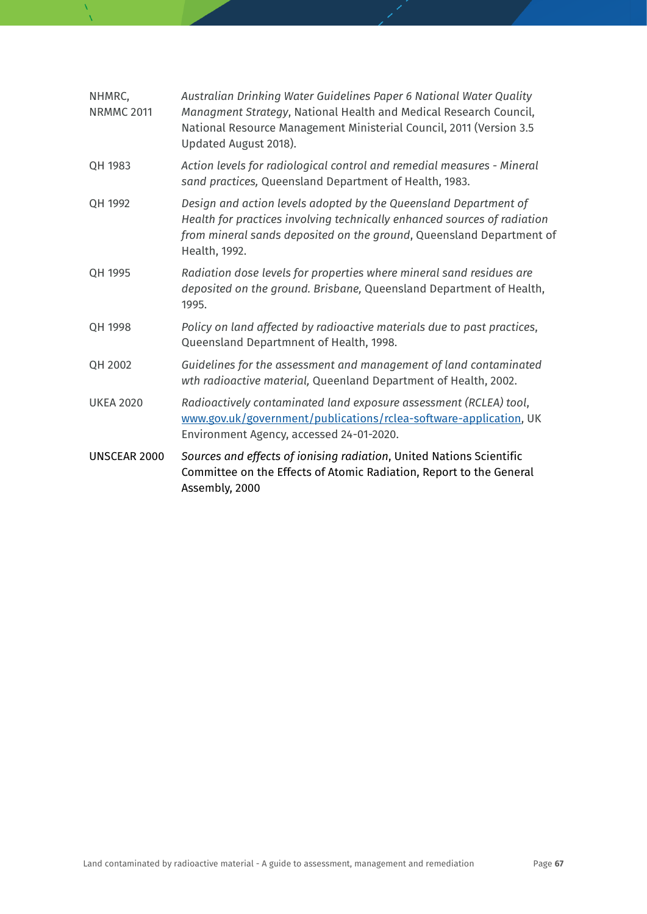| | |
|---|---|
| NHMRC, NRMMC 2011 | *Australian Drinking Water Guidelines Paper 6 National Water Quality Managment Strategy*, National Health and Medical Research Council, National Resource Management Ministerial Council, 2011 (Version 3.5 Updated August 2018). |
| QH 1983 | *Action levels for radiological control and remedial measures - Mineral sand practices,* Queensland Department of Health, 1983. |
| QH 1992 | *Design and action levels adopted by the Queensland Department of Health for practices involving technically enhanced sources of radiation from mineral sands deposited on the ground*, Queensland Department of Health, 1992. |
| QH 1995 | *Radiation dose levels for properties where mineral sand residues are deposited on the ground. Brisbane,* Queensland Department of Health, 1995. |
| QH 1998 | *Policy on land affected by radioactive materials due to past practices*, Queensland Departmnent of Health, 1998. |
| QH 2002 | *Guidelines for the assessment and management of land contaminated wth radioactive material,* Queenland Department of Health, 2002. |
| UKEA 2020 | *Radioactively contaminated land exposure assessment (RCLEA) tool*, www.gov.uk/government/publications/rclea-software-application, UK Environment Agency, accessed 24-01-2020. |
| UNSCEAR 2000 | *Sources and effects of ionising radiation*, United Nations Scientific Committee on the Effects of Atomic Radiation, Report to the General Assembly, 2000 |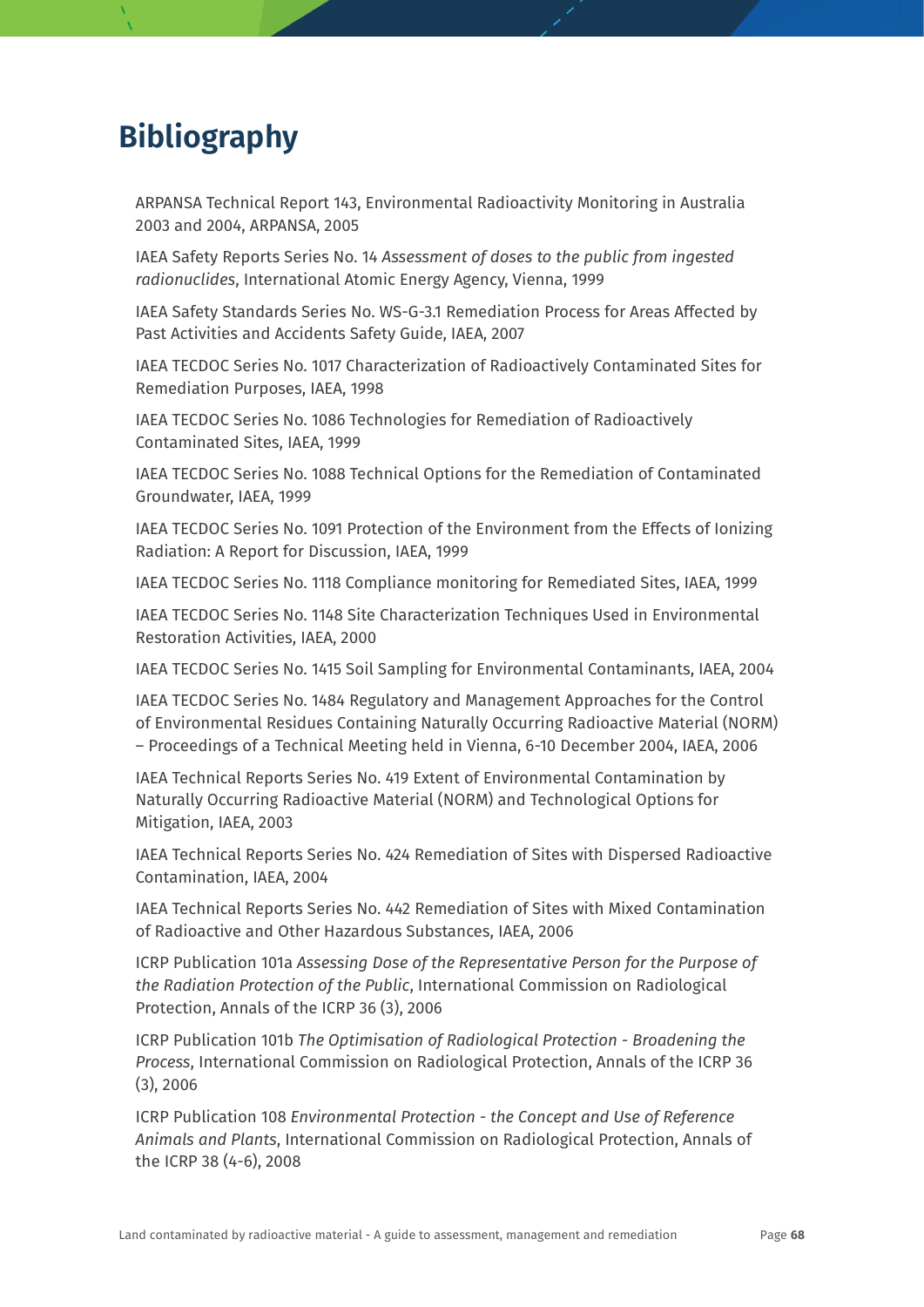# Bibliography

ARPANSA Technical Report 143, Environmental Radioactivity Monitoring in Australia 2003 and 2004, ARPANSA, 2005

IAEA Safety Reports Series No. 14 *Assessment of doses to the public from ingested radionuclides*, International Atomic Energy Agency, Vienna, 1999

IAEA Safety Standards Series No. WS-G-3.1 Remediation Process for Areas Affected by Past Activities and Accidents Safety Guide, IAEA, 2007

IAEA TECDOC Series No. 1017 Characterization of Radioactively Contaminated Sites for Remediation Purposes, IAEA, 1998

IAEA TECDOC Series No. 1086 Technologies for Remediation of Radioactively Contaminated Sites, IAEA, 1999

IAEA TECDOC Series No. 1088 Technical Options for the Remediation of Contaminated Groundwater, IAEA, 1999

IAEA TECDOC Series No. 1091 Protection of the Environment from the Effects of Ionizing Radiation: A Report for Discussion, IAEA, 1999

IAEA TECDOC Series No. 1118 Compliance monitoring for Remediated Sites, IAEA, 1999

IAEA TECDOC Series No. 1148 Site Characterization Techniques Used in Environmental Restoration Activities, IAEA, 2000

IAEA TECDOC Series No. 1415 Soil Sampling for Environmental Contaminants, IAEA, 2004

IAEA TECDOC Series No. 1484 Regulatory and Management Approaches for the Control of Environmental Residues Containing Naturally Occurring Radioactive Material (NORM) – Proceedings of a Technical Meeting held in Vienna, 6-10 December 2004, IAEA, 2006

IAEA Technical Reports Series No. 419 Extent of Environmental Contamination by Naturally Occurring Radioactive Material (NORM) and Technological Options for Mitigation, IAEA, 2003

IAEA Technical Reports Series No. 424 Remediation of Sites with Dispersed Radioactive Contamination, IAEA, 2004

IAEA Technical Reports Series No. 442 Remediation of Sites with Mixed Contamination of Radioactive and Other Hazardous Substances, IAEA, 2006

ICRP Publication 101a *Assessing Dose of the Representative Person for the Purpose of the Radiation Protection of the Public*, International Commission on Radiological Protection, Annals of the ICRP 36 (3), 2006

ICRP Publication 101b *The Optimisation of Radiological Protection - Broadening the Process*, International Commission on Radiological Protection, Annals of the ICRP 36 (3), 2006

ICRP Publication 108 *Environmental Protection - the Concept and Use of Reference Animals and Plants*, International Commission on Radiological Protection, Annals of the ICRP 38 (4-6), 2008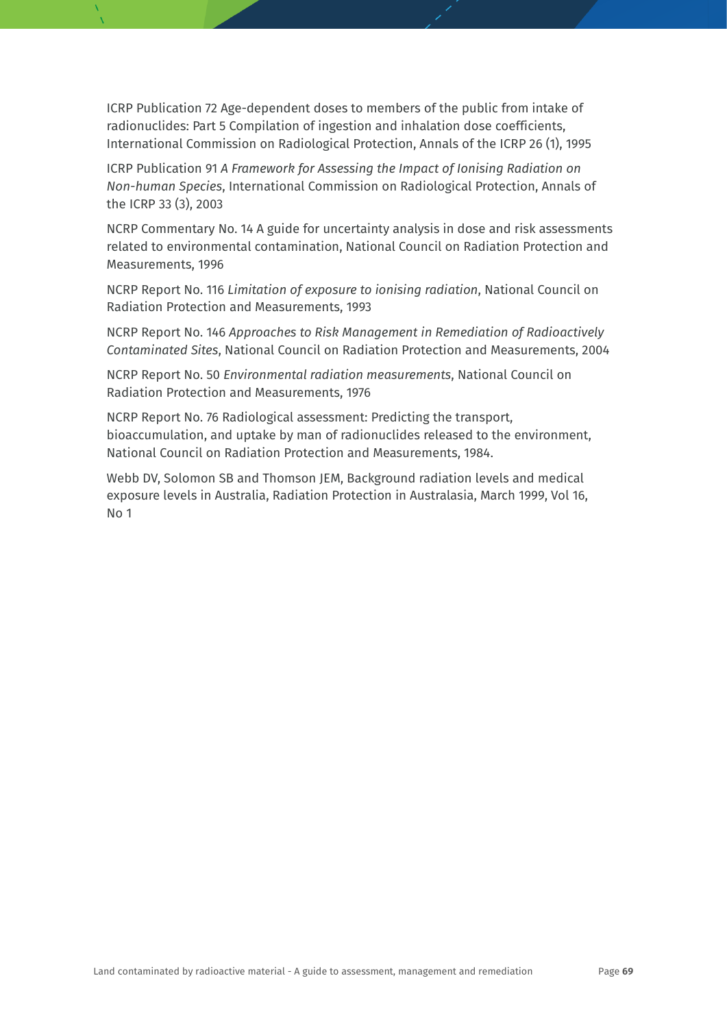ICRP Publication 72 Age-dependent doses to members of the public from intake of radionuclides: Part 5 Compilation of ingestion and inhalation dose coefficients, International Commission on Radiological Protection, Annals of the ICRP 26 (1), 1995

ICRP Publication 91 *A Framework for Assessing the Impact of Ionising Radiation on Non-human Species*, International Commission on Radiological Protection, Annals of the ICRP 33 (3), 2003

NCRP Commentary No. 14 A guide for uncertainty analysis in dose and risk assessments related to environmental contamination, National Council on Radiation Protection and Measurements, 1996

NCRP Report No. 116 *Limitation of exposure to ionising radiation*, National Council on Radiation Protection and Measurements, 1993

NCRP Report No. 146 *Approaches to Risk Management in Remediation of Radioactively Contaminated Sites*, National Council on Radiation Protection and Measurements, 2004

NCRP Report No. 50 *Environmental radiation measurements*, National Council on Radiation Protection and Measurements, 1976

NCRP Report No. 76 Radiological assessment: Predicting the transport, bioaccumulation, and uptake by man of radionuclides released to the environment, National Council on Radiation Protection and Measurements, 1984.

Webb DV, Solomon SB and Thomson JEM, Background radiation levels and medical exposure levels in Australia, Radiation Protection in Australasia, March 1999, Vol 16, No 1